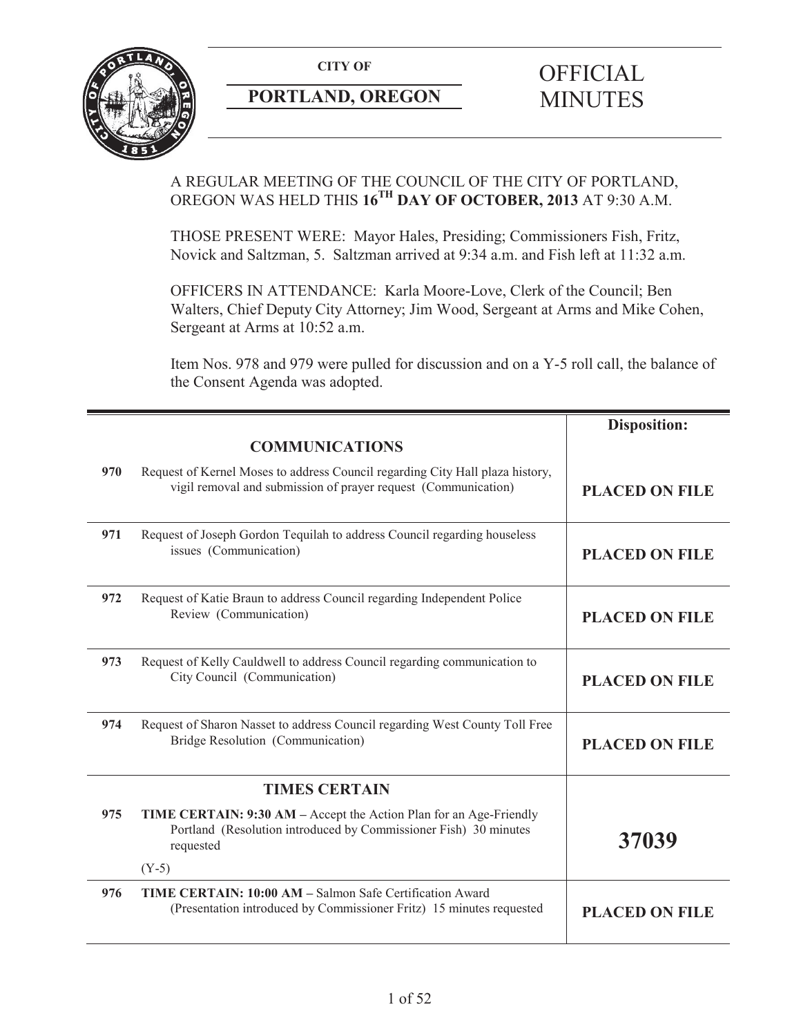**CITY OF**

**PORTLAND, OREGON**

# OFFICIAL MINUTES

A REGULAR MEETING OF THE COUNCIL OF THE CITY OF PORTLAND, OREGON WAS HELD THIS **16TH DAY OF OCTOBER, 2013** AT 9:30 A.M.

THOSE PRESENT WERE: Mayor Hales, Presiding; Commissioners Fish, Fritz, Novick and Saltzman, 5. Saltzman arrived at 9:34 a.m. and Fish left at 11:32 a.m.

OFFICERS IN ATTENDANCE: Karla Moore-Love, Clerk of the Council; Ben Walters, Chief Deputy City Attorney; Jim Wood, Sergeant at Arms and Mike Cohen, Sergeant at Arms at 10:52 a.m.

Item Nos. 978 and 979 were pulled for discussion and on a Y-5 roll call, the balance of the Consent Agenda was adopted.

| | | **Disposition:** |
|---|---|---|
| | **COMMUNICATIONS** | |
| **970** | Request of Kernel Moses to address Council regarding City Hall plaza history, vigil removal and submission of prayer request (Communication) | **PLACED ON FILE** |
| **971** | Request of Joseph Gordon Tequilah to address Council regarding houseless issues (Communication) | **PLACED ON FILE** |
| **972** | Request of Katie Braun to address Council regarding Independent Police Review (Communication) | **PLACED ON FILE** |
| **973** | Request of Kelly Cauldwell to address Council regarding communication to City Council (Communication) | **PLACED ON FILE** |
| **974** | Request of Sharon Nasset to address Council regarding West County Toll Free Bridge Resolution (Communication) | **PLACED ON FILE** |
| | **TIMES CERTAIN** | |
| **975** | **TIME CERTAIN: 9:30 AM –** Accept the Action Plan for an Age-Friendly Portland (Resolution introduced by Commissioner Fish) 30 minutes requested<br><br>(Y-5) | **37039** |
| **976** | **TIME CERTAIN: 10:00 AM –** Salmon Safe Certification Award (Presentation introduced by Commissioner Fritz) 15 minutes requested | **PLACED ON FILE** |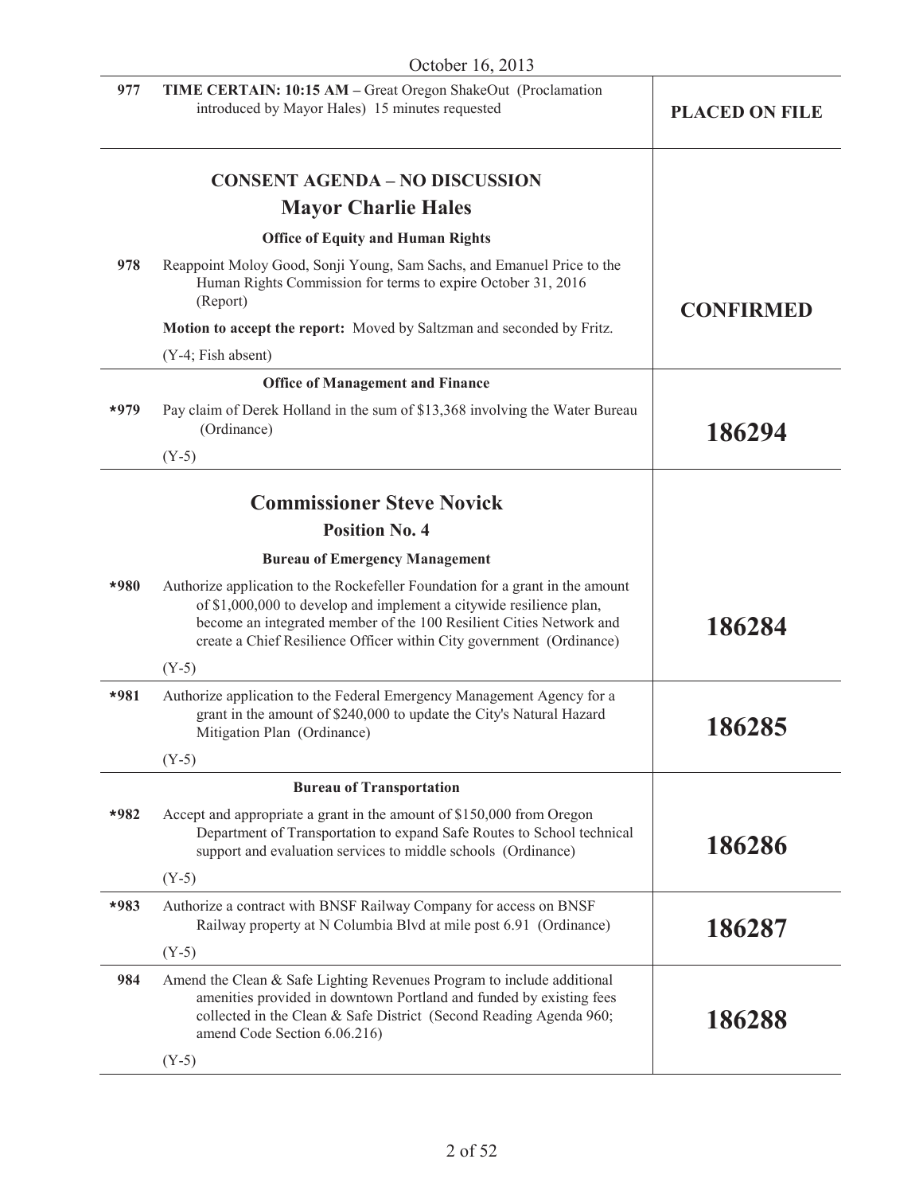| | | |
|---|---|---|
| **977** | **TIME CERTAIN: 10:15 AM –** Great Oregon ShakeOut (Proclamation introduced by Mayor Hales) 15 minutes requested | **PLACED ON FILE** |

## CONSENT AGENDA – NO DISCUSSION

## Mayor Charlie Hales

**Office of Equity and Human Rights**

| | | |
|---|---|---|
| **978** | Reappoint Moloy Good, Sonji Young, Sam Sachs, and Emanuel Price to the Human Rights Commission for terms to expire October 31, 2016 (Report)<br><br>**Motion to accept the report:** Moved by Saltzman and seconded by Fritz.<br><br>(Y-4; Fish absent) | **CONFIRMED** |

**Office of Management and Finance**

| | | |
|---|---|---|
| ***979** | Pay claim of Derek Holland in the sum of $13,368 involving the Water Bureau (Ordinance)<br><br>(Y-5) | **186294** |

## Commissioner Steve Novick

### Position No. 4

**Bureau of Emergency Management**

| | | |
|---|---|---|
| ***980** | Authorize application to the Rockefeller Foundation for a grant in the amount of $1,000,000 to develop and implement a citywide resilience plan, become an integrated member of the 100 Resilient Cities Network and create a Chief Resilience Officer within City government (Ordinance)<br><br>(Y-5) | **186284** |
| ***981** | Authorize application to the Federal Emergency Management Agency for a grant in the amount of $240,000 to update the City's Natural Hazard Mitigation Plan (Ordinance)<br><br>(Y-5) | **186285** |

**Bureau of Transportation**

| | | |
|---|---|---|
| ***982** | Accept and appropriate a grant in the amount of $150,000 from Oregon Department of Transportation to expand Safe Routes to School technical support and evaluation services to middle schools (Ordinance)<br><br>(Y-5) | **186286** |
| ***983** | Authorize a contract with BNSF Railway Company for access on BNSF Railway property at N Columbia Blvd at mile post 6.91 (Ordinance)<br><br>(Y-5) | **186287** |
| **984** | Amend the Clean & Safe Lighting Revenues Program to include additional amenities provided in downtown Portland and funded by existing fees collected in the Clean & Safe District (Second Reading Agenda 960; amend Code Section 6.06.216)<br><br>(Y-5) | **186288** |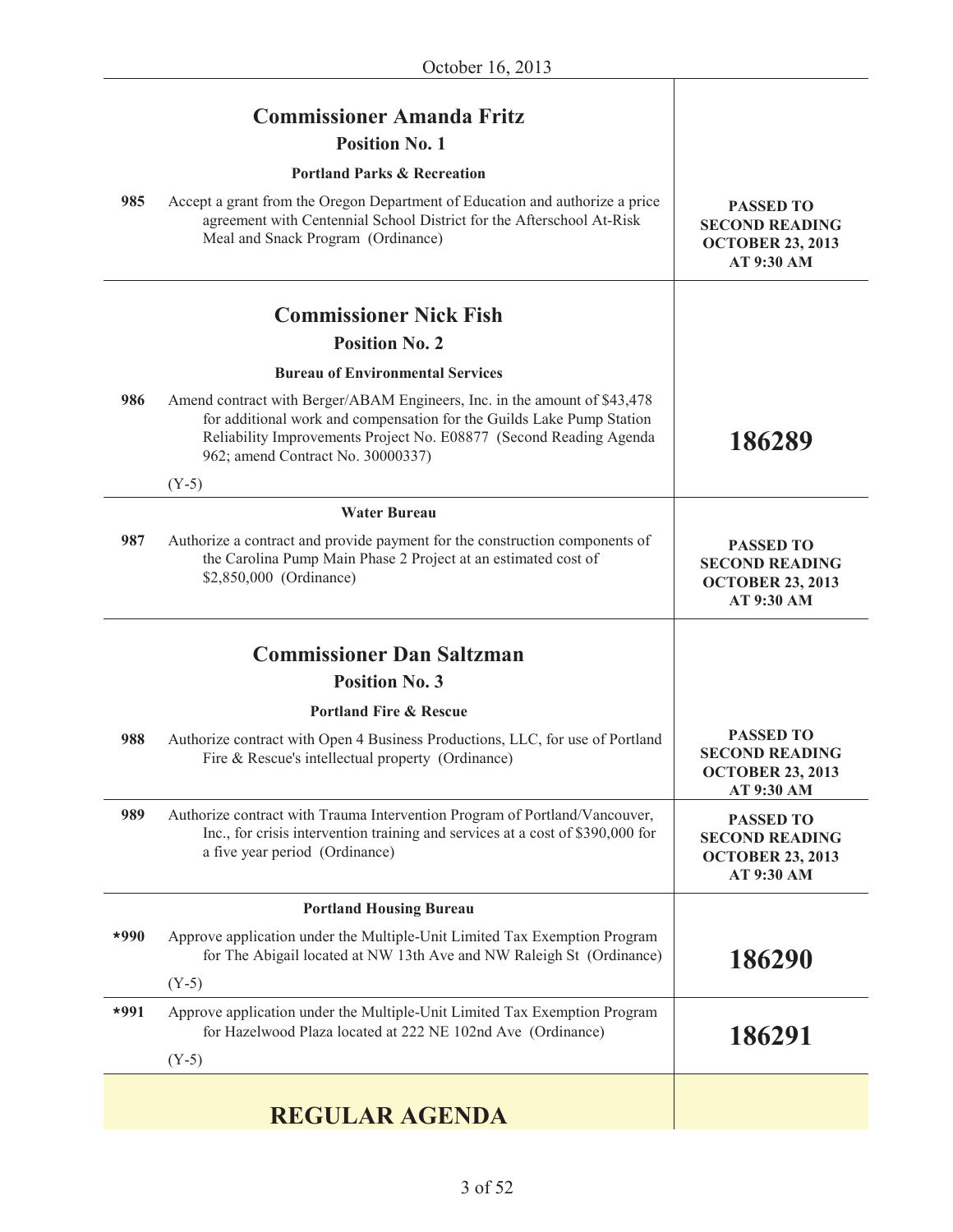October 16, 2013

| | | |
|---|---|---|
| | **Commissioner Amanda Fritz**<br>**Position No. 1**<br>**Portland Parks & Recreation** | |
| 985 | Accept a grant from the Oregon Department of Education and authorize a price agreement with Centennial School District for the Afterschool At-Risk Meal and Snack Program (Ordinance) | **PASSED TO SECOND READING OCTOBER 23, 2013 AT 9:30 AM** |
| | **Commissioner Nick Fish**<br>**Position No. 2**<br>**Bureau of Environmental Services** | |
| 986 | Amend contract with Berger/ABAM Engineers, Inc. in the amount of $43,478 for additional work and compensation for the Guilds Lake Pump Station Reliability Improvements Project No. E08877 (Second Reading Agenda 962; amend Contract No. 30000337)<br>(Y-5) | **186289** |
| | **Water Bureau** | |
| 987 | Authorize a contract and provide payment for the construction components of the Carolina Pump Main Phase 2 Project at an estimated cost of $2,850,000 (Ordinance) | **PASSED TO SECOND READING OCTOBER 23, 2013 AT 9:30 AM** |
| | **Commissioner Dan Saltzman**<br>**Position No. 3**<br>**Portland Fire & Rescue** | |
| 988 | Authorize contract with Open 4 Business Productions, LLC, for use of Portland Fire & Rescue's intellectual property (Ordinance) | **PASSED TO SECOND READING OCTOBER 23, 2013 AT 9:30 AM** |
| 989 | Authorize contract with Trauma Intervention Program of Portland/Vancouver, Inc., for crisis intervention training and services at a cost of $390,000 for a five year period (Ordinance) | **PASSED TO SECOND READING OCTOBER 23, 2013 AT 9:30 AM** |
| | **Portland Housing Bureau** | |
| *990 | Approve application under the Multiple-Unit Limited Tax Exemption Program for The Abigail located at NW 13th Ave and NW Raleigh St (Ordinance)<br>(Y-5) | **186290** |
| *991 | Approve application under the Multiple-Unit Limited Tax Exemption Program for Hazelwood Plaza located at 222 NE 102nd Ave (Ordinance)<br>(Y-5) | **186291** |

## REGULAR AGENDA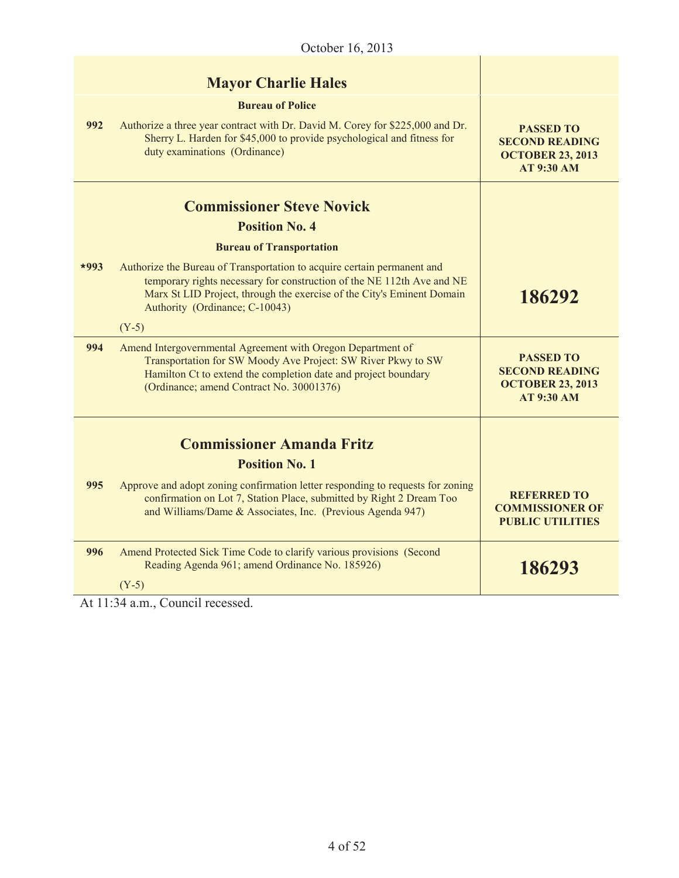October 16, 2013

| | | |
|---|---|---|
| | **Mayor Charlie Hales** | |
| | **Bureau of Police** | |
| 992 | Authorize a three year contract with Dr. David M. Corey for $225,000 and Dr. Sherry L. Harden for $45,000 to provide psychological and fitness for duty examinations (Ordinance) | **PASSED TO SECOND READING OCTOBER 23, 2013 AT 9:30 AM** |
| | **Commissioner Steve Novick** **Position No. 4** | |
| | **Bureau of Transportation** | |
| *993 | Authorize the Bureau of Transportation to acquire certain permanent and temporary rights necessary for construction of the NE 112th Ave and NE Marx St LID Project, through the exercise of the City's Eminent Domain Authority (Ordinance; C-10043) (Y-5) | **186292** |
| 994 | Amend Intergovernmental Agreement with Oregon Department of Transportation for SW Moody Ave Project: SW River Pkwy to SW Hamilton Ct to extend the completion date and project boundary (Ordinance; amend Contract No. 30001376) | **PASSED TO SECOND READING OCTOBER 23, 2013 AT 9:30 AM** |
| | **Commissioner Amanda Fritz** **Position No. 1** | |
| 995 | Approve and adopt zoning confirmation letter responding to requests for zoning confirmation on Lot 7, Station Place, submitted by Right 2 Dream Too and Williams/Dame & Associates, Inc. (Previous Agenda 947) | **REFERRED TO COMMISSIONER OF PUBLIC UTILITIES** |
| 996 | Amend Protected Sick Time Code to clarify various provisions (Second Reading Agenda 961; amend Ordinance No. 185926) (Y-5) | **186293** |

At 11:34 a.m., Council recessed.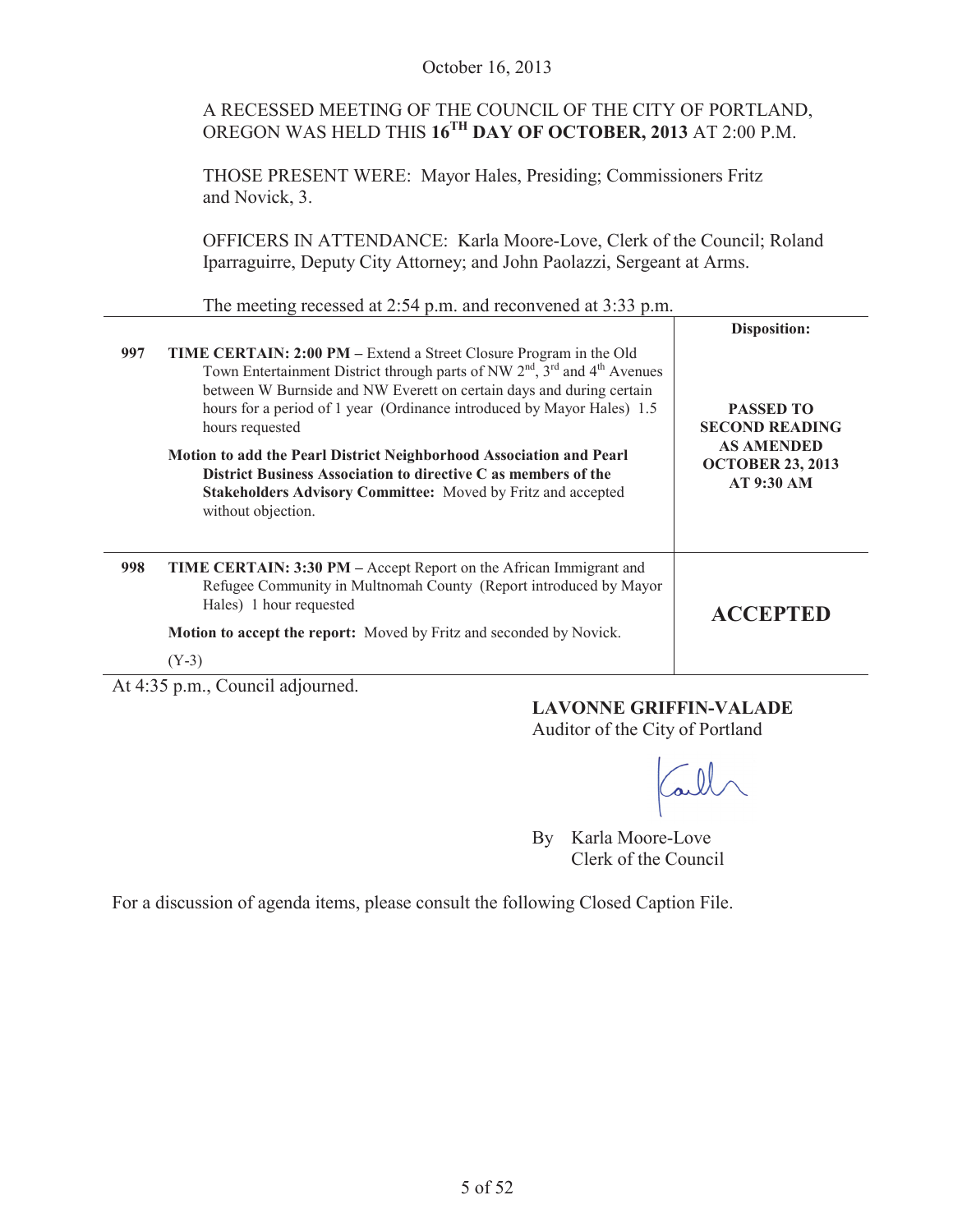October 16, 2013

A RECESSED MEETING OF THE COUNCIL OF THE CITY OF PORTLAND, OREGON WAS HELD THIS **16TH DAY OF OCTOBER, 2013** AT 2:00 P.M.

THOSE PRESENT WERE: Mayor Hales, Presiding; Commissioners Fritz and Novick, 3.

OFFICERS IN ATTENDANCE: Karla Moore-Love, Clerk of the Council; Roland Iparraguirre, Deputy City Attorney; and John Paolazzi, Sergeant at Arms.

The meeting recessed at 2:54 p.m. and reconvened at 3:33 p.m.

| | | Disposition: |
|---|---|---|
| 997 | **TIME CERTAIN: 2:00 PM –** Extend a Street Closure Program in the Old Town Entertainment District through parts of NW 2nd, 3rd and 4th Avenues between W Burnside and NW Everett on certain days and during certain hours for a period of 1 year (Ordinance introduced by Mayor Hales) 1.5 hours requested<br><br>**Motion to add the Pearl District Neighborhood Association and Pearl District Business Association to directive C as members of the Stakeholders Advisory Committee:** Moved by Fritz and accepted without objection. | **PASSED TO SECOND READING AS AMENDED OCTOBER 23, 2013 AT 9:30 AM** |
| 998 | **TIME CERTAIN: 3:30 PM –** Accept Report on the African Immigrant and Refugee Community in Multnomah County (Report introduced by Mayor Hales) 1 hour requested<br><br>**Motion to accept the report:** Moved by Fritz and seconded by Novick.<br><br>(Y-3) | **ACCEPTED** |

At 4:35 p.m., Council adjourned.

**LAVONNE GRIFFIN-VALADE**
Auditor of the City of Portland

By Karla Moore-Love
Clerk of the Council

For a discussion of agenda items, please consult the following Closed Caption File.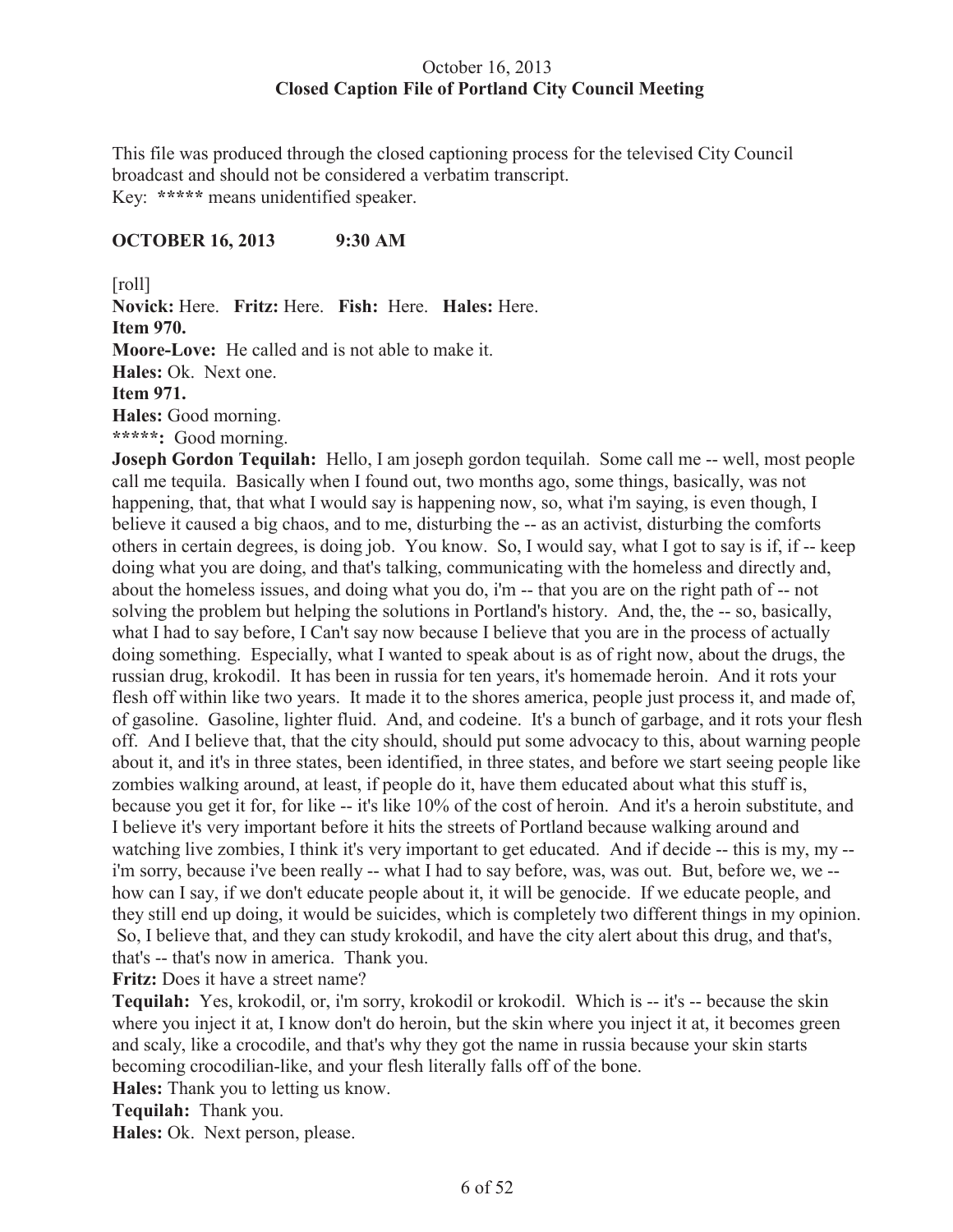October 16, 2013
**Closed Caption File of Portland City Council Meeting**

This file was produced through the closed captioning process for the televised City Council broadcast and should not be considered a verbatim transcript.
Key: **\*\*\*\*\*** means unidentified speaker.

**OCTOBER 16, 2013 9:30 AM**

[roll]

**Novick:** Here. **Fritz:** Here. **Fish:** Here. **Hales:** Here.

**Item 970.**

**Moore-Love:** He called and is not able to make it.

**Hales:** Ok. Next one.

**Item 971.**

**Hales:** Good morning.

**\*\*\*\*\*:** Good morning.

**Joseph Gordon Tequilah:** Hello, I am joseph gordon tequilah. Some call me -- well, most people call me tequila. Basically when I found out, two months ago, some things, basically, was not happening, that, that what I would say is happening now, so, what i'm saying, is even though, I believe it caused a big chaos, and to me, disturbing the -- as an activist, disturbing the comforts others in certain degrees, is doing job. You know. So, I would say, what I got to say is if, if -- keep doing what you are doing, and that's talking, communicating with the homeless and directly and, about the homeless issues, and doing what you do, i'm -- that you are on the right path of -- not solving the problem but helping the solutions in Portland's history. And, the, the -- so, basically, what I had to say before, I Can't say now because I believe that you are in the process of actually doing something. Especially, what I wanted to speak about is as of right now, about the drugs, the russian drug, krokodil. It has been in russia for ten years, it's homemade heroin. And it rots your flesh off within like two years. It made it to the shores america, people just process it, and made of, of gasoline. Gasoline, lighter fluid. And, and codeine. It's a bunch of garbage, and it rots your flesh off. And I believe that, that the city should, should put some advocacy to this, about warning people about it, and it's in three states, been identified, in three states, and before we start seeing people like zombies walking around, at least, if people do it, have them educated about what this stuff is, because you get it for, for like -- it's like 10% of the cost of heroin. And it's a heroin substitute, and I believe it's very important before it hits the streets of Portland because walking around and watching live zombies, I think it's very important to get educated. And if decide -- this is my, my -- i'm sorry, because i've been really -- what I had to say before, was, was out. But, before we, we -- how can I say, if we don't educate people about it, it will be genocide. If we educate people, and they still end up doing, it would be suicides, which is completely two different things in my opinion. So, I believe that, and they can study krokodil, and have the city alert about this drug, and that's, that's -- that's now in america. Thank you.

**Fritz:** Does it have a street name?

**Tequilah:** Yes, krokodil, or, i'm sorry, krokodil or krokodil. Which is -- it's -- because the skin where you inject it at, I know don't do heroin, but the skin where you inject it at, it becomes green and scaly, like a crocodile, and that's why they got the name in russia because your skin starts becoming crocodilian-like, and your flesh literally falls off of the bone.

**Hales:** Thank you to letting us know.

**Tequilah:** Thank you.

**Hales:** Ok. Next person, please.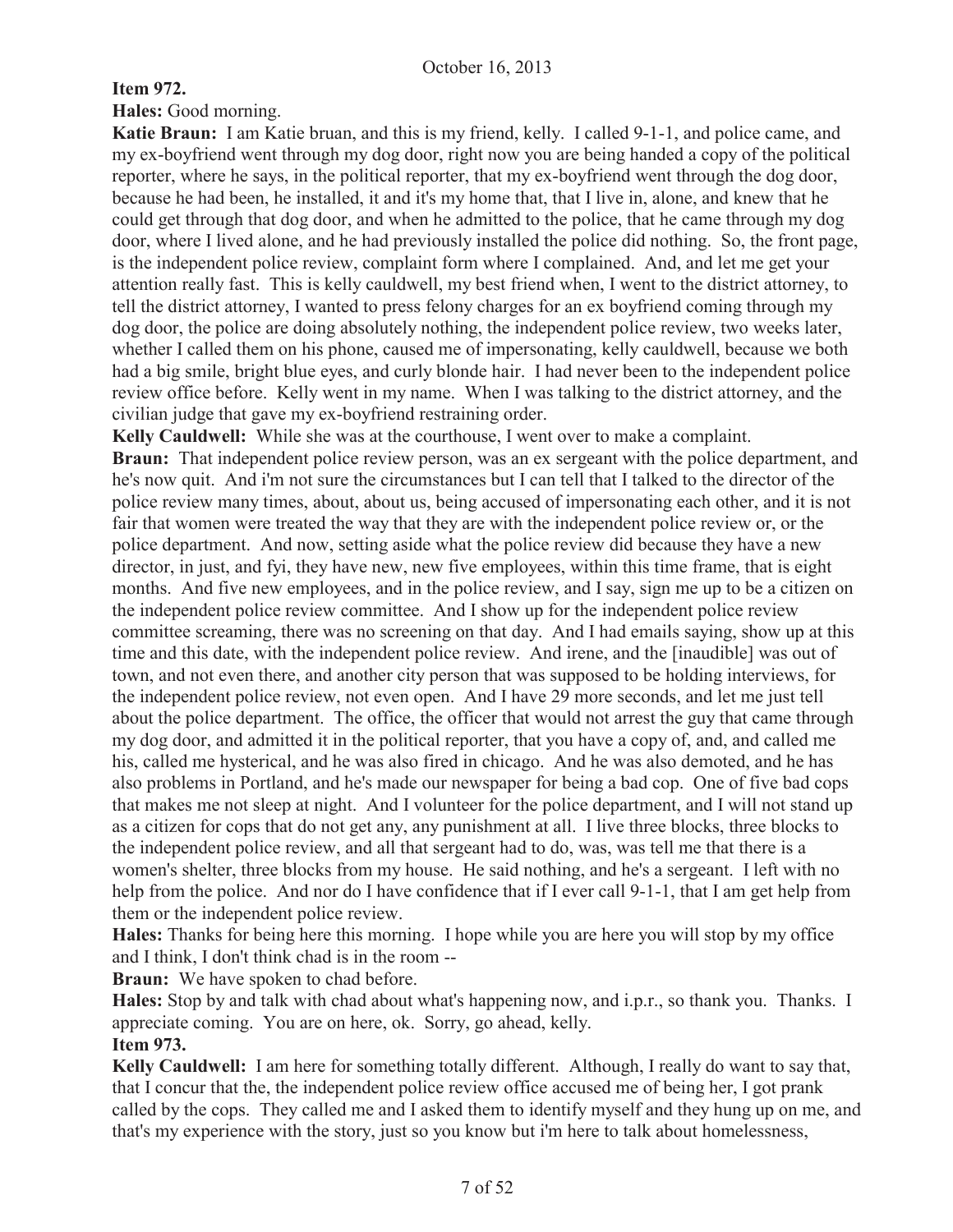**Item 972.**

**Hales:** Good morning.

**Katie Braun:** I am Katie bruan, and this is my friend, kelly. I called 9-1-1, and police came, and my ex-boyfriend went through my dog door, right now you are being handed a copy of the political reporter, where he says, in the political reporter, that my ex-boyfriend went through the dog door, because he had been, he installed, it and it's my home that, that I live in, alone, and knew that he could get through that dog door, and when he admitted to the police, that he came through my dog door, where I lived alone, and he had previously installed the police did nothing. So, the front page, is the independent police review, complaint form where I complained. And, and let me get your attention really fast. This is kelly cauldwell, my best friend when, I went to the district attorney, to tell the district attorney, I wanted to press felony charges for an ex boyfriend coming through my dog door, the police are doing absolutely nothing, the independent police review, two weeks later, whether I called them on his phone, caused me of impersonating, kelly cauldwell, because we both had a big smile, bright blue eyes, and curly blonde hair. I had never been to the independent police review office before. Kelly went in my name. When I was talking to the district attorney, and the civilian judge that gave my ex-boyfriend restraining order.

**Kelly Cauldwell:** While she was at the courthouse, I went over to make a complaint.

**Braun:** That independent police review person, was an ex sergeant with the police department, and he's now quit. And i'm not sure the circumstances but I can tell that I talked to the director of the police review many times, about, about us, being accused of impersonating each other, and it is not fair that women were treated the way that they are with the independent police review or, or the police department. And now, setting aside what the police review did because they have a new director, in just, and fyi, they have new, new five employees, within this time frame, that is eight months. And five new employees, and in the police review, and I say, sign me up to be a citizen on the independent police review committee. And I show up for the independent police review committee screaming, there was no screening on that day. And I had emails saying, show up at this time and this date, with the independent police review. And irene, and the [inaudible] was out of town, and not even there, and another city person that was supposed to be holding interviews, for the independent police review, not even open. And I have 29 more seconds, and let me just tell about the police department. The office, the officer that would not arrest the guy that came through my dog door, and admitted it in the political reporter, that you have a copy of, and, and called me his, called me hysterical, and he was also fired in chicago. And he was also demoted, and he has also problems in Portland, and he's made our newspaper for being a bad cop. One of five bad cops that makes me not sleep at night. And I volunteer for the police department, and I will not stand up as a citizen for cops that do not get any, any punishment at all. I live three blocks, three blocks to the independent police review, and all that sergeant had to do, was, was tell me that there is a women's shelter, three blocks from my house. He said nothing, and he's a sergeant. I left with no help from the police. And nor do I have confidence that if I ever call 9-1-1, that I am get help from them or the independent police review.

**Hales:** Thanks for being here this morning. I hope while you are here you will stop by my office and I think, I don't think chad is in the room --

**Braun:** We have spoken to chad before.

**Hales:** Stop by and talk with chad about what's happening now, and i.p.r., so thank you. Thanks. I appreciate coming. You are on here, ok. Sorry, go ahead, kelly.

**Item 973.**

**Kelly Cauldwell:** I am here for something totally different. Although, I really do want to say that, that I concur that the, the independent police review office accused me of being her, I got prank called by the cops. They called me and I asked them to identify myself and they hung up on me, and that's my experience with the story, just so you know but i'm here to talk about homelessness,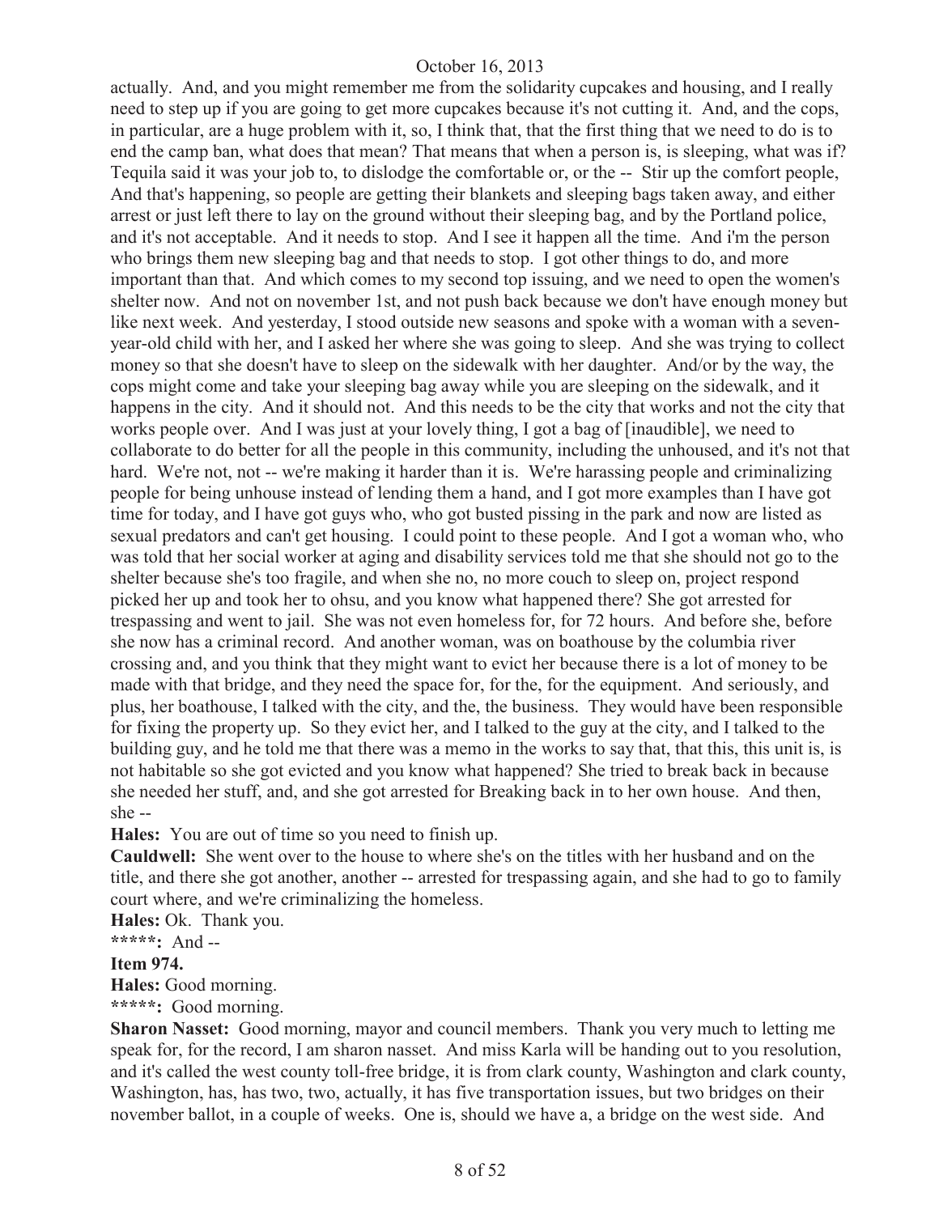actually. And, and you might remember me from the solidarity cupcakes and housing, and I really need to step up if you are going to get more cupcakes because it's not cutting it. And, and the cops, in particular, are a huge problem with it, so, I think that, that the first thing that we need to do is to end the camp ban, what does that mean? That means that when a person is, is sleeping, what was if? Tequila said it was your job to, to dislodge the comfortable or, or the -- Stir up the comfort people, And that's happening, so people are getting their blankets and sleeping bags taken away, and either arrest or just left there to lay on the ground without their sleeping bag, and by the Portland police, and it's not acceptable. And it needs to stop. And I see it happen all the time. And i'm the person who brings them new sleeping bag and that needs to stop. I got other things to do, and more important than that. And which comes to my second top issuing, and we need to open the women's shelter now. And not on november 1st, and not push back because we don't have enough money but like next week. And yesterday, I stood outside new seasons and spoke with a woman with a seven-year-old child with her, and I asked her where she was going to sleep. And she was trying to collect money so that she doesn't have to sleep on the sidewalk with her daughter. And/or by the way, the cops might come and take your sleeping bag away while you are sleeping on the sidewalk, and it happens in the city. And it should not. And this needs to be the city that works and not the city that works people over. And I was just at your lovely thing, I got a bag of [inaudible], we need to collaborate to do better for all the people in this community, including the unhoused, and it's not that hard. We're not, not -- we're making it harder than it is. We're harassing people and criminalizing people for being unhouse instead of lending them a hand, and I got more examples than I have got time for today, and I have got guys who, who got busted pissing in the park and now are listed as sexual predators and can't get housing. I could point to these people. And I got a woman who, who was told that her social worker at aging and disability services told me that she should not go to the shelter because she's too fragile, and when she no, no more couch to sleep on, project respond picked her up and took her to ohsu, and you know what happened there? She got arrested for trespassing and went to jail. She was not even homeless for, for 72 hours. And before she, before she now has a criminal record. And another woman, was on boathouse by the columbia river crossing and, and you think that they might want to evict her because there is a lot of money to be made with that bridge, and they need the space for, for the, for the equipment. And seriously, and plus, her boathouse, I talked with the city, and the, the business. They would have been responsible for fixing the property up. So they evict her, and I talked to the guy at the city, and I talked to the building guy, and he told me that there was a memo in the works to say that, that this, this unit is, is not habitable so she got evicted and you know what happened? She tried to break back in because she needed her stuff, and, and she got arrested for Breaking back in to her own house. And then, she --

**Hales:** You are out of time so you need to finish up.

**Cauldwell:** She went over to the house to where she's on the titles with her husband and on the title, and there she got another, another -- arrested for trespassing again, and she had to go to family court where, and we're criminalizing the homeless.

**Hales:** Ok. Thank you.

**\*\*\*\*\*:** And --

**Item 974.**

**Hales:** Good morning.

**\*\*\*\*\*:** Good morning.

**Sharon Nasset:** Good morning, mayor and council members. Thank you very much to letting me speak for, for the record, I am sharon nasset. And miss Karla will be handing out to you resolution, and it's called the west county toll-free bridge, it is from clark county, Washington and clark county, Washington, has, has two, two, actually, it has five transportation issues, but two bridges on their november ballot, in a couple of weeks. One is, should we have a, a bridge on the west side. And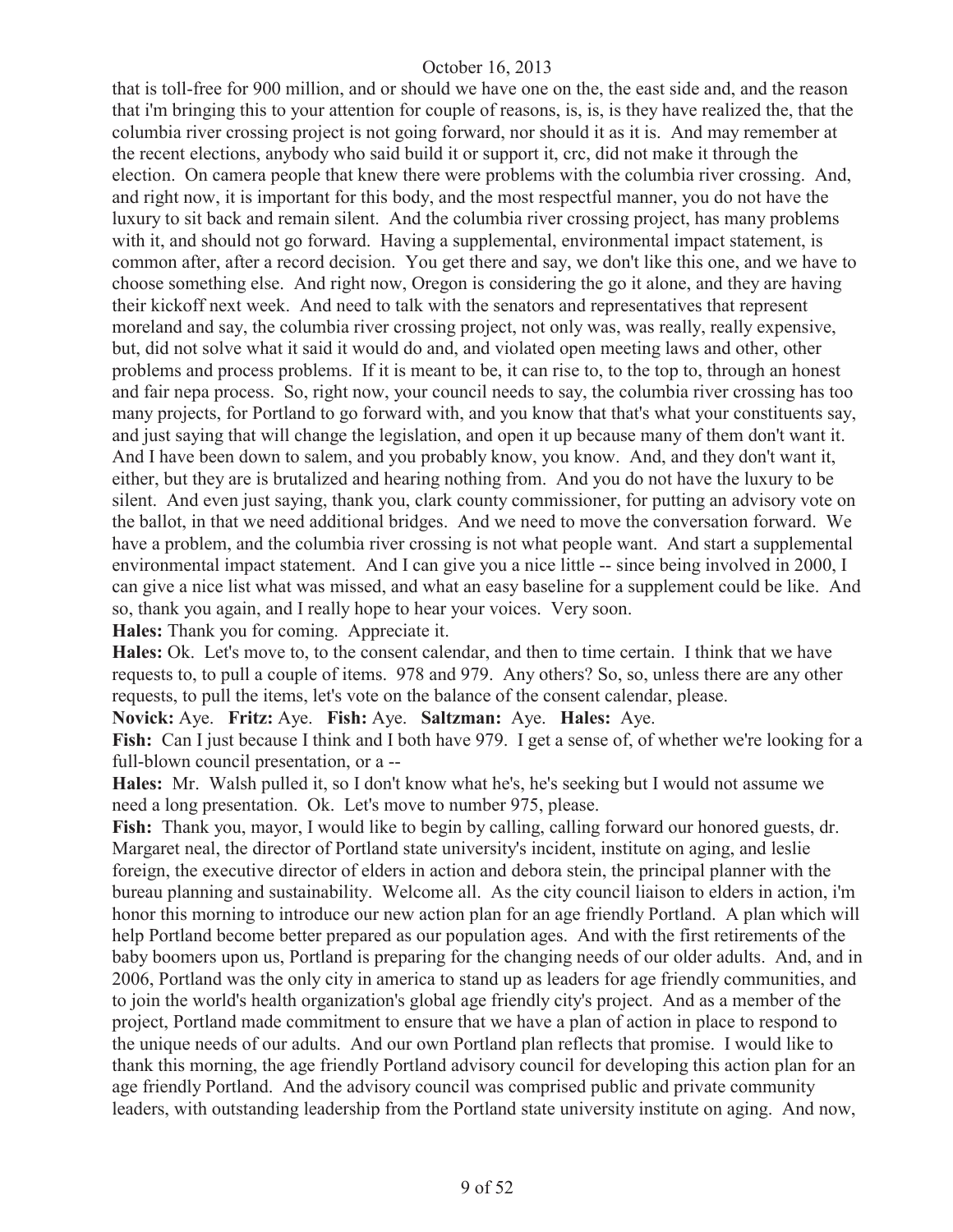that is toll-free for 900 million, and or should we have one on the, the east side and, and the reason that i'm bringing this to your attention for couple of reasons, is, is, is they have realized the, that the columbia river crossing project is not going forward, nor should it as it is. And may remember at the recent elections, anybody who said build it or support it, crc, did not make it through the election. On camera people that knew there were problems with the columbia river crossing. And, and right now, it is important for this body, and the most respectful manner, you do not have the luxury to sit back and remain silent. And the columbia river crossing project, has many problems with it, and should not go forward. Having a supplemental, environmental impact statement, is common after, after a record decision. You get there and say, we don't like this one, and we have to choose something else. And right now, Oregon is considering the go it alone, and they are having their kickoff next week. And need to talk with the senators and representatives that represent moreland and say, the columbia river crossing project, not only was, was really, really expensive, but, did not solve what it said it would do and, and violated open meeting laws and other, other problems and process problems. If it is meant to be, it can rise to, to the top to, through an honest and fair nepa process. So, right now, your council needs to say, the columbia river crossing has too many projects, for Portland to go forward with, and you know that that's what your constituents say, and just saying that will change the legislation, and open it up because many of them don't want it. And I have been down to salem, and you probably know, you know. And, and they don't want it, either, but they are is brutalized and hearing nothing from. And you do not have the luxury to be silent. And even just saying, thank you, clark county commissioner, for putting an advisory vote on the ballot, in that we need additional bridges. And we need to move the conversation forward. We have a problem, and the columbia river crossing is not what people want. And start a supplemental environmental impact statement. And I can give you a nice little -- since being involved in 2000, I can give a nice list what was missed, and what an easy baseline for a supplement could be like. And so, thank you again, and I really hope to hear your voices. Very soon.

**Hales:** Thank you for coming. Appreciate it.

**Hales:** Ok. Let's move to, to the consent calendar, and then to time certain. I think that we have requests to, to pull a couple of items. 978 and 979. Any others? So, so, unless there are any other requests, to pull the items, let's vote on the balance of the consent calendar, please.

**Novick:** Aye. **Fritz:** Aye. **Fish:** Aye. **Saltzman:** Aye. **Hales:** Aye.

**Fish:** Can I just because I think and I both have 979. I get a sense of, of whether we're looking for a full-blown council presentation, or a --

**Hales:** Mr. Walsh pulled it, so I don't know what he's, he's seeking but I would not assume we need a long presentation. Ok. Let's move to number 975, please.

**Fish:** Thank you, mayor, I would like to begin by calling, calling forward our honored guests, dr. Margaret neal, the director of Portland state university's incident, institute on aging, and leslie foreign, the executive director of elders in action and debora stein, the principal planner with the bureau planning and sustainability. Welcome all. As the city council liaison to elders in action, i'm honor this morning to introduce our new action plan for an age friendly Portland. A plan which will help Portland become better prepared as our population ages. And with the first retirements of the baby boomers upon us, Portland is preparing for the changing needs of our older adults. And, and in 2006, Portland was the only city in america to stand up as leaders for age friendly communities, and to join the world's health organization's global age friendly city's project. And as a member of the project, Portland made commitment to ensure that we have a plan of action in place to respond to the unique needs of our adults. And our own Portland plan reflects that promise. I would like to thank this morning, the age friendly Portland advisory council for developing this action plan for an age friendly Portland. And the advisory council was comprised public and private community leaders, with outstanding leadership from the Portland state university institute on aging. And now,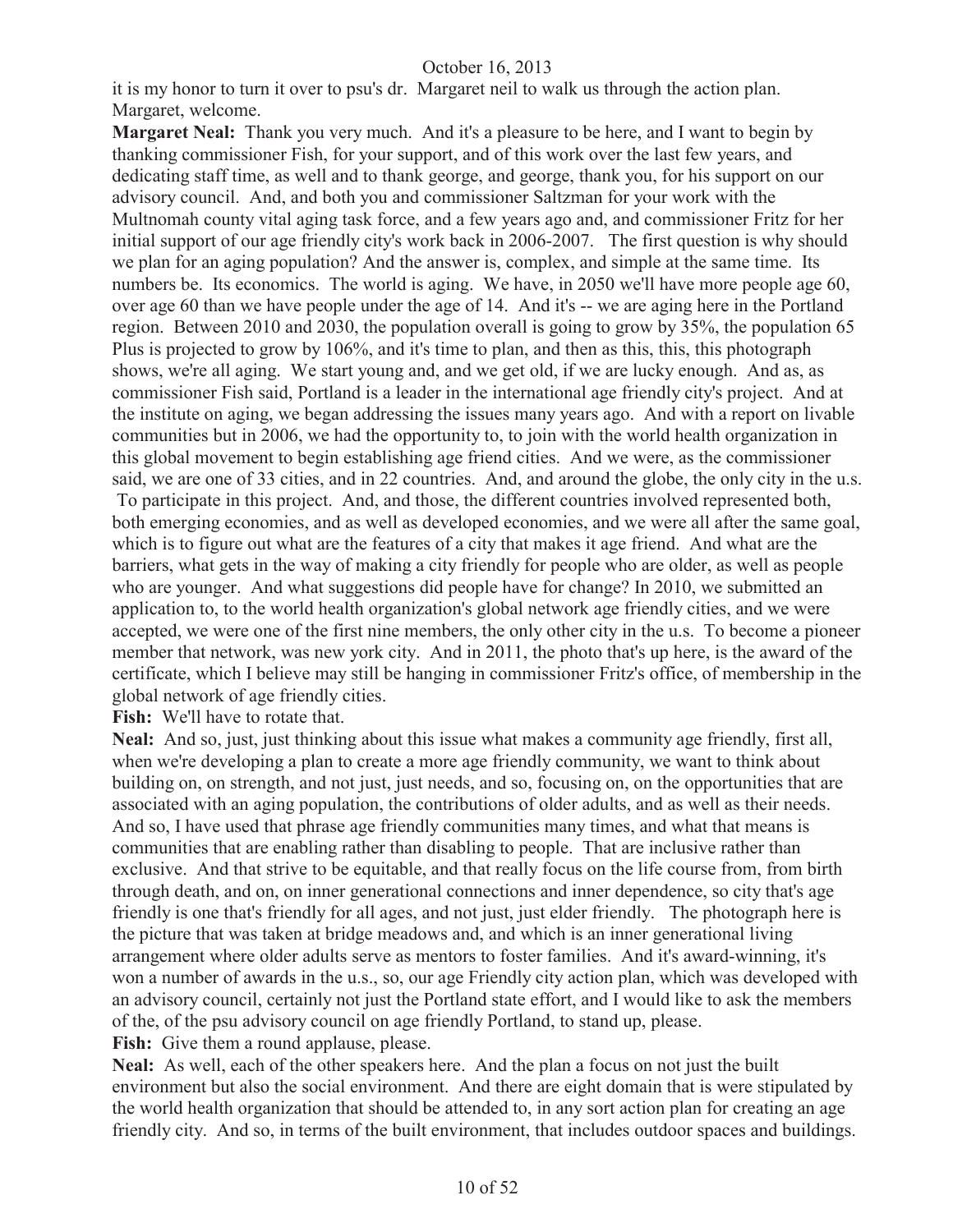it is my honor to turn it over to psu's dr. Margaret neil to walk us through the action plan. Margaret, welcome.

**Margaret Neal:** Thank you very much. And it's a pleasure to be here, and I want to begin by thanking commissioner Fish, for your support, and of this work over the last few years, and dedicating staff time, as well and to thank george, and george, thank you, for his support on our advisory council. And, and both you and commissioner Saltzman for your work with the Multnomah county vital aging task force, and a few years ago and, and commissioner Fritz for her initial support of our age friendly city's work back in 2006-2007. The first question is why should we plan for an aging population? And the answer is, complex, and simple at the same time. Its numbers be. Its economics. The world is aging. We have, in 2050 we'll have more people age 60, over age 60 than we have people under the age of 14. And it's -- we are aging here in the Portland region. Between 2010 and 2030, the population overall is going to grow by 35%, the population 65 Plus is projected to grow by 106%, and it's time to plan, and then as this, this, this photograph shows, we're all aging. We start young and, and we get old, if we are lucky enough. And as, as commissioner Fish said, Portland is a leader in the international age friendly city's project. And at the institute on aging, we began addressing the issues many years ago. And with a report on livable communities but in 2006, we had the opportunity to, to join with the world health organization in this global movement to begin establishing age friend cities. And we were, as the commissioner said, we are one of 33 cities, and in 22 countries. And, and around the globe, the only city in the u.s. To participate in this project. And, and those, the different countries involved represented both, both emerging economies, and as well as developed economies, and we were all after the same goal, which is to figure out what are the features of a city that makes it age friend. And what are the barriers, what gets in the way of making a city friendly for people who are older, as well as people who are younger. And what suggestions did people have for change? In 2010, we submitted an application to, to the world health organization's global network age friendly cities, and we were accepted, we were one of the first nine members, the only other city in the u.s. To become a pioneer member that network, was new york city. And in 2011, the photo that's up here, is the award of the certificate, which I believe may still be hanging in commissioner Fritz's office, of membership in the global network of age friendly cities.

**Fish:** We'll have to rotate that.

**Neal:** And so, just, just thinking about this issue what makes a community age friendly, first all, when we're developing a plan to create a more age friendly community, we want to think about building on, on strength, and not just, just needs, and so, focusing on, on the opportunities that are associated with an aging population, the contributions of older adults, and as well as their needs. And so, I have used that phrase age friendly communities many times, and what that means is communities that are enabling rather than disabling to people. That are inclusive rather than exclusive. And that strive to be equitable, and that really focus on the life course from, from birth through death, and on, on inner generational connections and inner dependence, so city that's age friendly is one that's friendly for all ages, and not just, just elder friendly. The photograph here is the picture that was taken at bridge meadows and, and which is an inner generational living arrangement where older adults serve as mentors to foster families. And it's award-winning, it's won a number of awards in the u.s., so, our age Friendly city action plan, which was developed with an advisory council, certainly not just the Portland state effort, and I would like to ask the members of the, of the psu advisory council on age friendly Portland, to stand up, please.

**Fish:** Give them a round applause, please.

**Neal:** As well, each of the other speakers here. And the plan a focus on not just the built environment but also the social environment. And there are eight domain that is were stipulated by the world health organization that should be attended to, in any sort action plan for creating an age friendly city. And so, in terms of the built environment, that includes outdoor spaces and buildings.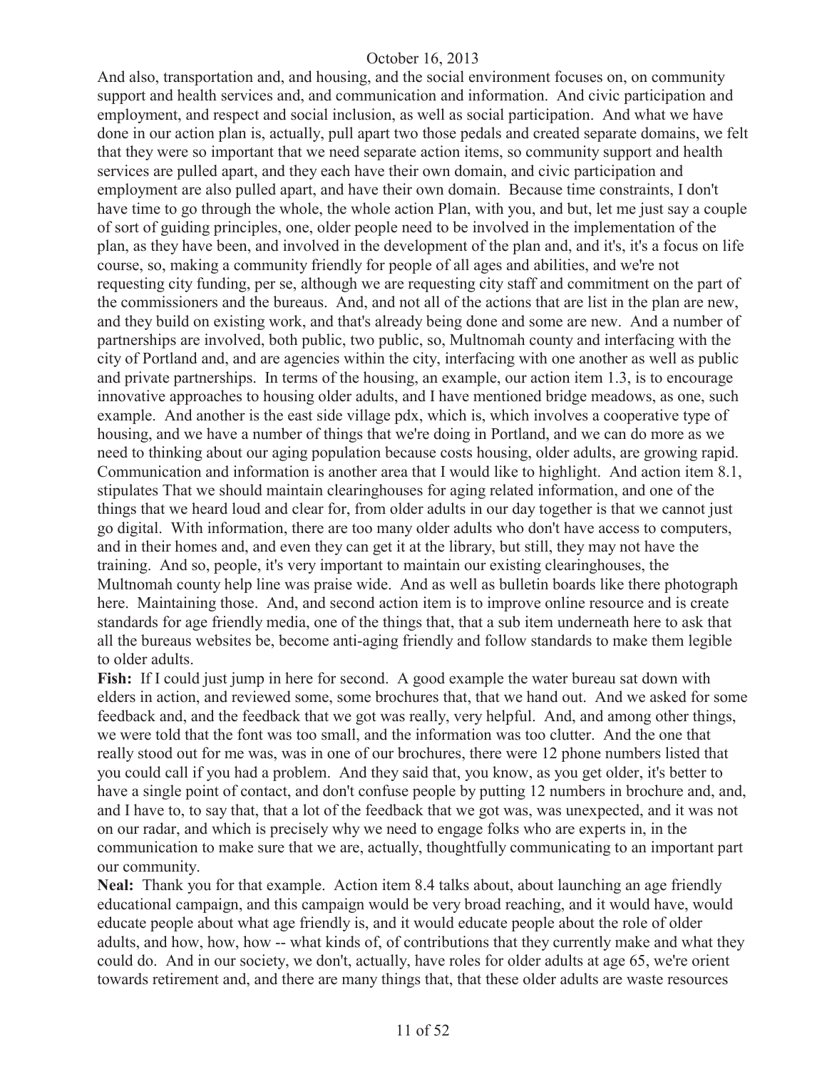And also, transportation and, and housing, and the social environment focuses on, on community support and health services and, and communication and information. And civic participation and employment, and respect and social inclusion, as well as social participation. And what we have done in our action plan is, actually, pull apart two those pedals and created separate domains, we felt that they were so important that we need separate action items, so community support and health services are pulled apart, and they each have their own domain, and civic participation and employment are also pulled apart, and have their own domain. Because time constraints, I don't have time to go through the whole, the whole action Plan, with you, and but, let me just say a couple of sort of guiding principles, one, older people need to be involved in the implementation of the plan, as they have been, and involved in the development of the plan and, and it's, it's a focus on life course, so, making a community friendly for people of all ages and abilities, and we're not requesting city funding, per se, although we are requesting city staff and commitment on the part of the commissioners and the bureaus. And, and not all of the actions that are list in the plan are new, and they build on existing work, and that's already being done and some are new. And a number of partnerships are involved, both public, two public, so, Multnomah county and interfacing with the city of Portland and, and are agencies within the city, interfacing with one another as well as public and private partnerships. In terms of the housing, an example, our action item 1.3, is to encourage innovative approaches to housing older adults, and I have mentioned bridge meadows, as one, such example. And another is the east side village pdx, which is, which involves a cooperative type of housing, and we have a number of things that we're doing in Portland, and we can do more as we need to thinking about our aging population because costs housing, older adults, are growing rapid. Communication and information is another area that I would like to highlight. And action item 8.1, stipulates That we should maintain clearinghouses for aging related information, and one of the things that we heard loud and clear for, from older adults in our day together is that we cannot just go digital. With information, there are too many older adults who don't have access to computers, and in their homes and, and even they can get it at the library, but still, they may not have the training. And so, people, it's very important to maintain our existing clearinghouses, the Multnomah county help line was praise wide. And as well as bulletin boards like there photograph here. Maintaining those. And, and second action item is to improve online resource and is create standards for age friendly media, one of the things that, that a sub item underneath here to ask that all the bureaus websites be, become anti-aging friendly and follow standards to make them legible to older adults.

**Fish:** If I could just jump in here for second. A good example the water bureau sat down with elders in action, and reviewed some, some brochures that, that we hand out. And we asked for some feedback and, and the feedback that we got was really, very helpful. And, and among other things, we were told that the font was too small, and the information was too clutter. And the one that really stood out for me was, was in one of our brochures, there were 12 phone numbers listed that you could call if you had a problem. And they said that, you know, as you get older, it's better to have a single point of contact, and don't confuse people by putting 12 numbers in brochure and, and, and I have to, to say that, that a lot of the feedback that we got was, was unexpected, and it was not on our radar, and which is precisely why we need to engage folks who are experts in, in the communication to make sure that we are, actually, thoughtfully communicating to an important part our community.

**Neal:** Thank you for that example. Action item 8.4 talks about, about launching an age friendly educational campaign, and this campaign would be very broad reaching, and it would have, would educate people about what age friendly is, and it would educate people about the role of older adults, and how, how, how -- what kinds of, of contributions that they currently make and what they could do. And in our society, we don't, actually, have roles for older adults at age 65, we're orient towards retirement and, and there are many things that, that these older adults are waste resources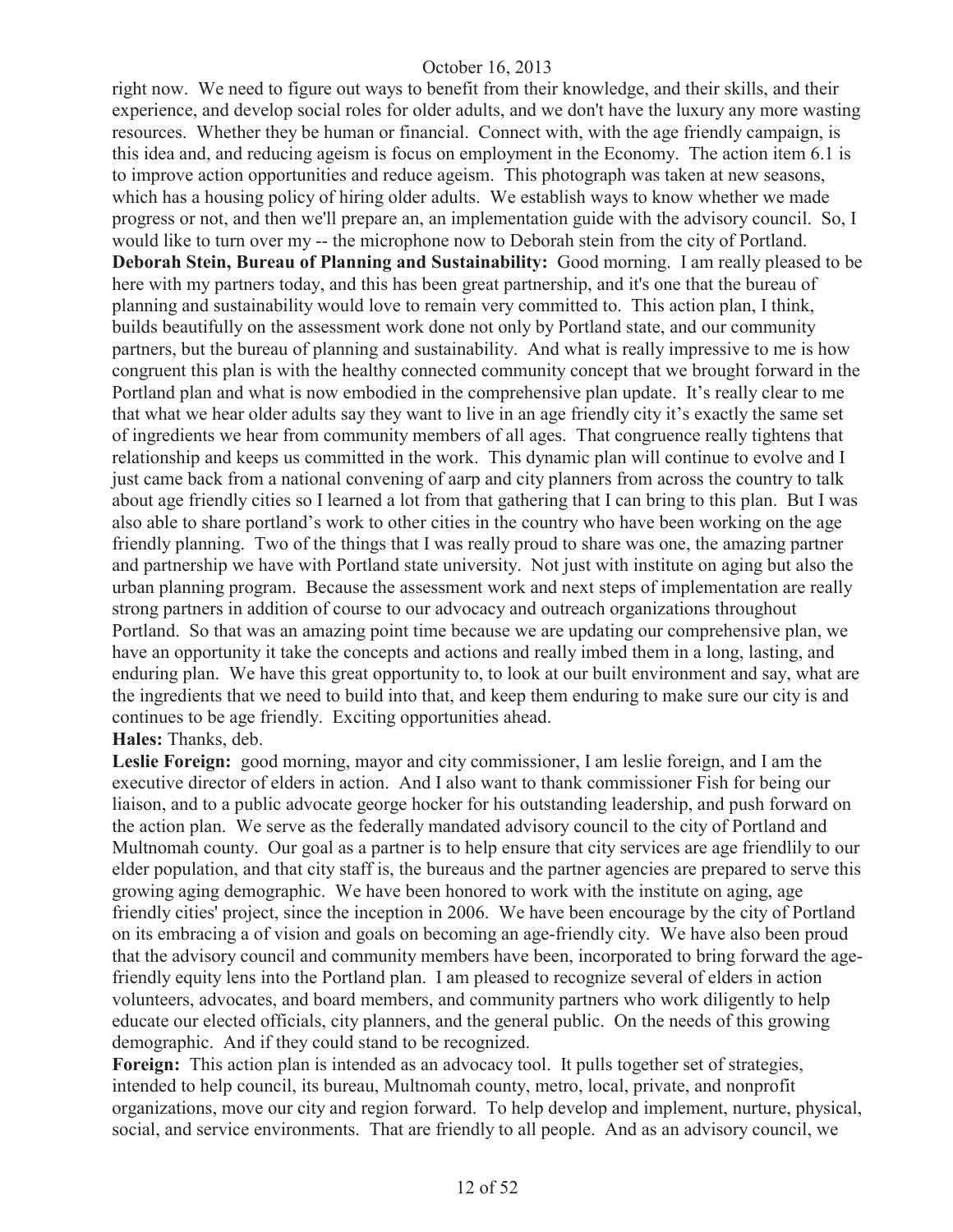right now. We need to figure out ways to benefit from their knowledge, and their skills, and their experience, and develop social roles for older adults, and we don't have the luxury any more wasting resources. Whether they be human or financial. Connect with, with the age friendly campaign, is this idea and, and reducing ageism is focus on employment in the Economy. The action item 6.1 is to improve action opportunities and reduce ageism. This photograph was taken at new seasons, which has a housing policy of hiring older adults. We establish ways to know whether we made progress or not, and then we'll prepare an, an implementation guide with the advisory council. So, I would like to turn over my -- the microphone now to Deborah stein from the city of Portland.

**Deborah Stein, Bureau of Planning and Sustainability:** Good morning. I am really pleased to be here with my partners today, and this has been great partnership, and it's one that the bureau of planning and sustainability would love to remain very committed to. This action plan, I think, builds beautifully on the assessment work done not only by Portland state, and our community partners, but the bureau of planning and sustainability. And what is really impressive to me is how congruent this plan is with the healthy connected community concept that we brought forward in the Portland plan and what is now embodied in the comprehensive plan update. It's really clear to me that what we hear older adults say they want to live in an age friendly city it's exactly the same set of ingredients we hear from community members of all ages. That congruence really tightens that relationship and keeps us committed in the work. This dynamic plan will continue to evolve and I just came back from a national convening of aarp and city planners from across the country to talk about age friendly cities so I learned a lot from that gathering that I can bring to this plan. But I was also able to share portland's work to other cities in the country who have been working on the age friendly planning. Two of the things that I was really proud to share was one, the amazing partner and partnership we have with Portland state university. Not just with institute on aging but also the urban planning program. Because the assessment work and next steps of implementation are really strong partners in addition of course to our advocacy and outreach organizations throughout Portland. So that was an amazing point time because we are updating our comprehensive plan, we have an opportunity it take the concepts and actions and really imbed them in a long, lasting, and enduring plan. We have this great opportunity to, to look at our built environment and say, what are the ingredients that we need to build into that, and keep them enduring to make sure our city is and continues to be age friendly. Exciting opportunities ahead.

**Hales:** Thanks, deb.

**Leslie Foreign:** good morning, mayor and city commissioner, I am leslie foreign, and I am the executive director of elders in action. And I also want to thank commissioner Fish for being our liaison, and to a public advocate george hocker for his outstanding leadership, and push forward on the action plan. We serve as the federally mandated advisory council to the city of Portland and Multnomah county. Our goal as a partner is to help ensure that city services are age friendlily to our elder population, and that city staff is, the bureaus and the partner agencies are prepared to serve this growing aging demographic. We have been honored to work with the institute on aging, age friendly cities' project, since the inception in 2006. We have been encourage by the city of Portland on its embracing a of vision and goals on becoming an age-friendly city. We have also been proud that the advisory council and community members have been, incorporated to bring forward the age-friendly equity lens into the Portland plan. I am pleased to recognize several of elders in action volunteers, advocates, and board members, and community partners who work diligently to help educate our elected officials, city planners, and the general public. On the needs of this growing demographic. And if they could stand to be recognized.

**Foreign:** This action plan is intended as an advocacy tool. It pulls together set of strategies, intended to help council, its bureau, Multnomah county, metro, local, private, and nonprofit organizations, move our city and region forward. To help develop and implement, nurture, physical, social, and service environments. That are friendly to all people. And as an advisory council, we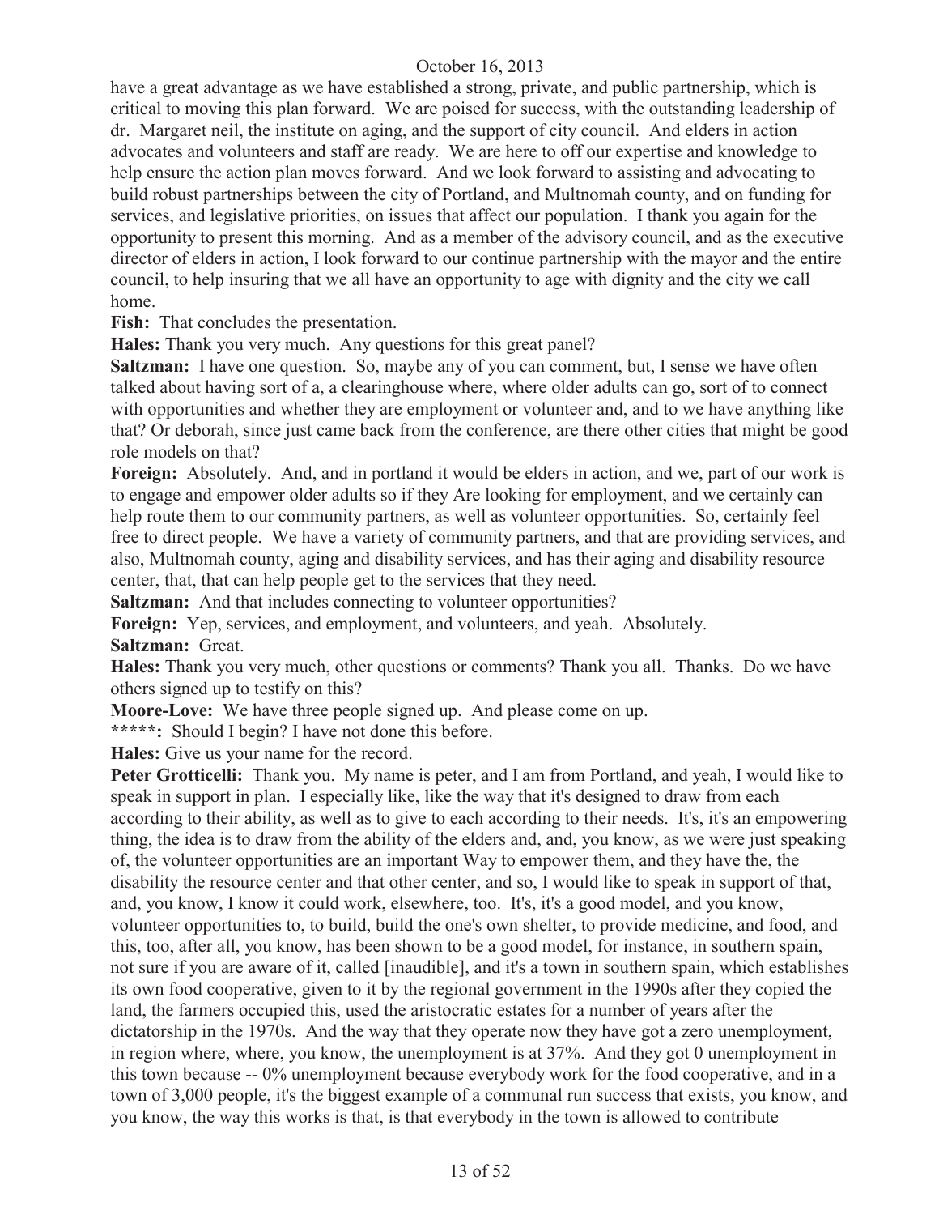have a great advantage as we have established a strong, private, and public partnership, which is critical to moving this plan forward. We are poised for success, with the outstanding leadership of dr. Margaret neil, the institute on aging, and the support of city council. And elders in action advocates and volunteers and staff are ready. We are here to off our expertise and knowledge to help ensure the action plan moves forward. And we look forward to assisting and advocating to build robust partnerships between the city of Portland, and Multnomah county, and on funding for services, and legislative priorities, on issues that affect our population. I thank you again for the opportunity to present this morning. And as a member of the advisory council, and as the executive director of elders in action, I look forward to our continue partnership with the mayor and the entire council, to help insuring that we all have an opportunity to age with dignity and the city we call home.

**Fish:** That concludes the presentation.

**Hales:** Thank you very much. Any questions for this great panel?

**Saltzman:** I have one question. So, maybe any of you can comment, but, I sense we have often talked about having sort of a, a clearinghouse where, where older adults can go, sort of to connect with opportunities and whether they are employment or volunteer and, and to we have anything like that? Or deborah, since just came back from the conference, are there other cities that might be good role models on that?

**Foreign:** Absolutely. And, and in portland it would be elders in action, and we, part of our work is to engage and empower older adults so if they Are looking for employment, and we certainly can help route them to our community partners, as well as volunteer opportunities. So, certainly feel free to direct people. We have a variety of community partners, and that are providing services, and also, Multnomah county, aging and disability services, and has their aging and disability resource center, that, that can help people get to the services that they need.

**Saltzman:** And that includes connecting to volunteer opportunities?

**Foreign:** Yep, services, and employment, and volunteers, and yeah. Absolutely.

**Saltzman:** Great.

**Hales:** Thank you very much, other questions or comments? Thank you all. Thanks. Do we have others signed up to testify on this?

**Moore-Love:** We have three people signed up. And please come on up.

*****: Should I begin? I have not done this before.

**Hales:** Give us your name for the record.

**Peter Grotticelli:** Thank you. My name is peter, and I am from Portland, and yeah, I would like to speak in support in plan. I especially like, like the way that it's designed to draw from each according to their ability, as well as to give to each according to their needs. It's, it's an empowering thing, the idea is to draw from the ability of the elders and, and, you know, as we were just speaking of, the volunteer opportunities are an important Way to empower them, and they have the, the disability the resource center and that other center, and so, I would like to speak in support of that, and, you know, I know it could work, elsewhere, too. It's, it's a good model, and you know, volunteer opportunities to, to build, build the one's own shelter, to provide medicine, and food, and this, too, after all, you know, has been shown to be a good model, for instance, in southern spain, not sure if you are aware of it, called [inaudible], and it's a town in southern spain, which establishes its own food cooperative, given to it by the regional government in the 1990s after they copied the land, the farmers occupied this, used the aristocratic estates for a number of years after the dictatorship in the 1970s. And the way that they operate now they have got a zero unemployment, in region where, where, you know, the unemployment is at 37%. And they got 0 unemployment in this town because -- 0% unemployment because everybody work for the food cooperative, and in a town of 3,000 people, it's the biggest example of a communal run success that exists, you know, and you know, the way this works is that, is that everybody in the town is allowed to contribute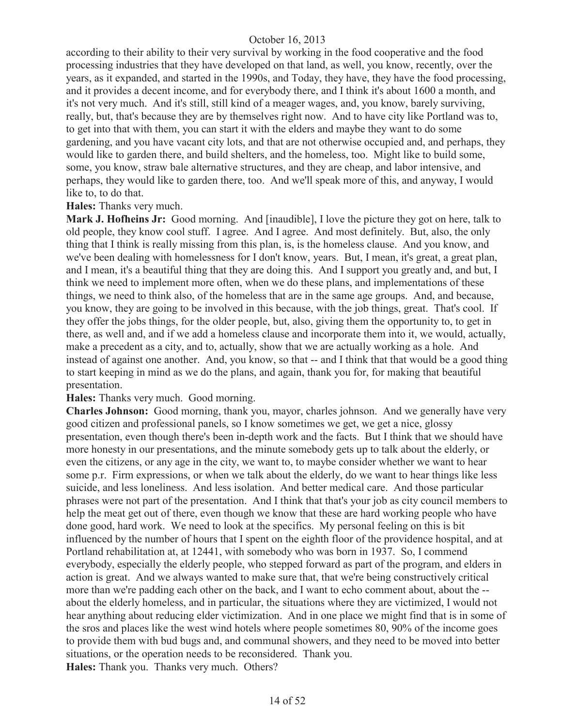according to their ability to their very survival by working in the food cooperative and the food processing industries that they have developed on that land, as well, you know, recently, over the years, as it expanded, and started in the 1990s, and Today, they have, they have the food processing, and it provides a decent income, and for everybody there, and I think it's about 1600 a month, and it's not very much. And it's still, still kind of a meager wages, and, you know, barely surviving, really, but, that's because they are by themselves right now. And to have city like Portland was to, to get into that with them, you can start it with the elders and maybe they want to do some gardening, and you have vacant city lots, and that are not otherwise occupied and, and perhaps, they would like to garden there, and build shelters, and the homeless, too. Might like to build some, some, you know, straw bale alternative structures, and they are cheap, and labor intensive, and perhaps, they would like to garden there, too. And we'll speak more of this, and anyway, I would like to, to do that.

**Hales:** Thanks very much.

**Mark J. Hofheins Jr:** Good morning. And [inaudible], I love the picture they got on here, talk to old people, they know cool stuff. I agree. And I agree. And most definitely. But, also, the only thing that I think is really missing from this plan, is, is the homeless clause. And you know, and we've been dealing with homelessness for I don't know, years. But, I mean, it's great, a great plan, and I mean, it's a beautiful thing that they are doing this. And I support you greatly and, and but, I think we need to implement more often, when we do these plans, and implementations of these things, we need to think also, of the homeless that are in the same age groups. And, and because, you know, they are going to be involved in this because, with the job things, great. That's cool. If they offer the jobs things, for the older people, but, also, giving them the opportunity to, to get in there, as well and, and if we add a homeless clause and incorporate them into it, we would, actually, make a precedent as a city, and to, actually, show that we are actually working as a hole. And instead of against one another. And, you know, so that -- and I think that that would be a good thing to start keeping in mind as we do the plans, and again, thank you for, for making that beautiful presentation.

**Hales:** Thanks very much. Good morning.

**Charles Johnson:** Good morning, thank you, mayor, charles johnson. And we generally have very good citizen and professional panels, so I know sometimes we get, we get a nice, glossy presentation, even though there's been in-depth work and the facts. But I think that we should have more honesty in our presentations, and the minute somebody gets up to talk about the elderly, or even the citizens, or any age in the city, we want to, to maybe consider whether we want to hear some p.r. Firm expressions, or when we talk about the elderly, do we want to hear things like less suicide, and less loneliness. And less isolation. And better medical care. And those particular phrases were not part of the presentation. And I think that that's your job as city council members to help the meat get out of there, even though we know that these are hard working people who have done good, hard work. We need to look at the specifics. My personal feeling on this is bit influenced by the number of hours that I spent on the eighth floor of the providence hospital, and at Portland rehabilitation at, at 12441, with somebody who was born in 1937. So, I commend everybody, especially the elderly people, who stepped forward as part of the program, and elders in action is great. And we always wanted to make sure that, that we're being constructively critical more than we're padding each other on the back, and I want to echo comment about, about the -- about the elderly homeless, and in particular, the situations where they are victimized, I would not hear anything about reducing elder victimization. And in one place we might find that is in some of the sros and places like the west wind hotels where people sometimes 80, 90% of the income goes to provide them with bud bugs and, and communal showers, and they need to be moved into better situations, or the operation needs to be reconsidered. Thank you.

**Hales:** Thank you. Thanks very much. Others?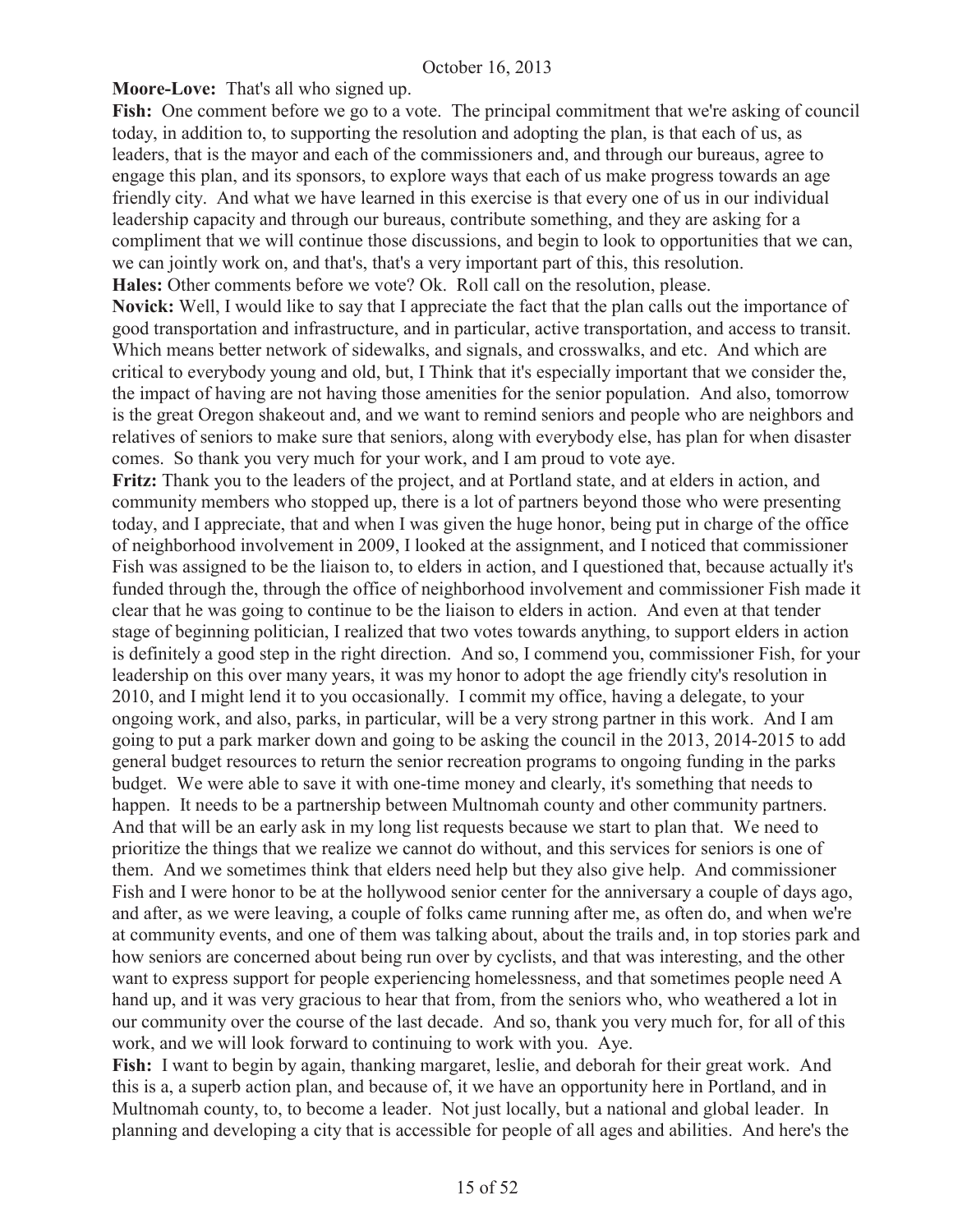**Moore-Love:** That's all who signed up.

**Fish:** One comment before we go to a vote. The principal commitment that we're asking of council today, in addition to, to supporting the resolution and adopting the plan, is that each of us, as leaders, that is the mayor and each of the commissioners and, and through our bureaus, agree to engage this plan, and its sponsors, to explore ways that each of us make progress towards an age friendly city. And what we have learned in this exercise is that every one of us in our individual leadership capacity and through our bureaus, contribute something, and they are asking for a compliment that we will continue those discussions, and begin to look to opportunities that we can, we can jointly work on, and that's, that's a very important part of this, this resolution.

**Hales:** Other comments before we vote? Ok. Roll call on the resolution, please.

**Novick:** Well, I would like to say that I appreciate the fact that the plan calls out the importance of good transportation and infrastructure, and in particular, active transportation, and access to transit. Which means better network of sidewalks, and signals, and crosswalks, and etc. And which are critical to everybody young and old, but, I Think that it's especially important that we consider the, the impact of having are not having those amenities for the senior population. And also, tomorrow is the great Oregon shakeout and, and we want to remind seniors and people who are neighbors and relatives of seniors to make sure that seniors, along with everybody else, has plan for when disaster comes. So thank you very much for your work, and I am proud to vote aye.

**Fritz:** Thank you to the leaders of the project, and at Portland state, and at elders in action, and community members who stopped up, there is a lot of partners beyond those who were presenting today, and I appreciate, that and when I was given the huge honor, being put in charge of the office of neighborhood involvement in 2009, I looked at the assignment, and I noticed that commissioner Fish was assigned to be the liaison to, to elders in action, and I questioned that, because actually it's funded through the, through the office of neighborhood involvement and commissioner Fish made it clear that he was going to continue to be the liaison to elders in action. And even at that tender stage of beginning politician, I realized that two votes towards anything, to support elders in action is definitely a good step in the right direction. And so, I commend you, commissioner Fish, for your leadership on this over many years, it was my honor to adopt the age friendly city's resolution in 2010, and I might lend it to you occasionally. I commit my office, having a delegate, to your ongoing work, and also, parks, in particular, will be a very strong partner in this work. And I am going to put a park marker down and going to be asking the council in the 2013, 2014-2015 to add general budget resources to return the senior recreation programs to ongoing funding in the parks budget. We were able to save it with one-time money and clearly, it's something that needs to happen. It needs to be a partnership between Multnomah county and other community partners. And that will be an early ask in my long list requests because we start to plan that. We need to prioritize the things that we realize we cannot do without, and this services for seniors is one of them. And we sometimes think that elders need help but they also give help. And commissioner Fish and I were honor to be at the hollywood senior center for the anniversary a couple of days ago, and after, as we were leaving, a couple of folks came running after me, as often do, and when we're at community events, and one of them was talking about, about the trails and, in top stories park and how seniors are concerned about being run over by cyclists, and that was interesting, and the other want to express support for people experiencing homelessness, and that sometimes people need A hand up, and it was very gracious to hear that from, from the seniors who, who weathered a lot in our community over the course of the last decade. And so, thank you very much for, for all of this work, and we will look forward to continuing to work with you. Aye.

**Fish:** I want to begin by again, thanking margaret, leslie, and deborah for their great work. And this is a, a superb action plan, and because of, it we have an opportunity here in Portland, and in Multnomah county, to, to become a leader. Not just locally, but a national and global leader. In planning and developing a city that is accessible for people of all ages and abilities. And here's the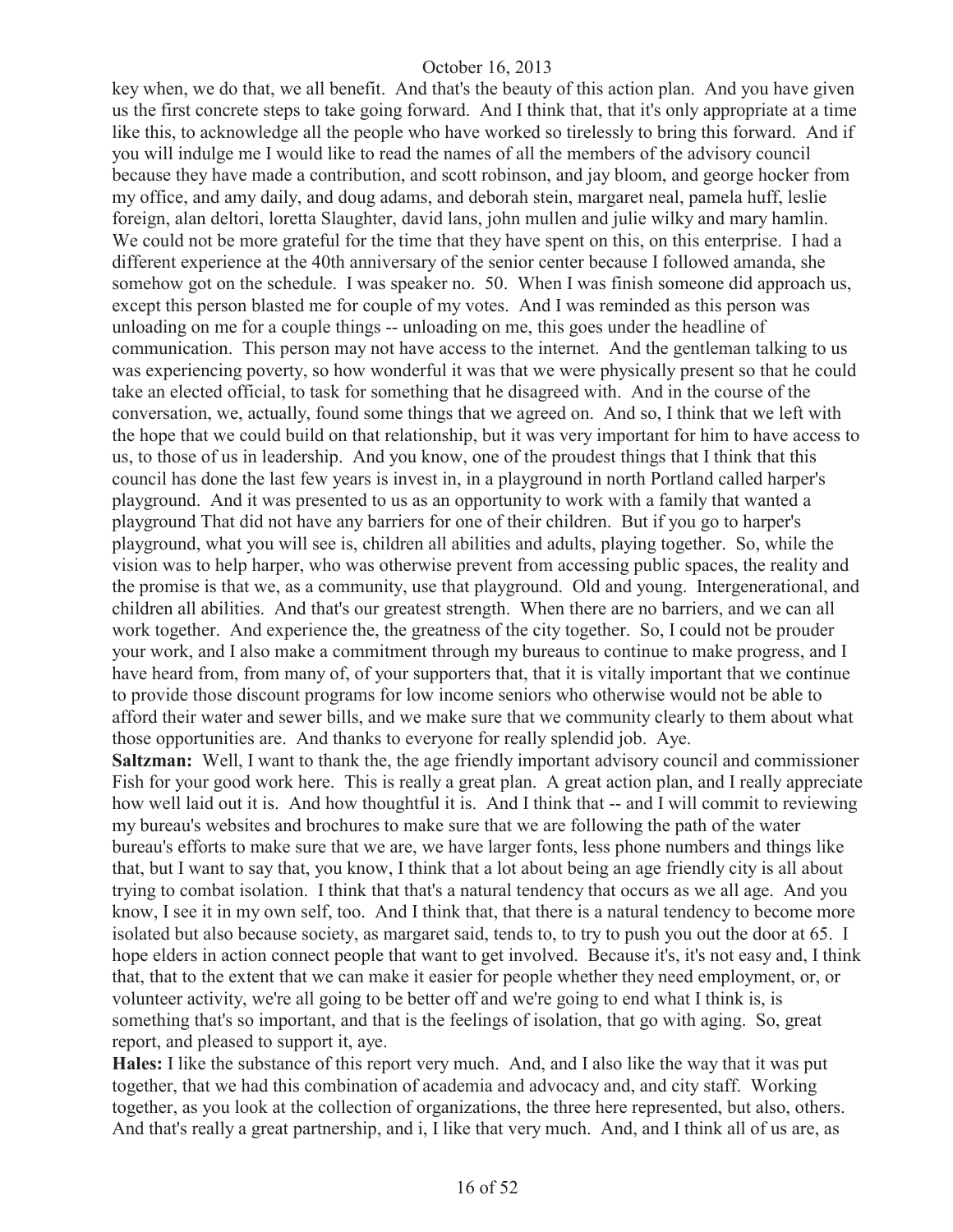key when, we do that, we all benefit. And that's the beauty of this action plan. And you have given us the first concrete steps to take going forward. And I think that, that it's only appropriate at a time like this, to acknowledge all the people who have worked so tirelessly to bring this forward. And if you will indulge me I would like to read the names of all the members of the advisory council because they have made a contribution, and scott robinson, and jay bloom, and george hocker from my office, and amy daily, and doug adams, and deborah stein, margaret neal, pamela huff, leslie foreign, alan deltori, loretta Slaughter, david lans, john mullen and julie wilky and mary hamlin. We could not be more grateful for the time that they have spent on this, on this enterprise. I had a different experience at the 40th anniversary of the senior center because I followed amanda, she somehow got on the schedule. I was speaker no. 50. When I was finish someone did approach us, except this person blasted me for couple of my votes. And I was reminded as this person was unloading on me for a couple things -- unloading on me, this goes under the headline of communication. This person may not have access to the internet. And the gentleman talking to us was experiencing poverty, so how wonderful it was that we were physically present so that he could take an elected official, to task for something that he disagreed with. And in the course of the conversation, we, actually, found some things that we agreed on. And so, I think that we left with the hope that we could build on that relationship, but it was very important for him to have access to us, to those of us in leadership. And you know, one of the proudest things that I think that this council has done the last few years is invest in, in a playground in north Portland called harper's playground. And it was presented to us as an opportunity to work with a family that wanted a playground That did not have any barriers for one of their children. But if you go to harper's playground, what you will see is, children all abilities and adults, playing together. So, while the vision was to help harper, who was otherwise prevent from accessing public spaces, the reality and the promise is that we, as a community, use that playground. Old and young. Intergenerational, and children all abilities. And that's our greatest strength. When there are no barriers, and we can all work together. And experience the, the greatness of the city together. So, I could not be prouder your work, and I also make a commitment through my bureaus to continue to make progress, and I have heard from, from many of, of your supporters that, that it is vitally important that we continue to provide those discount programs for low income seniors who otherwise would not be able to afford their water and sewer bills, and we make sure that we community clearly to them about what those opportunities are. And thanks to everyone for really splendid job. Aye.

**Saltzman:** Well, I want to thank the, the age friendly important advisory council and commissioner Fish for your good work here. This is really a great plan. A great action plan, and I really appreciate how well laid out it is. And how thoughtful it is. And I think that -- and I will commit to reviewing my bureau's websites and brochures to make sure that we are following the path of the water bureau's efforts to make sure that we are, we have larger fonts, less phone numbers and things like that, but I want to say that, you know, I think that a lot about being an age friendly city is all about trying to combat isolation. I think that that's a natural tendency that occurs as we all age. And you know, I see it in my own self, too. And I think that, that there is a natural tendency to become more isolated but also because society, as margaret said, tends to, to try to push you out the door at 65. I hope elders in action connect people that want to get involved. Because it's, it's not easy and, I think that, that to the extent that we can make it easier for people whether they need employment, or, or volunteer activity, we're all going to be better off and we're going to end what I think is, is something that's so important, and that is the feelings of isolation, that go with aging. So, great report, and pleased to support it, aye.

**Hales:** I like the substance of this report very much. And, and I also like the way that it was put together, that we had this combination of academia and advocacy and, and city staff. Working together, as you look at the collection of organizations, the three here represented, but also, others. And that's really a great partnership, and i, I like that very much. And, and I think all of us are, as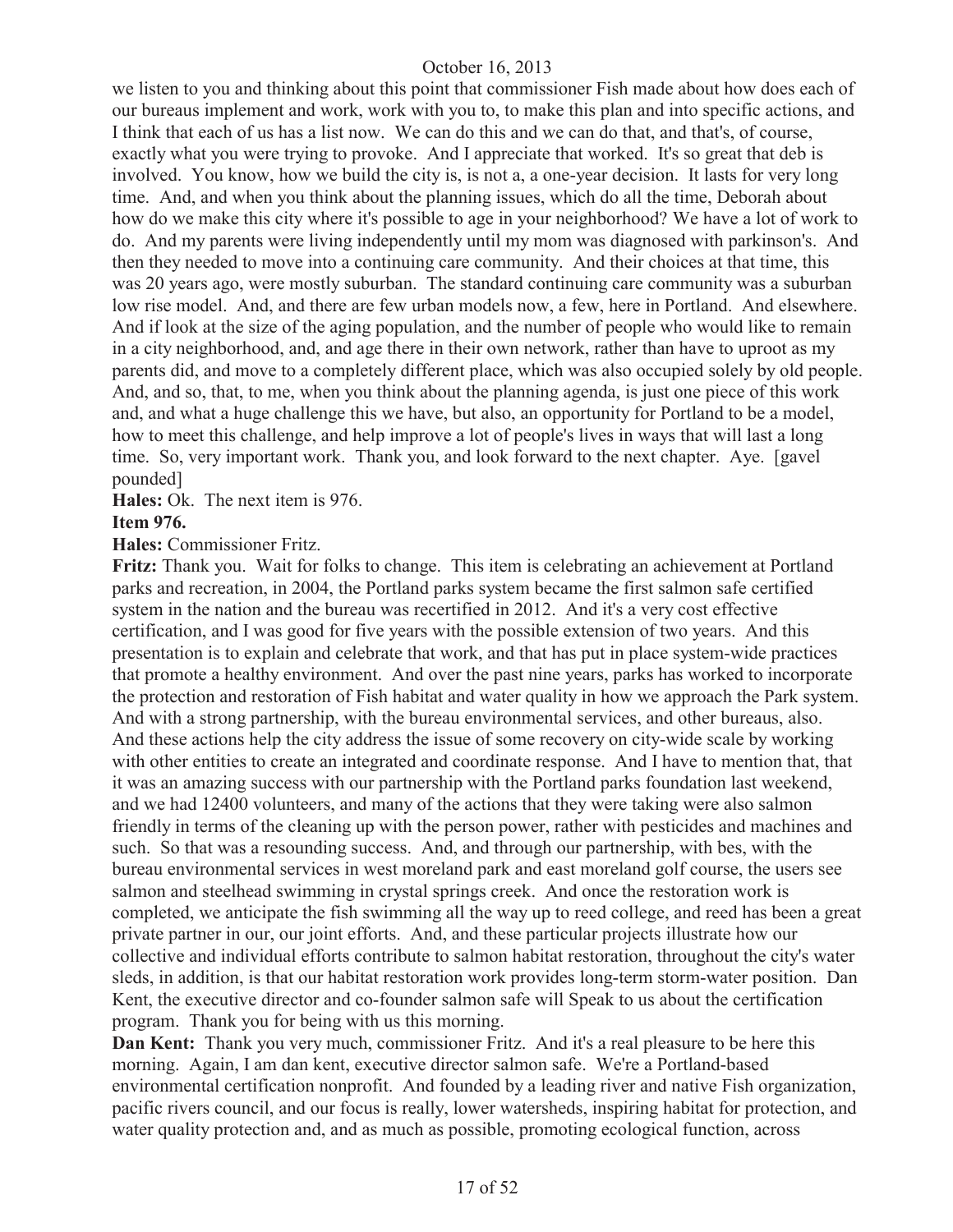we listen to you and thinking about this point that commissioner Fish made about how does each of our bureaus implement and work, work with you to, to make this plan and into specific actions, and I think that each of us has a list now. We can do this and we can do that, and that's, of course, exactly what you were trying to provoke. And I appreciate that worked. It's so great that deb is involved. You know, how we build the city is, is not a, a one-year decision. It lasts for very long time. And, and when you think about the planning issues, which do all the time, Deborah about how do we make this city where it's possible to age in your neighborhood? We have a lot of work to do. And my parents were living independently until my mom was diagnosed with parkinson's. And then they needed to move into a continuing care community. And their choices at that time, this was 20 years ago, were mostly suburban. The standard continuing care community was a suburban low rise model. And, and there are few urban models now, a few, here in Portland. And elsewhere. And if look at the size of the aging population, and the number of people who would like to remain in a city neighborhood, and, and age there in their own network, rather than have to uproot as my parents did, and move to a completely different place, which was also occupied solely by old people. And, and so, that, to me, when you think about the planning agenda, is just one piece of this work and, and what a huge challenge this we have, but also, an opportunity for Portland to be a model, how to meet this challenge, and help improve a lot of people's lives in ways that will last a long time. So, very important work. Thank you, and look forward to the next chapter. Aye. [gavel pounded]

**Hales:** Ok. The next item is 976.

**Item 976.**

**Hales:** Commissioner Fritz.

**Fritz:** Thank you. Wait for folks to change. This item is celebrating an achievement at Portland parks and recreation, in 2004, the Portland parks system became the first salmon safe certified system in the nation and the bureau was recertified in 2012. And it's a very cost effective certification, and I was good for five years with the possible extension of two years. And this presentation is to explain and celebrate that work, and that has put in place system-wide practices that promote a healthy environment. And over the past nine years, parks has worked to incorporate the protection and restoration of Fish habitat and water quality in how we approach the Park system. And with a strong partnership, with the bureau environmental services, and other bureaus, also. And these actions help the city address the issue of some recovery on city-wide scale by working with other entities to create an integrated and coordinate response. And I have to mention that, that it was an amazing success with our partnership with the Portland parks foundation last weekend, and we had 12400 volunteers, and many of the actions that they were taking were also salmon friendly in terms of the cleaning up with the person power, rather with pesticides and machines and such. So that was a resounding success. And, and through our partnership, with bes, with the bureau environmental services in west moreland park and east moreland golf course, the users see salmon and steelhead swimming in crystal springs creek. And once the restoration work is completed, we anticipate the fish swimming all the way up to reed college, and reed has been a great private partner in our, our joint efforts. And, and these particular projects illustrate how our collective and individual efforts contribute to salmon habitat restoration, throughout the city's water sleds, in addition, is that our habitat restoration work provides long-term storm-water position. Dan Kent, the executive director and co-founder salmon safe will Speak to us about the certification program. Thank you for being with us this morning.

**Dan Kent:** Thank you very much, commissioner Fritz. And it's a real pleasure to be here this morning. Again, I am dan kent, executive director salmon safe. We're a Portland-based environmental certification nonprofit. And founded by a leading river and native Fish organization, pacific rivers council, and our focus is really, lower watersheds, inspiring habitat for protection, and water quality protection and, and as much as possible, promoting ecological function, across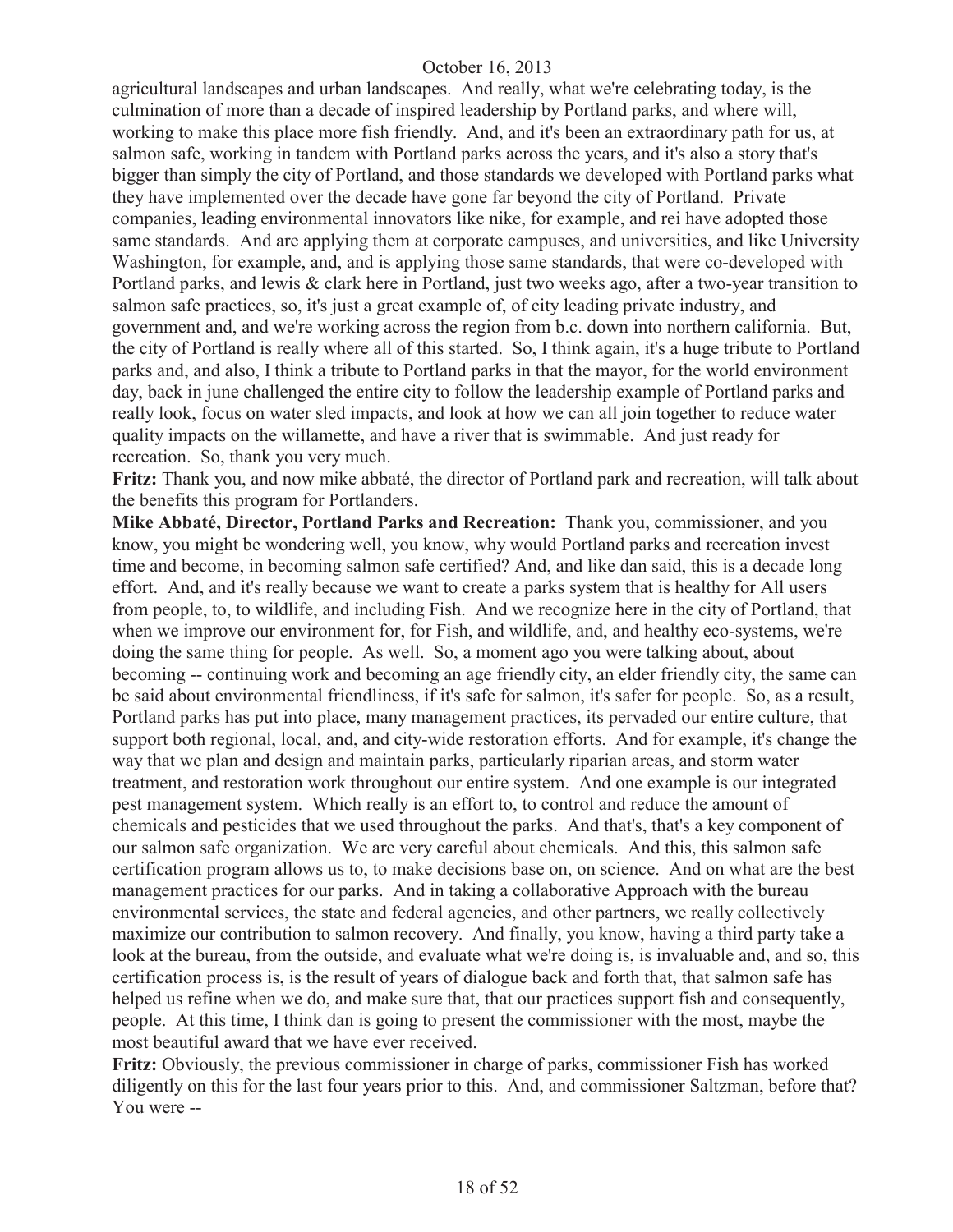agricultural landscapes and urban landscapes. And really, what we're celebrating today, is the culmination of more than a decade of inspired leadership by Portland parks, and where will, working to make this place more fish friendly. And, and it's been an extraordinary path for us, at salmon safe, working in tandem with Portland parks across the years, and it's also a story that's bigger than simply the city of Portland, and those standards we developed with Portland parks what they have implemented over the decade have gone far beyond the city of Portland. Private companies, leading environmental innovators like nike, for example, and rei have adopted those same standards. And are applying them at corporate campuses, and universities, and like University Washington, for example, and, and is applying those same standards, that were co-developed with Portland parks, and lewis & clark here in Portland, just two weeks ago, after a two-year transition to salmon safe practices, so, it's just a great example of, of city leading private industry, and government and, and we're working across the region from b.c. down into northern california. But, the city of Portland is really where all of this started. So, I think again, it's a huge tribute to Portland parks and, and also, I think a tribute to Portland parks in that the mayor, for the world environment day, back in june challenged the entire city to follow the leadership example of Portland parks and really look, focus on water sled impacts, and look at how we can all join together to reduce water quality impacts on the willamette, and have a river that is swimmable. And just ready for recreation. So, thank you very much.

**Fritz:** Thank you, and now mike abbaté, the director of Portland park and recreation, will talk about the benefits this program for Portlanders.

**Mike Abbaté, Director, Portland Parks and Recreation:** Thank you, commissioner, and you know, you might be wondering well, you know, why would Portland parks and recreation invest time and become, in becoming salmon safe certified? And, and like dan said, this is a decade long effort. And, and it's really because we want to create a parks system that is healthy for All users from people, to, to wildlife, and including Fish. And we recognize here in the city of Portland, that when we improve our environment for, for Fish, and wildlife, and, and healthy eco-systems, we're doing the same thing for people. As well. So, a moment ago you were talking about, about becoming -- continuing work and becoming an age friendly city, an elder friendly city, the same can be said about environmental friendliness, if it's safe for salmon, it's safer for people. So, as a result, Portland parks has put into place, many management practices, its pervaded our entire culture, that support both regional, local, and, and city-wide restoration efforts. And for example, it's change the way that we plan and design and maintain parks, particularly riparian areas, and storm water treatment, and restoration work throughout our entire system. And one example is our integrated pest management system. Which really is an effort to, to control and reduce the amount of chemicals and pesticides that we used throughout the parks. And that's, that's a key component of our salmon safe organization. We are very careful about chemicals. And this, this salmon safe certification program allows us to, to make decisions base on, on science. And on what are the best management practices for our parks. And in taking a collaborative Approach with the bureau environmental services, the state and federal agencies, and other partners, we really collectively maximize our contribution to salmon recovery. And finally, you know, having a third party take a look at the bureau, from the outside, and evaluate what we're doing is, is invaluable and, and so, this certification process is, is the result of years of dialogue back and forth that, that salmon safe has helped us refine when we do, and make sure that, that our practices support fish and consequently, people. At this time, I think dan is going to present the commissioner with the most, maybe the most beautiful award that we have ever received.

**Fritz:** Obviously, the previous commissioner in charge of parks, commissioner Fish has worked diligently on this for the last four years prior to this. And, and commissioner Saltzman, before that? You were --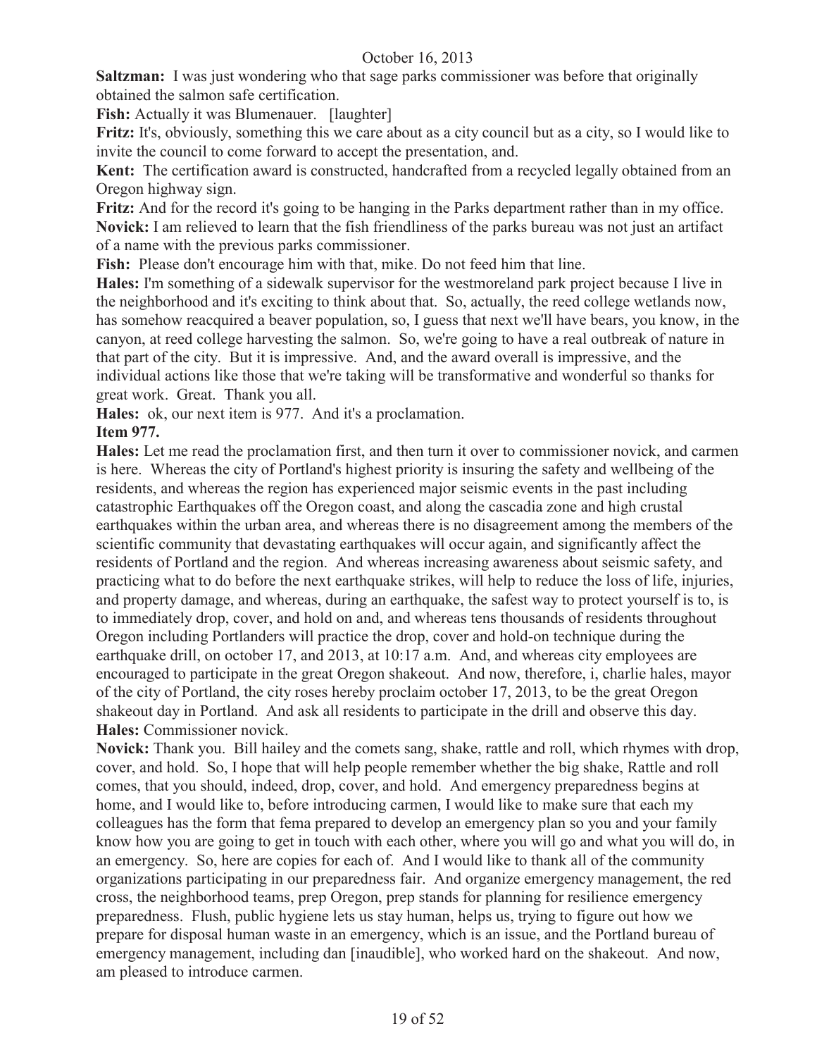October 16, 2013

**Saltzman:** I was just wondering who that sage parks commissioner was before that originally obtained the salmon safe certification.

**Fish:** Actually it was Blumenauer. [laughter]

**Fritz:** It's, obviously, something this we care about as a city council but as a city, so I would like to invite the council to come forward to accept the presentation, and.

**Kent:** The certification award is constructed, handcrafted from a recycled legally obtained from an Oregon highway sign.

**Fritz:** And for the record it's going to be hanging in the Parks department rather than in my office.

**Novick:** I am relieved to learn that the fish friendliness of the parks bureau was not just an artifact of a name with the previous parks commissioner.

**Fish:** Please don't encourage him with that, mike. Do not feed him that line.

**Hales:** I'm something of a sidewalk supervisor for the westmoreland park project because I live in the neighborhood and it's exciting to think about that. So, actually, the reed college wetlands now, has somehow reacquired a beaver population, so, I guess that next we'll have bears, you know, in the canyon, at reed college harvesting the salmon. So, we're going to have a real outbreak of nature in that part of the city. But it is impressive. And, and the award overall is impressive, and the individual actions like those that we're taking will be transformative and wonderful so thanks for great work. Great. Thank you all.

**Hales:** ok, our next item is 977. And it's a proclamation.

**Item 977.**

**Hales:** Let me read the proclamation first, and then turn it over to commissioner novick, and carmen is here. Whereas the city of Portland's highest priority is insuring the safety and wellbeing of the residents, and whereas the region has experienced major seismic events in the past including catastrophic Earthquakes off the Oregon coast, and along the cascadia zone and high crustal earthquakes within the urban area, and whereas there is no disagreement among the members of the scientific community that devastating earthquakes will occur again, and significantly affect the residents of Portland and the region. And whereas increasing awareness about seismic safety, and practicing what to do before the next earthquake strikes, will help to reduce the loss of life, injuries, and property damage, and whereas, during an earthquake, the safest way to protect yourself is to, is to immediately drop, cover, and hold on and, and whereas tens thousands of residents throughout Oregon including Portlanders will practice the drop, cover and hold-on technique during the earthquake drill, on october 17, and 2013, at 10:17 a.m. And, and whereas city employees are encouraged to participate in the great Oregon shakeout. And now, therefore, i, charlie hales, mayor of the city of Portland, the city roses hereby proclaim october 17, 2013, to be the great Oregon shakeout day in Portland. And ask all residents to participate in the drill and observe this day.

**Hales:** Commissioner novick.

**Novick:** Thank you. Bill hailey and the comets sang, shake, rattle and roll, which rhymes with drop, cover, and hold. So, I hope that will help people remember whether the big shake, Rattle and roll comes, that you should, indeed, drop, cover, and hold. And emergency preparedness begins at home, and I would like to, before introducing carmen, I would like to make sure that each my colleagues has the form that fema prepared to develop an emergency plan so you and your family know how you are going to get in touch with each other, where you will go and what you will do, in an emergency. So, here are copies for each of. And I would like to thank all of the community organizations participating in our preparedness fair. And organize emergency management, the red cross, the neighborhood teams, prep Oregon, prep stands for planning for resilience emergency preparedness. Flush, public hygiene lets us stay human, helps us, trying to figure out how we prepare for disposal human waste in an emergency, which is an issue, and the Portland bureau of emergency management, including dan [inaudible], who worked hard on the shakeout. And now, am pleased to introduce carmen.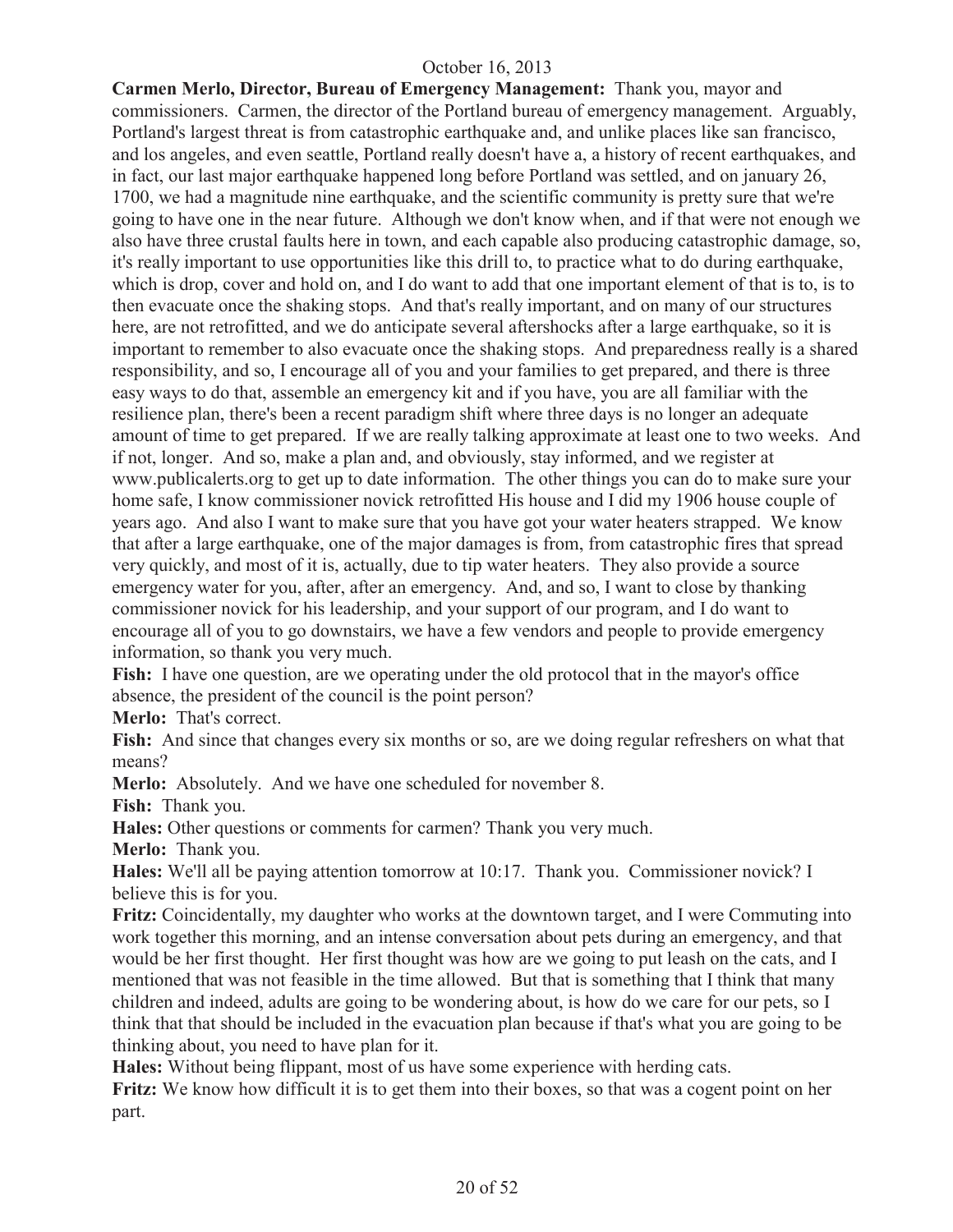October 16, 2013

**Carmen Merlo, Director, Bureau of Emergency Management:** Thank you, mayor and commissioners. Carmen, the director of the Portland bureau of emergency management. Arguably, Portland's largest threat is from catastrophic earthquake and, and unlike places like san francisco, and los angeles, and even seattle, Portland really doesn't have a, a history of recent earthquakes, and in fact, our last major earthquake happened long before Portland was settled, and on january 26, 1700, we had a magnitude nine earthquake, and the scientific community is pretty sure that we're going to have one in the near future. Although we don't know when, and if that were not enough we also have three crustal faults here in town, and each capable also producing catastrophic damage, so, it's really important to use opportunities like this drill to, to practice what to do during earthquake, which is drop, cover and hold on, and I do want to add that one important element of that is to, is to then evacuate once the shaking stops. And that's really important, and on many of our structures here, are not retrofitted, and we do anticipate several aftershocks after a large earthquake, so it is important to remember to also evacuate once the shaking stops. And preparedness really is a shared responsibility, and so, I encourage all of you and your families to get prepared, and there is three easy ways to do that, assemble an emergency kit and if you have, you are all familiar with the resilience plan, there's been a recent paradigm shift where three days is no longer an adequate amount of time to get prepared. If we are really talking approximate at least one to two weeks. And if not, longer. And so, make a plan and, and obviously, stay informed, and we register at www.publicalerts.org to get up to date information. The other things you can do to make sure your home safe, I know commissioner novick retrofitted His house and I did my 1906 house couple of years ago. And also I want to make sure that you have got your water heaters strapped. We know that after a large earthquake, one of the major damages is from, from catastrophic fires that spread very quickly, and most of it is, actually, due to tip water heaters. They also provide a source emergency water for you, after, after an emergency. And, and so, I want to close by thanking commissioner novick for his leadership, and your support of our program, and I do want to encourage all of you to go downstairs, we have a few vendors and people to provide emergency information, so thank you very much.

**Fish:** I have one question, are we operating under the old protocol that in the mayor's office absence, the president of the council is the point person?

**Merlo:** That's correct.

**Fish:** And since that changes every six months or so, are we doing regular refreshers on what that means?

**Merlo:** Absolutely. And we have one scheduled for november 8.

**Fish:** Thank you.

**Hales:** Other questions or comments for carmen? Thank you very much.

**Merlo:** Thank you.

**Hales:** We'll all be paying attention tomorrow at 10:17. Thank you. Commissioner novick? I believe this is for you.

**Fritz:** Coincidentally, my daughter who works at the downtown target, and I were Commuting into work together this morning, and an intense conversation about pets during an emergency, and that would be her first thought. Her first thought was how are we going to put leash on the cats, and I mentioned that was not feasible in the time allowed. But that is something that I think that many children and indeed, adults are going to be wondering about, is how do we care for our pets, so I think that that should be included in the evacuation plan because if that's what you are going to be thinking about, you need to have plan for it.

**Hales:** Without being flippant, most of us have some experience with herding cats.

**Fritz:** We know how difficult it is to get them into their boxes, so that was a cogent point on her part.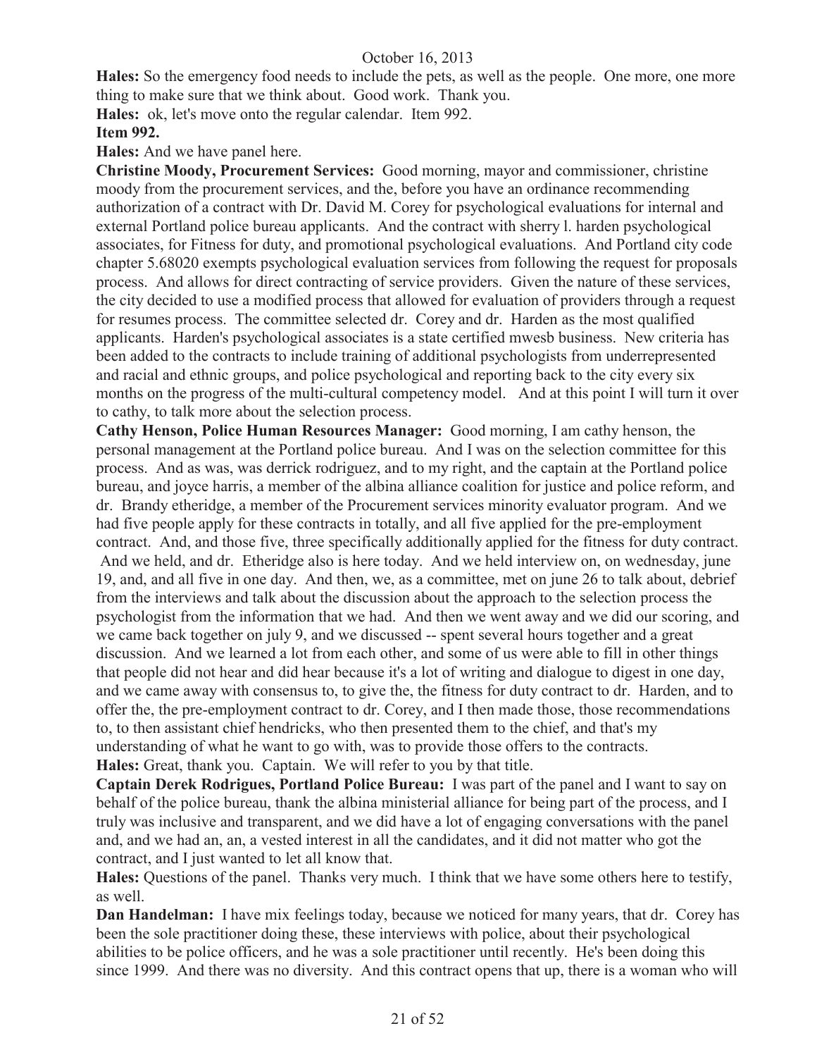**Hales:** So the emergency food needs to include the pets, as well as the people. One more, one more thing to make sure that we think about. Good work. Thank you.

**Hales:** ok, let's move onto the regular calendar. Item 992.

**Item 992.**

**Hales:** And we have panel here.

**Christine Moody, Procurement Services:** Good morning, mayor and commissioner, christine moody from the procurement services, and the, before you have an ordinance recommending authorization of a contract with Dr. David M. Corey for psychological evaluations for internal and external Portland police bureau applicants. And the contract with sherry l. harden psychological associates, for Fitness for duty, and promotional psychological evaluations. And Portland city code chapter 5.68020 exempts psychological evaluation services from following the request for proposals process. And allows for direct contracting of service providers. Given the nature of these services, the city decided to use a modified process that allowed for evaluation of providers through a request for resumes process. The committee selected dr. Corey and dr. Harden as the most qualified applicants. Harden's psychological associates is a state certified mwesb business. New criteria has been added to the contracts to include training of additional psychologists from underrepresented and racial and ethnic groups, and police psychological and reporting back to the city every six months on the progress of the multi-cultural competency model. And at this point I will turn it over to cathy, to talk more about the selection process.

**Cathy Henson, Police Human Resources Manager:** Good morning, I am cathy henson, the personal management at the Portland police bureau. And I was on the selection committee for this process. And as was, was derrick rodriguez, and to my right, and the captain at the Portland police bureau, and joyce harris, a member of the albina alliance coalition for justice and police reform, and dr. Brandy etheridge, a member of the Procurement services minority evaluator program. And we had five people apply for these contracts in totally, and all five applied for the pre-employment contract. And, and those five, three specifically additionally applied for the fitness for duty contract. And we held, and dr. Etheridge also is here today. And we held interview on, on wednesday, june 19, and, and all five in one day. And then, we, as a committee, met on june 26 to talk about, debrief from the interviews and talk about the discussion about the approach to the selection process the psychologist from the information that we had. And then we went away and we did our scoring, and we came back together on july 9, and we discussed -- spent several hours together and a great discussion. And we learned a lot from each other, and some of us were able to fill in other things that people did not hear and did hear because it's a lot of writing and dialogue to digest in one day, and we came away with consensus to, to give the, the fitness for duty contract to dr. Harden, and to offer the, the pre-employment contract to dr. Corey, and I then made those, those recommendations to, to then assistant chief hendricks, who then presented them to the chief, and that's my understanding of what he want to go with, was to provide those offers to the contracts.

**Hales:** Great, thank you. Captain. We will refer to you by that title.

**Captain Derek Rodrigues, Portland Police Bureau:** I was part of the panel and I want to say on behalf of the police bureau, thank the albina ministerial alliance for being part of the process, and I truly was inclusive and transparent, and we did have a lot of engaging conversations with the panel and, and we had an, an, a vested interest in all the candidates, and it did not matter who got the contract, and I just wanted to let all know that.

**Hales:** Questions of the panel. Thanks very much. I think that we have some others here to testify, as well.

**Dan Handelman:** I have mix feelings today, because we noticed for many years, that dr. Corey has been the sole practitioner doing these, these interviews with police, about their psychological abilities to be police officers, and he was a sole practitioner until recently. He's been doing this since 1999. And there was no diversity. And this contract opens that up, there is a woman who will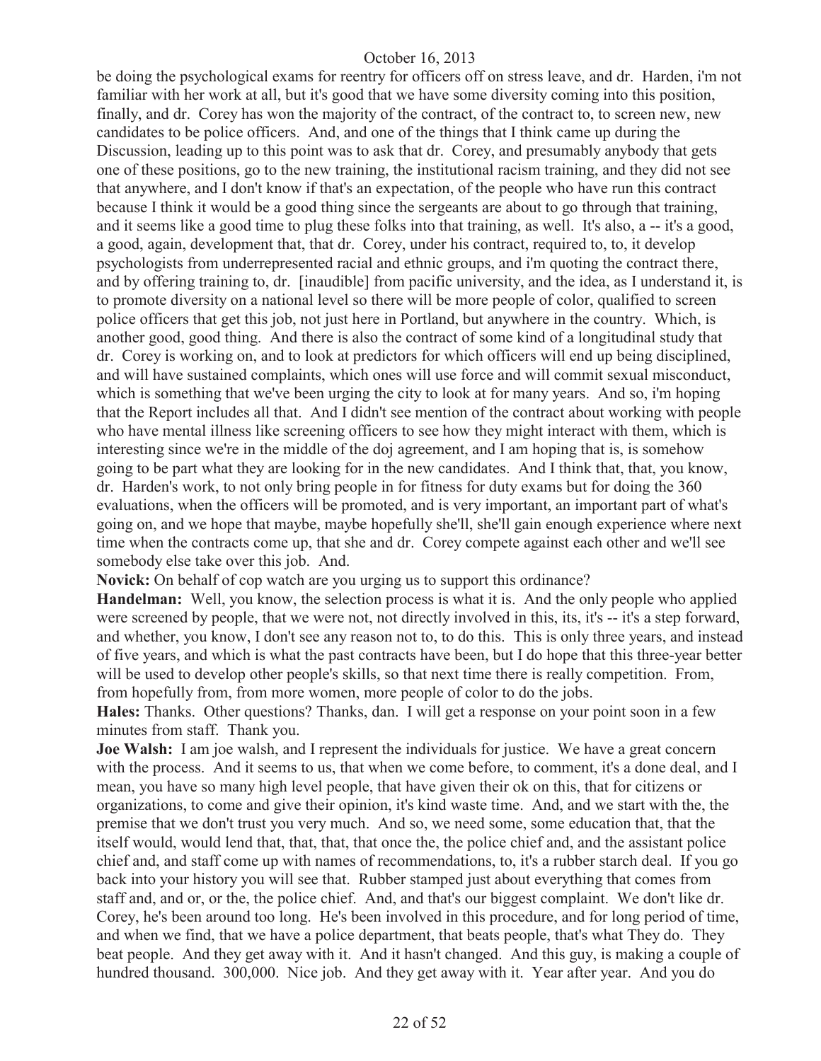be doing the psychological exams for reentry for officers off on stress leave, and dr. Harden, i'm not familiar with her work at all, but it's good that we have some diversity coming into this position, finally, and dr. Corey has won the majority of the contract, of the contract to, to screen new, new candidates to be police officers. And, and one of the things that I think came up during the Discussion, leading up to this point was to ask that dr. Corey, and presumably anybody that gets one of these positions, go to the new training, the institutional racism training, and they did not see that anywhere, and I don't know if that's an expectation, of the people who have run this contract because I think it would be a good thing since the sergeants are about to go through that training, and it seems like a good time to plug these folks into that training, as well. It's also, a -- it's a good, a good, again, development that, that dr. Corey, under his contract, required to, to, it develop psychologists from underrepresented racial and ethnic groups, and i'm quoting the contract there, and by offering training to, dr. [inaudible] from pacific university, and the idea, as I understand it, is to promote diversity on a national level so there will be more people of color, qualified to screen police officers that get this job, not just here in Portland, but anywhere in the country. Which, is another good, good thing. And there is also the contract of some kind of a longitudinal study that dr. Corey is working on, and to look at predictors for which officers will end up being disciplined, and will have sustained complaints, which ones will use force and will commit sexual misconduct, which is something that we've been urging the city to look at for many years. And so, i'm hoping that the Report includes all that. And I didn't see mention of the contract about working with people who have mental illness like screening officers to see how they might interact with them, which is interesting since we're in the middle of the doj agreement, and I am hoping that is, is somehow going to be part what they are looking for in the new candidates. And I think that, that, you know, dr. Harden's work, to not only bring people in for fitness for duty exams but for doing the 360 evaluations, when the officers will be promoted, and is very important, an important part of what's going on, and we hope that maybe, maybe hopefully she'll, she'll gain enough experience where next time when the contracts come up, that she and dr. Corey compete against each other and we'll see somebody else take over this job. And.

**Novick:** On behalf of cop watch are you urging us to support this ordinance?

**Handelman:** Well, you know, the selection process is what it is. And the only people who applied were screened by people, that we were not, not directly involved in this, its, it's -- it's a step forward, and whether, you know, I don't see any reason not to, to do this. This is only three years, and instead of five years, and which is what the past contracts have been, but I do hope that this three-year better will be used to develop other people's skills, so that next time there is really competition. From, from hopefully from, from more women, more people of color to do the jobs.

**Hales:** Thanks. Other questions? Thanks, dan. I will get a response on your point soon in a few minutes from staff. Thank you.

**Joe Walsh:** I am joe walsh, and I represent the individuals for justice. We have a great concern with the process. And it seems to us, that when we come before, to comment, it's a done deal, and I mean, you have so many high level people, that have given their ok on this, that for citizens or organizations, to come and give their opinion, it's kind waste time. And, and we start with the, the premise that we don't trust you very much. And so, we need some, some education that, that the itself would, would lend that, that, that, that once the, the police chief and, and the assistant police chief and, and staff come up with names of recommendations, to, it's a rubber starch deal. If you go back into your history you will see that. Rubber stamped just about everything that comes from staff and, and or, or the, the police chief. And, and that's our biggest complaint. We don't like dr. Corey, he's been around too long. He's been involved in this procedure, and for long period of time, and when we find, that we have a police department, that beats people, that's what They do. They beat people. And they get away with it. And it hasn't changed. And this guy, is making a couple of hundred thousand. 300,000. Nice job. And they get away with it. Year after year. And you do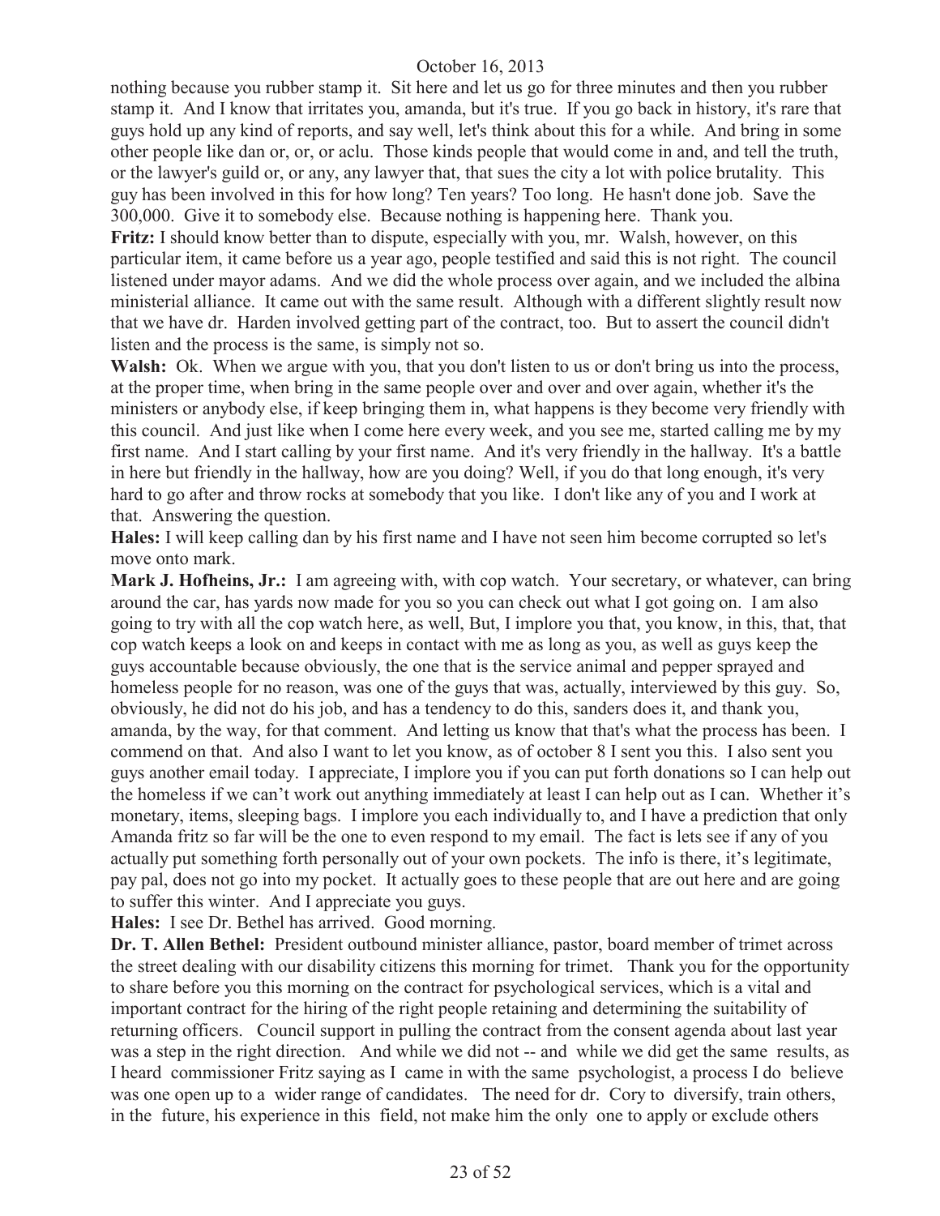nothing because you rubber stamp it. Sit here and let us go for three minutes and then you rubber stamp it. And I know that irritates you, amanda, but it's true. If you go back in history, it's rare that guys hold up any kind of reports, and say well, let's think about this for a while. And bring in some other people like dan or, or, or aclu. Those kinds people that would come in and, and tell the truth, or the lawyer's guild or, or any, any lawyer that, that sues the city a lot with police brutality. This guy has been involved in this for how long? Ten years? Too long. He hasn't done job. Save the 300,000. Give it to somebody else. Because nothing is happening here. Thank you.

**Fritz:** I should know better than to dispute, especially with you, mr. Walsh, however, on this particular item, it came before us a year ago, people testified and said this is not right. The council listened under mayor adams. And we did the whole process over again, and we included the albina ministerial alliance. It came out with the same result. Although with a different slightly result now that we have dr. Harden involved getting part of the contract, too. But to assert the council didn't listen and the process is the same, is simply not so.

**Walsh:** Ok. When we argue with you, that you don't listen to us or don't bring us into the process, at the proper time, when bring in the same people over and over and over again, whether it's the ministers or anybody else, if keep bringing them in, what happens is they become very friendly with this council. And just like when I come here every week, and you see me, started calling me by my first name. And I start calling by your first name. And it's very friendly in the hallway. It's a battle in here but friendly in the hallway, how are you doing? Well, if you do that long enough, it's very hard to go after and throw rocks at somebody that you like. I don't like any of you and I work at that. Answering the question.

**Hales:** I will keep calling dan by his first name and I have not seen him become corrupted so let's move onto mark.

**Mark J. Hofheins, Jr.:** I am agreeing with, with cop watch. Your secretary, or whatever, can bring around the car, has yards now made for you so you can check out what I got going on. I am also going to try with all the cop watch here, as well, But, I implore you that, you know, in this, that, that cop watch keeps a look on and keeps in contact with me as long as you, as well as guys keep the guys accountable because obviously, the one that is the service animal and pepper sprayed and homeless people for no reason, was one of the guys that was, actually, interviewed by this guy. So, obviously, he did not do his job, and has a tendency to do this, sanders does it, and thank you, amanda, by the way, for that comment. And letting us know that that's what the process has been. I commend on that. And also I want to let you know, as of october 8 I sent you this. I also sent you guys another email today. I appreciate, I implore you if you can put forth donations so I can help out the homeless if we can't work out anything immediately at least I can help out as I can. Whether it's monetary, items, sleeping bags. I implore you each individually to, and I have a prediction that only Amanda fritz so far will be the one to even respond to my email. The fact is lets see if any of you actually put something forth personally out of your own pockets. The info is there, it's legitimate, pay pal, does not go into my pocket. It actually goes to these people that are out here and are going to suffer this winter. And I appreciate you guys.

**Hales:** I see Dr. Bethel has arrived. Good morning.

**Dr. T. Allen Bethel:** President outbound minister alliance, pastor, board member of trimet across the street dealing with our disability citizens this morning for trimet. Thank you for the opportunity to share before you this morning on the contract for psychological services, which is a vital and important contract for the hiring of the right people retaining and determining the suitability of returning officers. Council support in pulling the contract from the consent agenda about last year was a step in the right direction. And while we did not -- and while we did get the same results, as I heard commissioner Fritz saying as I came in with the same psychologist, a process I do believe was one open up to a wider range of candidates. The need for dr. Cory to diversify, train others, in the future, his experience in this field, not make him the only one to apply or exclude others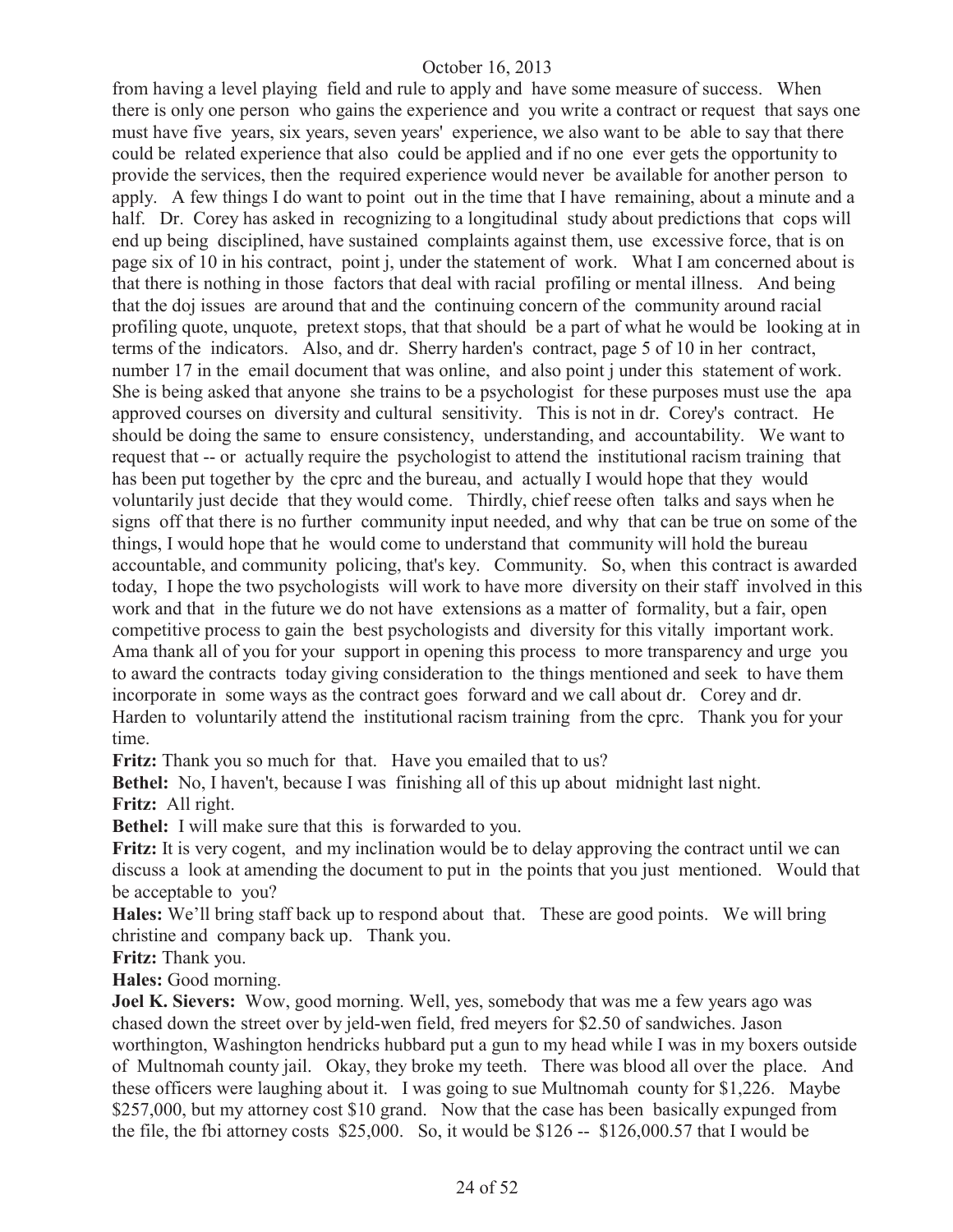from having a level playing field and rule to apply and have some measure of success. When there is only one person who gains the experience and you write a contract or request that says one must have five years, six years, seven years' experience, we also want to be able to say that there could be related experience that also could be applied and if no one ever gets the opportunity to provide the services, then the required experience would never be available for another person to apply. A few things I do want to point out in the time that I have remaining, about a minute and a half. Dr. Corey has asked in recognizing to a longitudinal study about predictions that cops will end up being disciplined, have sustained complaints against them, use excessive force, that is on page six of 10 in his contract, point j, under the statement of work. What I am concerned about is that there is nothing in those factors that deal with racial profiling or mental illness. And being that the doj issues are around that and the continuing concern of the community around racial profiling quote, unquote, pretext stops, that that should be a part of what he would be looking at in terms of the indicators. Also, and dr. Sherry harden's contract, page 5 of 10 in her contract, number 17 in the email document that was online, and also point j under this statement of work. She is being asked that anyone she trains to be a psychologist for these purposes must use the apa approved courses on diversity and cultural sensitivity. This is not in dr. Corey's contract. He should be doing the same to ensure consistency, understanding, and accountability. We want to request that -- or actually require the psychologist to attend the institutional racism training that has been put together by the cprc and the bureau, and actually I would hope that they would voluntarily just decide that they would come. Thirdly, chief reese often talks and says when he signs off that there is no further community input needed, and why that can be true on some of the things, I would hope that he would come to understand that community will hold the bureau accountable, and community policing, that's key. Community. So, when this contract is awarded today, I hope the two psychologists will work to have more diversity on their staff involved in this work and that in the future we do not have extensions as a matter of formality, but a fair, open competitive process to gain the best psychologists and diversity for this vitally important work. Ama thank all of you for your support in opening this process to more transparency and urge you to award the contracts today giving consideration to the things mentioned and seek to have them incorporate in some ways as the contract goes forward and we call about dr. Corey and dr. Harden to voluntarily attend the institutional racism training from the cprc. Thank you for your time.

**Fritz:** Thank you so much for that. Have you emailed that to us?

**Bethel:** No, I haven't, because I was finishing all of this up about midnight last night.

**Fritz:** All right.

**Bethel:** I will make sure that this is forwarded to you.

**Fritz:** It is very cogent, and my inclination would be to delay approving the contract until we can discuss a look at amending the document to put in the points that you just mentioned. Would that be acceptable to you?

**Hales:** We'll bring staff back up to respond about that. These are good points. We will bring christine and company back up. Thank you.

**Fritz:** Thank you.

**Hales:** Good morning.

**Joel K. Sievers:** Wow, good morning. Well, yes, somebody that was me a few years ago was chased down the street over by jeld-wen field, fred meyers for $2.50 of sandwiches. Jason worthington, Washington hendricks hubbard put a gun to my head while I was in my boxers outside of Multnomah county jail. Okay, they broke my teeth. There was blood all over the place. And these officers were laughing about it. I was going to sue Multnomah county for $1,226. Maybe $257,000, but my attorney cost $10 grand. Now that the case has been basically expunged from the file, the fbi attorney costs $25,000. So, it would be $126 -- $126,000.57 that I would be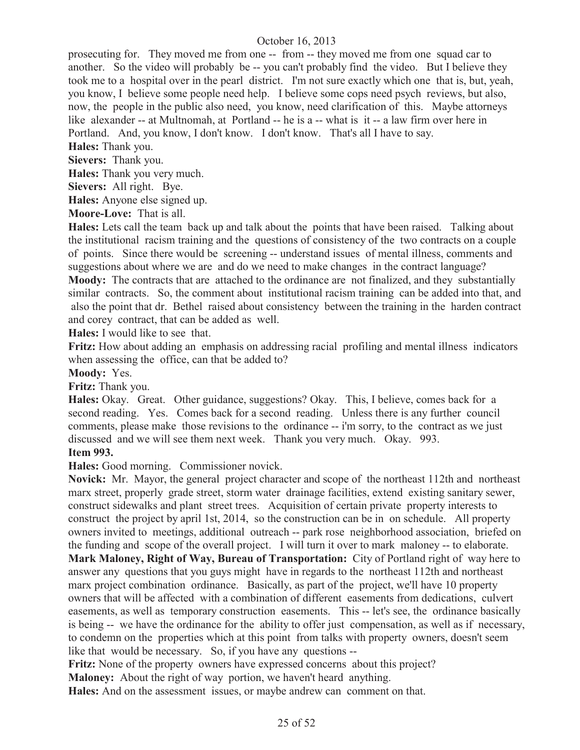prosecuting for. They moved me from one -- from -- they moved me from one squad car to another. So the video will probably be -- you can't probably find the video. But I believe they took me to a hospital over in the pearl district. I'm not sure exactly which one that is, but, yeah, you know, I believe some people need help. I believe some cops need psych reviews, but also, now, the people in the public also need, you know, need clarification of this. Maybe attorneys like alexander -- at Multnomah, at Portland -- he is a -- what is it -- a law firm over here in Portland. And, you know, I don't know. I don't know. That's all I have to say.

**Hales:** Thank you.

**Sievers:** Thank you.

**Hales:** Thank you very much.

**Sievers:** All right. Bye.

**Hales:** Anyone else signed up.

**Moore-Love:** That is all.

**Hales:** Lets call the team back up and talk about the points that have been raised. Talking about the institutional racism training and the questions of consistency of the two contracts on a couple of points. Since there would be screening -- understand issues of mental illness, comments and suggestions about where we are and do we need to make changes in the contract language?

**Moody:** The contracts that are attached to the ordinance are not finalized, and they substantially similar contracts. So, the comment about institutional racism training can be added into that, and also the point that dr. Bethel raised about consistency between the training in the harden contract and corey contract, that can be added as well.

**Hales:** I would like to see that.

**Fritz:** How about adding an emphasis on addressing racial profiling and mental illness indicators when assessing the office, can that be added to?

**Moody:** Yes.

**Fritz:** Thank you.

**Hales:** Okay. Great. Other guidance, suggestions? Okay. This, I believe, comes back for a second reading. Yes. Comes back for a second reading. Unless there is any further council comments, please make those revisions to the ordinance -- i'm sorry, to the contract as we just discussed and we will see them next week. Thank you very much. Okay. 993.

**Item 993.**

**Hales:** Good morning. Commissioner novick.

**Novick:** Mr. Mayor, the general project character and scope of the northeast 112th and northeast marx street, properly grade street, storm water drainage facilities, extend existing sanitary sewer, construct sidewalks and plant street trees. Acquisition of certain private property interests to construct the project by april 1st, 2014, so the construction can be in on schedule. All property owners invited to meetings, additional outreach -- park rose neighborhood association, briefed on the funding and scope of the overall project. I will turn it over to mark maloney -- to elaborate.

**Mark Maloney, Right of Way, Bureau of Transportation:** City of Portland right of way here to answer any questions that you guys might have in regards to the northeast 112th and northeast marx project combination ordinance. Basically, as part of the project, we'll have 10 property owners that will be affected with a combination of different easements from dedications, culvert easements, as well as temporary construction easements. This -- let's see, the ordinance basically is being -- we have the ordinance for the ability to offer just compensation, as well as if necessary, to condemn on the properties which at this point from talks with property owners, doesn't seem like that would be necessary. So, if you have any questions --

**Fritz:** None of the property owners have expressed concerns about this project?

**Maloney:** About the right of way portion, we haven't heard anything.

**Hales:** And on the assessment issues, or maybe andrew can comment on that.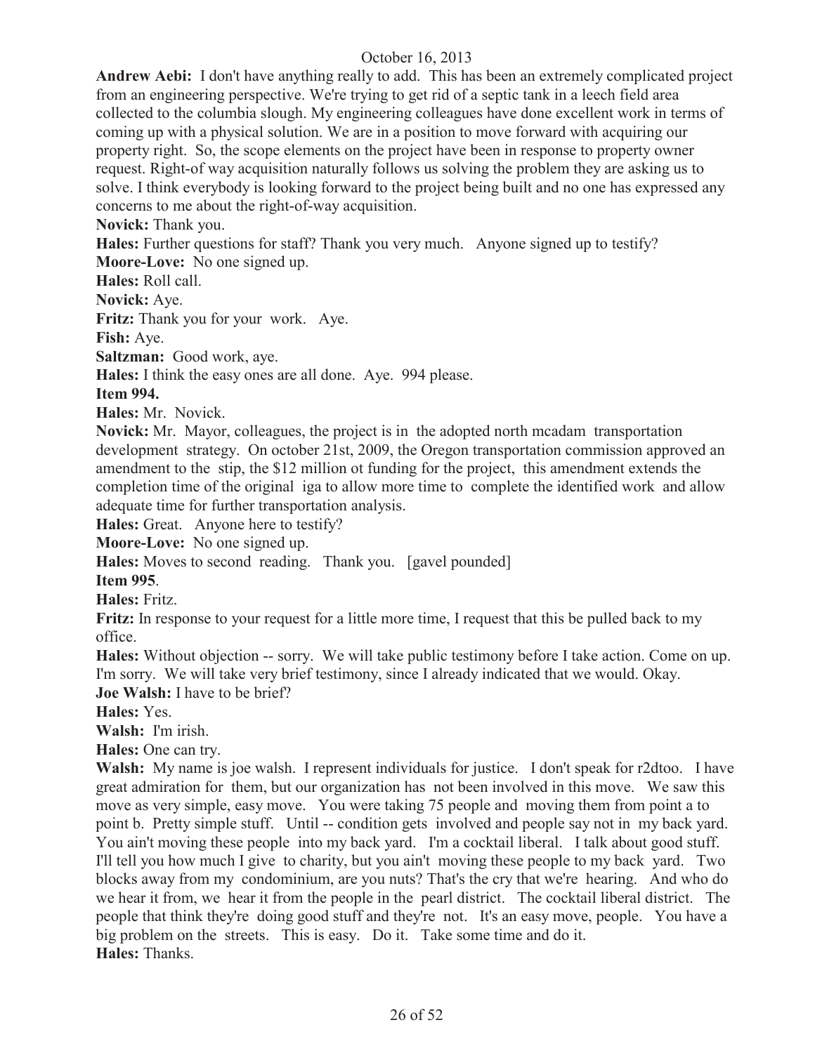**Andrew Aebi:** I don't have anything really to add. This has been an extremely complicated project from an engineering perspective. We're trying to get rid of a septic tank in a leech field area collected to the columbia slough. My engineering colleagues have done excellent work in terms of coming up with a physical solution. We are in a position to move forward with acquiring our property right. So, the scope elements on the project have been in response to property owner request. Right-of way acquisition naturally follows us solving the problem they are asking us to solve. I think everybody is looking forward to the project being built and no one has expressed any concerns to me about the right-of-way acquisition.

**Novick:** Thank you.

**Hales:** Further questions for staff? Thank you very much. Anyone signed up to testify?

**Moore-Love:** No one signed up.

**Hales:** Roll call.

**Novick:** Aye.

**Fritz:** Thank you for your work. Aye.

**Fish:** Aye.

**Saltzman:** Good work, aye.

**Hales:** I think the easy ones are all done. Aye. 994 please.

**Item 994.**

**Hales:** Mr. Novick.

**Novick:** Mr. Mayor, colleagues, the project is in the adopted north mcadam transportation development strategy. On october 21st, 2009, the Oregon transportation commission approved an amendment to the stip, the $12 million ot funding for the project, this amendment extends the completion time of the original iga to allow more time to complete the identified work and allow adequate time for further transportation analysis.

**Hales:** Great. Anyone here to testify?

**Moore-Love:** No one signed up.

**Hales:** Moves to second reading. Thank you. [gavel pounded]

**Item 995**.

**Hales:** Fritz.

**Fritz:** In response to your request for a little more time, I request that this be pulled back to my office.

**Hales:** Without objection -- sorry. We will take public testimony before I take action. Come on up. I'm sorry. We will take very brief testimony, since I already indicated that we would. Okay.

**Joe Walsh:** I have to be brief?

**Hales:** Yes.

**Walsh:** I'm irish.

**Hales:** One can try.

**Walsh:** My name is joe walsh. I represent individuals for justice. I don't speak for r2dtoo. I have great admiration for them, but our organization has not been involved in this move. We saw this move as very simple, easy move. You were taking 75 people and moving them from point a to point b. Pretty simple stuff. Until -- condition gets involved and people say not in my back yard. You ain't moving these people into my back yard. I'm a cocktail liberal. I talk about good stuff. I'll tell you how much I give to charity, but you ain't moving these people to my back yard. Two blocks away from my condominium, are you nuts? That's the cry that we're hearing. And who do we hear it from, we hear it from the people in the pearl district. The cocktail liberal district. The people that think they're doing good stuff and they're not. It's an easy move, people. You have a big problem on the streets. This is easy. Do it. Take some time and do it.

**Hales:** Thanks.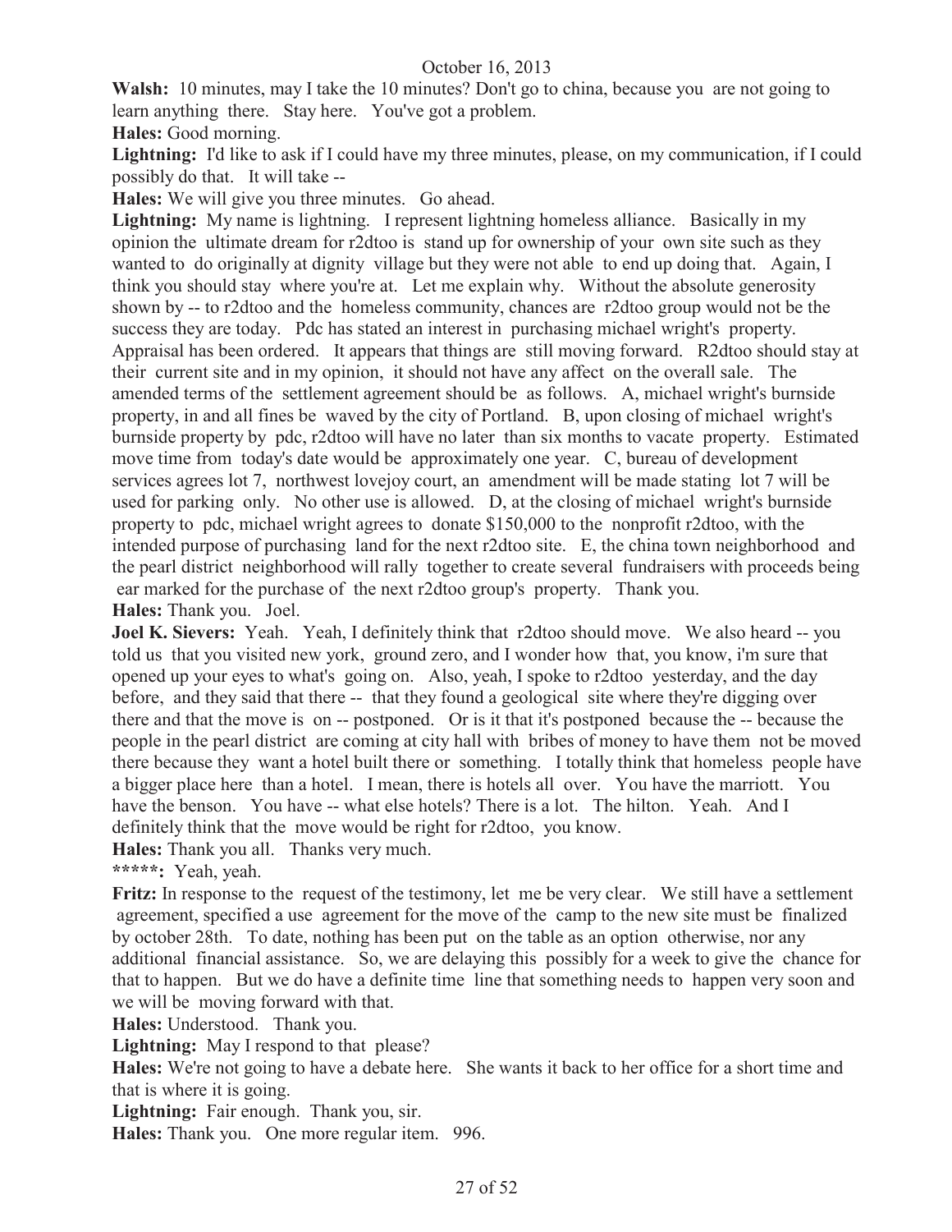**Walsh:** 10 minutes, may I take the 10 minutes? Don't go to china, because you are not going to learn anything there. Stay here. You've got a problem.

**Hales:** Good morning.

**Lightning:** I'd like to ask if I could have my three minutes, please, on my communication, if I could possibly do that. It will take --

**Hales:** We will give you three minutes. Go ahead.

**Lightning:** My name is lightning. I represent lightning homeless alliance. Basically in my opinion the ultimate dream for r2dtoo is stand up for ownership of your own site such as they wanted to do originally at dignity village but they were not able to end up doing that. Again, I think you should stay where you're at. Let me explain why. Without the absolute generosity shown by -- to r2dtoo and the homeless community, chances are r2dtoo group would not be the success they are today. Pdc has stated an interest in purchasing michael wright's property. Appraisal has been ordered. It appears that things are still moving forward. R2dtoo should stay at their current site and in my opinion, it should not have any affect on the overall sale. The amended terms of the settlement agreement should be as follows. A, michael wright's burnside property, in and all fines be waved by the city of Portland. B, upon closing of michael wright's burnside property by pdc, r2dtoo will have no later than six months to vacate property. Estimated move time from today's date would be approximately one year. C, bureau of development services agrees lot 7, northwest lovejoy court, an amendment will be made stating lot 7 will be used for parking only. No other use is allowed. D, at the closing of michael wright's burnside property to pdc, michael wright agrees to donate $150,000 to the nonprofit r2dtoo, with the intended purpose of purchasing land for the next r2dtoo site. E, the china town neighborhood and the pearl district neighborhood will rally together to create several fundraisers with proceeds being ear marked for the purchase of the next r2dtoo group's property. Thank you.

**Hales:** Thank you. Joel.

**Joel K. Sievers:** Yeah. Yeah, I definitely think that r2dtoo should move. We also heard -- you told us that you visited new york, ground zero, and I wonder how that, you know, i'm sure that opened up your eyes to what's going on. Also, yeah, I spoke to r2dtoo yesterday, and the day before, and they said that there -- that they found a geological site where they're digging over there and that the move is on -- postponed. Or is it that it's postponed because the -- because the people in the pearl district are coming at city hall with bribes of money to have them not be moved there because they want a hotel built there or something. I totally think that homeless people have a bigger place here than a hotel. I mean, there is hotels all over. You have the marriott. You have the benson. You have -- what else hotels? There is a lot. The hilton. Yeah. And I definitely think that the move would be right for r2dtoo, you know.

**Hales:** Thank you all. Thanks very much.

**\*\*\*\*\*:** Yeah, yeah.

**Fritz:** In response to the request of the testimony, let me be very clear. We still have a settlement agreement, specified a use agreement for the move of the camp to the new site must be finalized by october 28th. To date, nothing has been put on the table as an option otherwise, nor any additional financial assistance. So, we are delaying this possibly for a week to give the chance for that to happen. But we do have a definite time line that something needs to happen very soon and we will be moving forward with that.

**Hales:** Understood. Thank you.

**Lightning:** May I respond to that please?

**Hales:** We're not going to have a debate here. She wants it back to her office for a short time and that is where it is going.

**Lightning:** Fair enough. Thank you, sir.

**Hales:** Thank you. One more regular item. 996.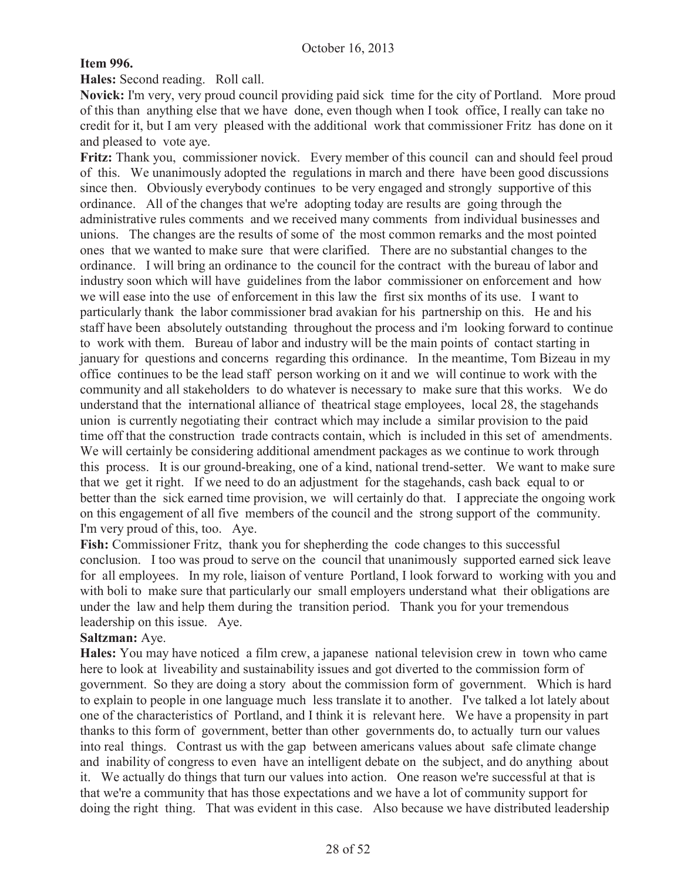**Item 996.**

**Hales:** Second reading. Roll call.

**Novick:** I'm very, very proud council providing paid sick time for the city of Portland. More proud of this than anything else that we have done, even though when I took office, I really can take no credit for it, but I am very pleased with the additional work that commissioner Fritz has done on it and pleased to vote aye.

**Fritz:** Thank you, commissioner novick. Every member of this council can and should feel proud of this. We unanimously adopted the regulations in march and there have been good discussions since then. Obviously everybody continues to be very engaged and strongly supportive of this ordinance. All of the changes that we're adopting today are results are going through the administrative rules comments and we received many comments from individual businesses and unions. The changes are the results of some of the most common remarks and the most pointed ones that we wanted to make sure that were clarified. There are no substantial changes to the ordinance. I will bring an ordinance to the council for the contract with the bureau of labor and industry soon which will have guidelines from the labor commissioner on enforcement and how we will ease into the use of enforcement in this law the first six months of its use. I want to particularly thank the labor commissioner brad avakian for his partnership on this. He and his staff have been absolutely outstanding throughout the process and i'm looking forward to continue to work with them. Bureau of labor and industry will be the main points of contact starting in january for questions and concerns regarding this ordinance. In the meantime, Tom Bizeau in my office continues to be the lead staff person working on it and we will continue to work with the community and all stakeholders to do whatever is necessary to make sure that this works. We do understand that the international alliance of theatrical stage employees, local 28, the stagehands union is currently negotiating their contract which may include a similar provision to the paid time off that the construction trade contracts contain, which is included in this set of amendments. We will certainly be considering additional amendment packages as we continue to work through this process. It is our ground-breaking, one of a kind, national trend-setter. We want to make sure that we get it right. If we need to do an adjustment for the stagehands, cash back equal to or better than the sick earned time provision, we will certainly do that. I appreciate the ongoing work on this engagement of all five members of the council and the strong support of the community. I'm very proud of this, too. Aye.

**Fish:** Commissioner Fritz, thank you for shepherding the code changes to this successful conclusion. I too was proud to serve on the council that unanimously supported earned sick leave for all employees. In my role, liaison of venture Portland, I look forward to working with you and with boli to make sure that particularly our small employers understand what their obligations are under the law and help them during the transition period. Thank you for your tremendous leadership on this issue. Aye.

**Saltzman:** Aye.

**Hales:** You may have noticed a film crew, a japanese national television crew in town who came here to look at liveability and sustainability issues and got diverted to the commission form of government. So they are doing a story about the commission form of government. Which is hard to explain to people in one language much less translate it to another. I've talked a lot lately about one of the characteristics of Portland, and I think it is relevant here. We have a propensity in part thanks to this form of government, better than other governments do, to actually turn our values into real things. Contrast us with the gap between americans values about safe climate change and inability of congress to even have an intelligent debate on the subject, and do anything about it. We actually do things that turn our values into action. One reason we're successful at that is that we're a community that has those expectations and we have a lot of community support for doing the right thing. That was evident in this case. Also because we have distributed leadership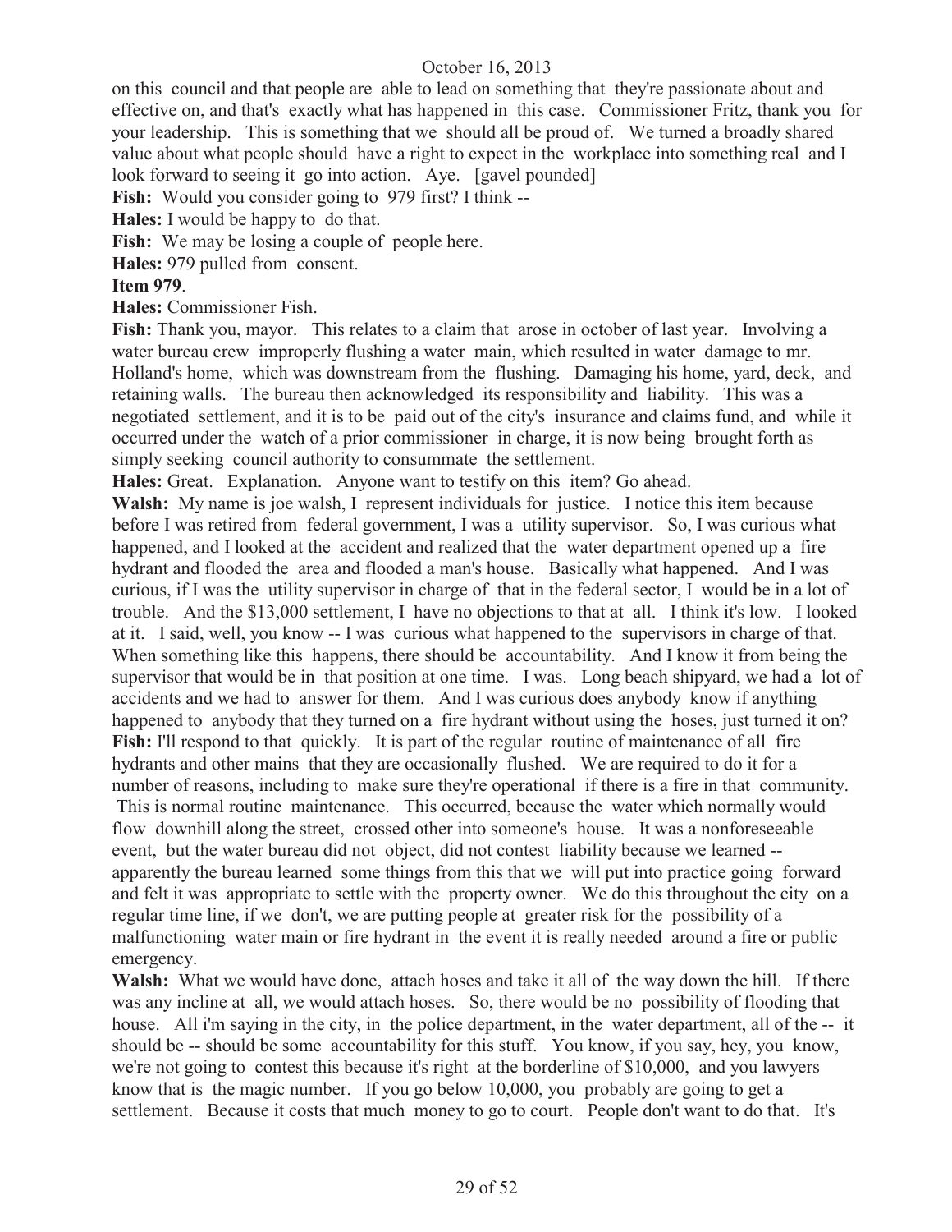on this council and that people are able to lead on something that they're passionate about and effective on, and that's exactly what has happened in this case. Commissioner Fritz, thank you for your leadership. This is something that we should all be proud of. We turned a broadly shared value about what people should have a right to expect in the workplace into something real and I look forward to seeing it go into action. Aye. [gavel pounded]

**Fish:** Would you consider going to 979 first? I think --

**Hales:** I would be happy to do that.

**Fish:** We may be losing a couple of people here.

**Hales:** 979 pulled from consent.

**Item 979**.

**Hales:** Commissioner Fish.

**Fish:** Thank you, mayor. This relates to a claim that arose in october of last year. Involving a water bureau crew improperly flushing a water main, which resulted in water damage to mr. Holland's home, which was downstream from the flushing. Damaging his home, yard, deck, and retaining walls. The bureau then acknowledged its responsibility and liability. This was a negotiated settlement, and it is to be paid out of the city's insurance and claims fund, and while it occurred under the watch of a prior commissioner in charge, it is now being brought forth as simply seeking council authority to consummate the settlement.

**Hales:** Great. Explanation. Anyone want to testify on this item? Go ahead.

**Walsh:** My name is joe walsh, I represent individuals for justice. I notice this item because before I was retired from federal government, I was a utility supervisor. So, I was curious what happened, and I looked at the accident and realized that the water department opened up a fire hydrant and flooded the area and flooded a man's house. Basically what happened. And I was curious, if I was the utility supervisor in charge of that in the federal sector, I would be in a lot of trouble. And the $13,000 settlement, I have no objections to that at all. I think it's low. I looked at it. I said, well, you know -- I was curious what happened to the supervisors in charge of that. When something like this happens, there should be accountability. And I know it from being the supervisor that would be in that position at one time. I was. Long beach shipyard, we had a lot of accidents and we had to answer for them. And I was curious does anybody know if anything happened to anybody that they turned on a fire hydrant without using the hoses, just turned it on?

**Fish:** I'll respond to that quickly. It is part of the regular routine of maintenance of all fire hydrants and other mains that they are occasionally flushed. We are required to do it for a number of reasons, including to make sure they're operational if there is a fire in that community. This is normal routine maintenance. This occurred, because the water which normally would flow downhill along the street, crossed other into someone's house. It was a nonforeseeable event, but the water bureau did not object, did not contest liability because we learned -- apparently the bureau learned some things from this that we will put into practice going forward and felt it was appropriate to settle with the property owner. We do this throughout the city on a regular time line, if we don't, we are putting people at greater risk for the possibility of a malfunctioning water main or fire hydrant in the event it is really needed around a fire or public emergency.

**Walsh:** What we would have done, attach hoses and take it all of the way down the hill. If there was any incline at all, we would attach hoses. So, there would be no possibility of flooding that house. All i'm saying in the city, in the police department, in the water department, all of the -- it should be -- should be some accountability for this stuff. You know, if you say, hey, you know, we're not going to contest this because it's right at the borderline of $10,000, and you lawyers know that is the magic number. If you go below 10,000, you probably are going to get a settlement. Because it costs that much money to go to court. People don't want to do that. It's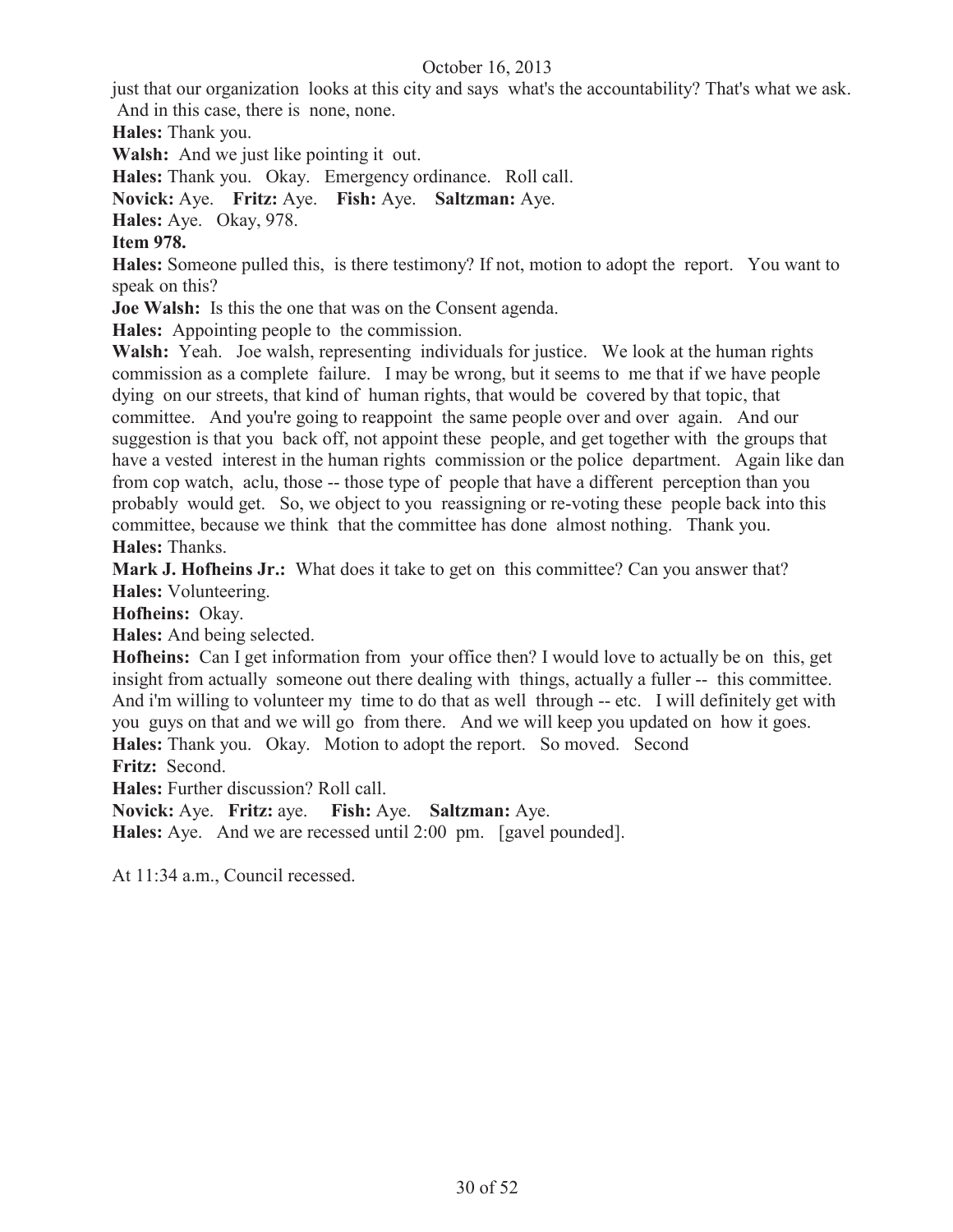just that our organization looks at this city and says what's the accountability? That's what we ask. And in this case, there is none, none.

**Hales:** Thank you.

**Walsh:** And we just like pointing it out.

**Hales:** Thank you. Okay. Emergency ordinance. Roll call.

**Novick:** Aye. **Fritz:** Aye. **Fish:** Aye. **Saltzman:** Aye.

**Hales:** Aye. Okay, 978.

**Item 978.**

**Hales:** Someone pulled this, is there testimony? If not, motion to adopt the report. You want to speak on this?

**Joe Walsh:** Is this the one that was on the Consent agenda.

**Hales:** Appointing people to the commission.

**Walsh:** Yeah. Joe walsh, representing individuals for justice. We look at the human rights commission as a complete failure. I may be wrong, but it seems to me that if we have people dying on our streets, that kind of human rights, that would be covered by that topic, that committee. And you're going to reappoint the same people over and over again. And our suggestion is that you back off, not appoint these people, and get together with the groups that have a vested interest in the human rights commission or the police department. Again like dan from cop watch, aclu, those -- those type of people that have a different perception than you probably would get. So, we object to you reassigning or re-voting these people back into this committee, because we think that the committee has done almost nothing. Thank you.

**Hales:** Thanks.

**Mark J. Hofheins Jr.:** What does it take to get on this committee? Can you answer that?

**Hales:** Volunteering.

**Hofheins:** Okay.

**Hales:** And being selected.

**Hofheins:** Can I get information from your office then? I would love to actually be on this, get insight from actually someone out there dealing with things, actually a fuller -- this committee. And i'm willing to volunteer my time to do that as well through -- etc. I will definitely get with you guys on that and we will go from there. And we will keep you updated on how it goes.

**Hales:** Thank you. Okay. Motion to adopt the report. So moved. Second

**Fritz:** Second.

**Hales:** Further discussion? Roll call.

**Novick:** Aye. **Fritz:** aye. **Fish:** Aye. **Saltzman:** Aye.

**Hales:** Aye. And we are recessed until 2:00 pm. [gavel pounded].

At 11:34 a.m., Council recessed.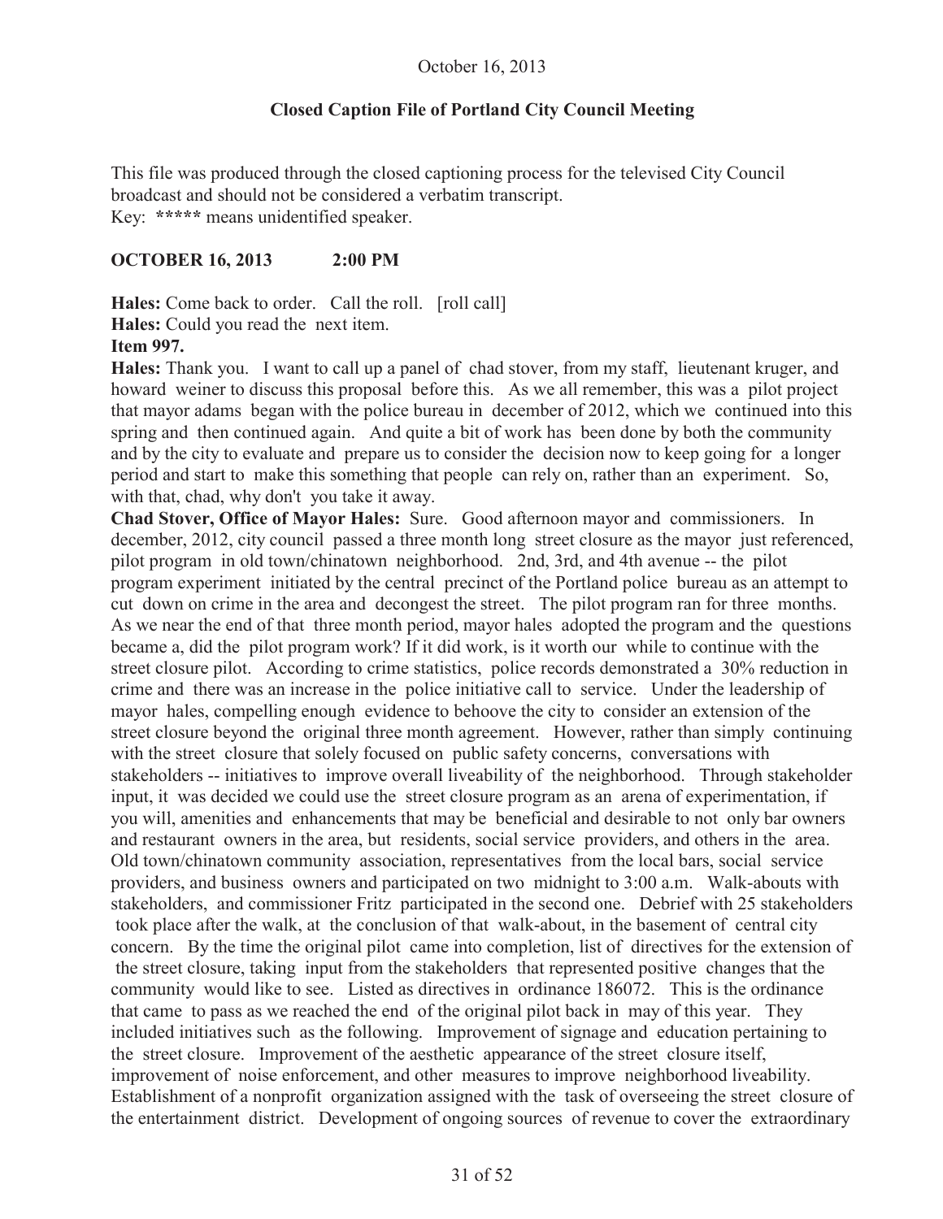October 16, 2013

**Closed Caption File of Portland City Council Meeting**

This file was produced through the closed captioning process for the televised City Council broadcast and should not be considered a verbatim transcript.
Key: ***** means unidentified speaker.

**OCTOBER 16, 2013 2:00 PM**

**Hales:** Come back to order. Call the roll. [roll call]

**Hales:** Could you read the next item.

**Item 997.**

**Hales:** Thank you. I want to call up a panel of chad stover, from my staff, lieutenant kruger, and howard weiner to discuss this proposal before this. As we all remember, this was a pilot project that mayor adams began with the police bureau in december of 2012, which we continued into this spring and then continued again. And quite a bit of work has been done by both the community and by the city to evaluate and prepare us to consider the decision now to keep going for a longer period and start to make this something that people can rely on, rather than an experiment. So, with that, chad, why don't you take it away.

**Chad Stover, Office of Mayor Hales:** Sure. Good afternoon mayor and commissioners. In december, 2012, city council passed a three month long street closure as the mayor just referenced, pilot program in old town/chinatown neighborhood. 2nd, 3rd, and 4th avenue -- the pilot program experiment initiated by the central precinct of the Portland police bureau as an attempt to cut down on crime in the area and decongest the street. The pilot program ran for three months. As we near the end of that three month period, mayor hales adopted the program and the questions became a, did the pilot program work? If it did work, is it worth our while to continue with the street closure pilot. According to crime statistics, police records demonstrated a 30% reduction in crime and there was an increase in the police initiative call to service. Under the leadership of mayor hales, compelling enough evidence to behoove the city to consider an extension of the street closure beyond the original three month agreement. However, rather than simply continuing with the street closure that solely focused on public safety concerns, conversations with stakeholders -- initiatives to improve overall liveability of the neighborhood. Through stakeholder input, it was decided we could use the street closure program as an arena of experimentation, if you will, amenities and enhancements that may be beneficial and desirable to not only bar owners and restaurant owners in the area, but residents, social service providers, and others in the area. Old town/chinatown community association, representatives from the local bars, social service providers, and business owners and participated on two midnight to 3:00 a.m. Walk-abouts with stakeholders, and commissioner Fritz participated in the second one. Debrief with 25 stakeholders took place after the walk, at the conclusion of that walk-about, in the basement of central city concern. By the time the original pilot came into completion, list of directives for the extension of the street closure, taking input from the stakeholders that represented positive changes that the community would like to see. Listed as directives in ordinance 186072. This is the ordinance that came to pass as we reached the end of the original pilot back in may of this year. They included initiatives such as the following. Improvement of signage and education pertaining to the street closure. Improvement of the aesthetic appearance of the street closure itself, improvement of noise enforcement, and other measures to improve neighborhood liveability. Establishment of a nonprofit organization assigned with the task of overseeing the street closure of the entertainment district. Development of ongoing sources of revenue to cover the extraordinary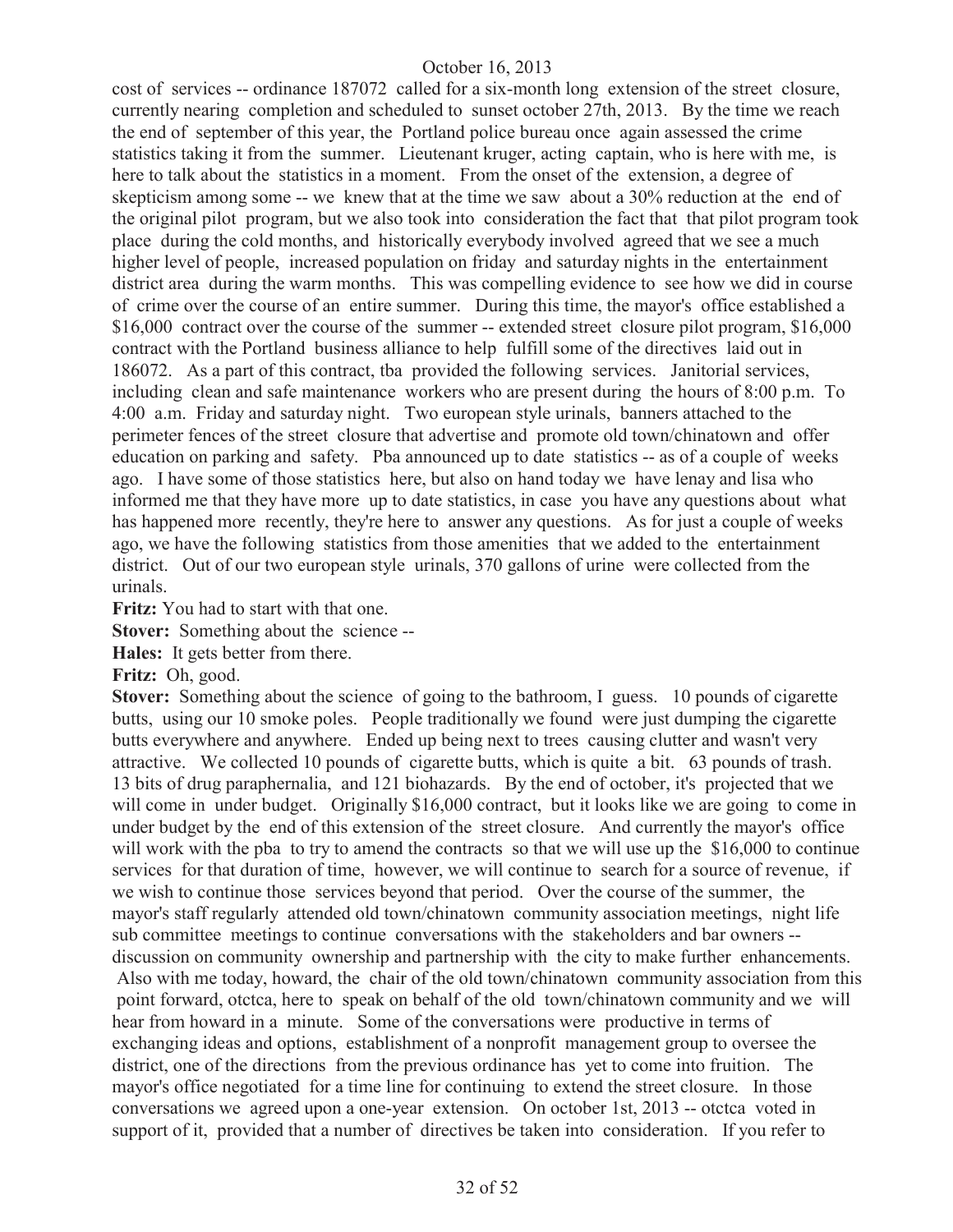cost of services -- ordinance 187072 called for a six-month long extension of the street closure, currently nearing completion and scheduled to sunset october 27th, 2013. By the time we reach the end of september of this year, the Portland police bureau once again assessed the crime statistics taking it from the summer. Lieutenant kruger, acting captain, who is here with me, is here to talk about the statistics in a moment. From the onset of the extension, a degree of skepticism among some -- we knew that at the time we saw about a 30% reduction at the end of the original pilot program, but we also took into consideration the fact that that pilot program took place during the cold months, and historically everybody involved agreed that we see a much higher level of people, increased population on friday and saturday nights in the entertainment district area during the warm months. This was compelling evidence to see how we did in course of crime over the course of an entire summer. During this time, the mayor's office established a \$16,000 contract over the course of the summer -- extended street closure pilot program, \$16,000 contract with the Portland business alliance to help fulfill some of the directives laid out in 186072. As a part of this contract, tba provided the following services. Janitorial services, including clean and safe maintenance workers who are present during the hours of 8:00 p.m. To 4:00 a.m. Friday and saturday night. Two european style urinals, banners attached to the perimeter fences of the street closure that advertise and promote old town/chinatown and offer education on parking and safety. Pba announced up to date statistics -- as of a couple of weeks ago. I have some of those statistics here, but also on hand today we have lenay and lisa who informed me that they have more up to date statistics, in case you have any questions about what has happened more recently, they're here to answer any questions. As for just a couple of weeks ago, we have the following statistics from those amenities that we added to the entertainment district. Out of our two european style urinals, 370 gallons of urine were collected from the urinals.

**Fritz:** You had to start with that one.

**Stover:** Something about the science --

**Hales:** It gets better from there.

**Fritz:** Oh, good.

**Stover:** Something about the science of going to the bathroom, I guess. 10 pounds of cigarette butts, using our 10 smoke poles. People traditionally we found were just dumping the cigarette butts everywhere and anywhere. Ended up being next to trees causing clutter and wasn't very attractive. We collected 10 pounds of cigarette butts, which is quite a bit. 63 pounds of trash. 13 bits of drug paraphernalia, and 121 biohazards. By the end of october, it's projected that we will come in under budget. Originally \$16,000 contract, but it looks like we are going to come in under budget by the end of this extension of the street closure. And currently the mayor's office will work with the pba to try to amend the contracts so that we will use up the \$16,000 to continue services for that duration of time, however, we will continue to search for a source of revenue, if we wish to continue those services beyond that period. Over the course of the summer, the mayor's staff regularly attended old town/chinatown community association meetings, night life sub committee meetings to continue conversations with the stakeholders and bar owners -- discussion on community ownership and partnership with the city to make further enhancements. Also with me today, howard, the chair of the old town/chinatown community association from this point forward, otctca, here to speak on behalf of the old town/chinatown community and we will hear from howard in a minute. Some of the conversations were productive in terms of exchanging ideas and options, establishment of a nonprofit management group to oversee the district, one of the directions from the previous ordinance has yet to come into fruition. The mayor's office negotiated for a time line for continuing to extend the street closure. In those conversations we agreed upon a one-year extension. On october 1st, 2013 -- otctca voted in support of it, provided that a number of directives be taken into consideration. If you refer to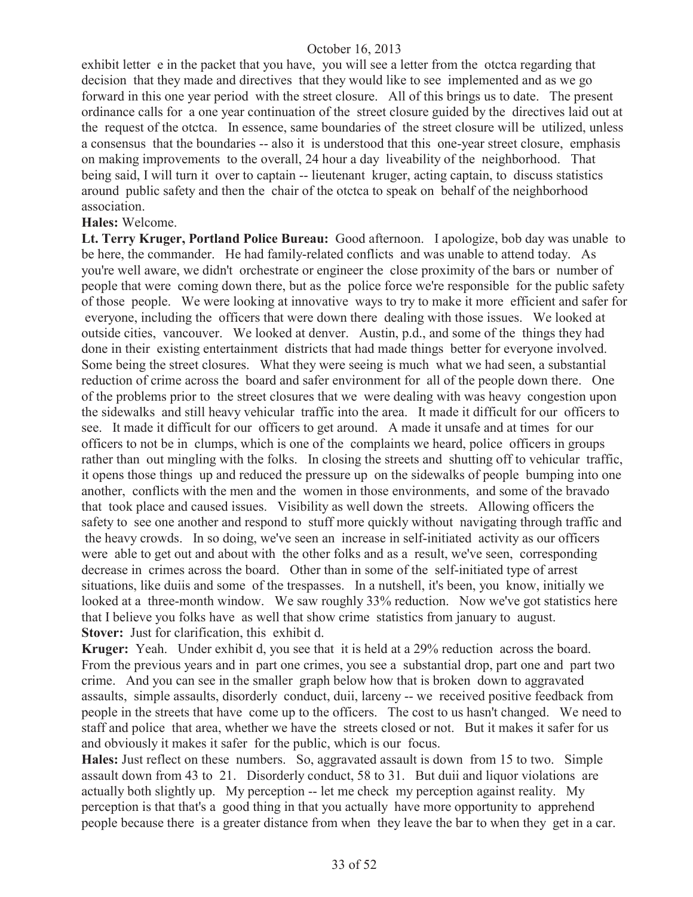exhibit letter e in the packet that you have, you will see a letter from the otctca regarding that decision that they made and directives that they would like to see implemented and as we go forward in this one year period with the street closure. All of this brings us to date. The present ordinance calls for a one year continuation of the street closure guided by the directives laid out at the request of the otctca. In essence, same boundaries of the street closure will be utilized, unless a consensus that the boundaries -- also it is understood that this one-year street closure, emphasis on making improvements to the overall, 24 hour a day liveability of the neighborhood. That being said, I will turn it over to captain -- lieutenant kruger, acting captain, to discuss statistics around public safety and then the chair of the otctca to speak on behalf of the neighborhood association.

**Hales:** Welcome.

**Lt. Terry Kruger, Portland Police Bureau:** Good afternoon. I apologize, bob day was unable to be here, the commander. He had family-related conflicts and was unable to attend today. As you're well aware, we didn't orchestrate or engineer the close proximity of the bars or number of people that were coming down there, but as the police force we're responsible for the public safety of those people. We were looking at innovative ways to try to make it more efficient and safer for everyone, including the officers that were down there dealing with those issues. We looked at outside cities, vancouver. We looked at denver. Austin, p.d., and some of the things they had done in their existing entertainment districts that had made things better for everyone involved. Some being the street closures. What they were seeing is much what we had seen, a substantial reduction of crime across the board and safer environment for all of the people down there. One of the problems prior to the street closures that we were dealing with was heavy congestion upon the sidewalks and still heavy vehicular traffic into the area. It made it difficult for our officers to see. It made it difficult for our officers to get around. A made it unsafe and at times for our officers to not be in clumps, which is one of the complaints we heard, police officers in groups rather than out mingling with the folks. In closing the streets and shutting off to vehicular traffic, it opens those things up and reduced the pressure up on the sidewalks of people bumping into one another, conflicts with the men and the women in those environments, and some of the bravado that took place and caused issues. Visibility as well down the streets. Allowing officers the safety to see one another and respond to stuff more quickly without navigating through traffic and the heavy crowds. In so doing, we've seen an increase in self-initiated activity as our officers were able to get out and about with the other folks and as a result, we've seen, corresponding decrease in crimes across the board. Other than in some of the self-initiated type of arrest situations, like duiis and some of the trespasses. In a nutshell, it's been, you know, initially we looked at a three-month window. We saw roughly 33% reduction. Now we've got statistics here that I believe you folks have as well that show crime statistics from january to august.

**Stover:** Just for clarification, this exhibit d.

**Kruger:** Yeah. Under exhibit d, you see that it is held at a 29% reduction across the board. From the previous years and in part one crimes, you see a substantial drop, part one and part two crime. And you can see in the smaller graph below how that is broken down to aggravated assaults, simple assaults, disorderly conduct, duii, larceny -- we received positive feedback from people in the streets that have come up to the officers. The cost to us hasn't changed. We need to staff and police that area, whether we have the streets closed or not. But it makes it safer for us and obviously it makes it safer for the public, which is our focus.

**Hales:** Just reflect on these numbers. So, aggravated assault is down from 15 to two. Simple assault down from 43 to 21. Disorderly conduct, 58 to 31. But duii and liquor violations are actually both slightly up. My perception -- let me check my perception against reality. My perception is that that's a good thing in that you actually have more opportunity to apprehend people because there is a greater distance from when they leave the bar to when they get in a car.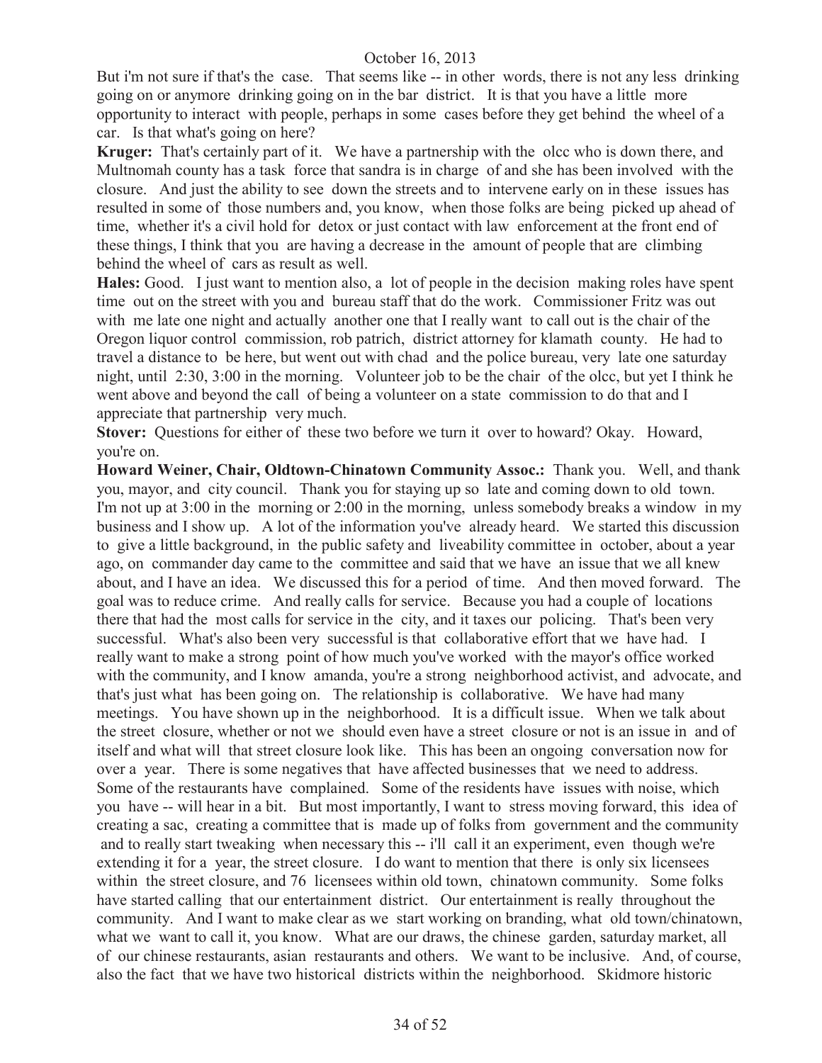But i'm not sure if that's the case. That seems like -- in other words, there is not any less drinking going on or anymore drinking going on in the bar district. It is that you have a little more opportunity to interact with people, perhaps in some cases before they get behind the wheel of a car. Is that what's going on here?

**Kruger:** That's certainly part of it. We have a partnership with the olcc who is down there, and Multnomah county has a task force that sandra is in charge of and she has been involved with the closure. And just the ability to see down the streets and to intervene early on in these issues has resulted in some of those numbers and, you know, when those folks are being picked up ahead of time, whether it's a civil hold for detox or just contact with law enforcement at the front end of these things, I think that you are having a decrease in the amount of people that are climbing behind the wheel of cars as result as well.

**Hales:** Good. I just want to mention also, a lot of people in the decision making roles have spent time out on the street with you and bureau staff that do the work. Commissioner Fritz was out with me late one night and actually another one that I really want to call out is the chair of the Oregon liquor control commission, rob patrich, district attorney for klamath county. He had to travel a distance to be here, but went out with chad and the police bureau, very late one saturday night, until 2:30, 3:00 in the morning. Volunteer job to be the chair of the olcc, but yet I think he went above and beyond the call of being a volunteer on a state commission to do that and I appreciate that partnership very much.

**Stover:** Questions for either of these two before we turn it over to howard? Okay. Howard, you're on.

**Howard Weiner, Chair, Oldtown-Chinatown Community Assoc.:** Thank you. Well, and thank you, mayor, and city council. Thank you for staying up so late and coming down to old town. I'm not up at 3:00 in the morning or 2:00 in the morning, unless somebody breaks a window in my business and I show up. A lot of the information you've already heard. We started this discussion to give a little background, in the public safety and liveability committee in october, about a year ago, on commander day came to the committee and said that we have an issue that we all knew about, and I have an idea. We discussed this for a period of time. And then moved forward. The goal was to reduce crime. And really calls for service. Because you had a couple of locations there that had the most calls for service in the city, and it taxes our policing. That's been very successful. What's also been very successful is that collaborative effort that we have had. I really want to make a strong point of how much you've worked with the mayor's office worked with the community, and I know amanda, you're a strong neighborhood activist, and advocate, and that's just what has been going on. The relationship is collaborative. We have had many meetings. You have shown up in the neighborhood. It is a difficult issue. When we talk about the street closure, whether or not we should even have a street closure or not is an issue in and of itself and what will that street closure look like. This has been an ongoing conversation now for over a year. There is some negatives that have affected businesses that we need to address. Some of the restaurants have complained. Some of the residents have issues with noise, which you have -- will hear in a bit. But most importantly, I want to stress moving forward, this idea of creating a sac, creating a committee that is made up of folks from government and the community and to really start tweaking when necessary this -- i'll call it an experiment, even though we're extending it for a year, the street closure. I do want to mention that there is only six licensees within the street closure, and 76 licensees within old town, chinatown community. Some folks have started calling that our entertainment district. Our entertainment is really throughout the community. And I want to make clear as we start working on branding, what old town/chinatown, what we want to call it, you know. What are our draws, the chinese garden, saturday market, all of our chinese restaurants, asian restaurants and others. We want to be inclusive. And, of course, also the fact that we have two historical districts within the neighborhood. Skidmore historic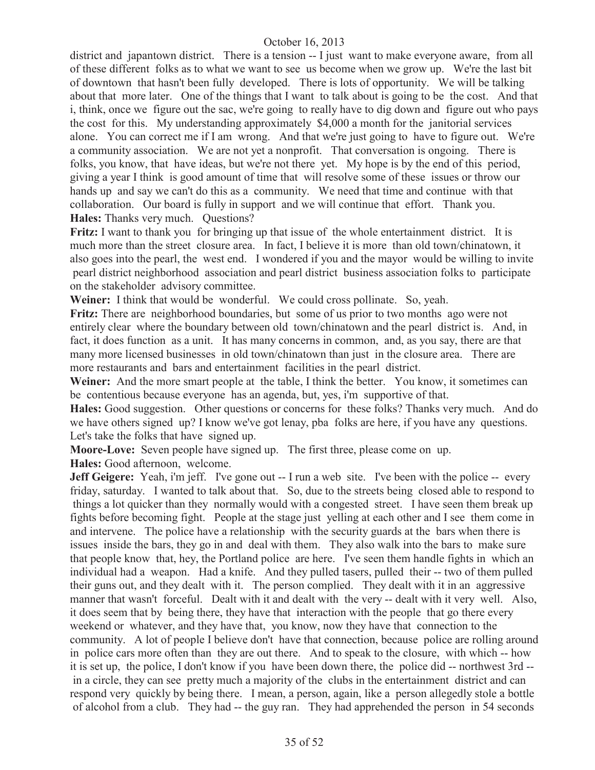district and japantown district. There is a tension -- I just want to make everyone aware, from all of these different folks as to what we want to see us become when we grow up. We're the last bit of downtown that hasn't been fully developed. There is lots of opportunity. We will be talking about that more later. One of the things that I want to talk about is going to be the cost. And that i, think, once we figure out the sac, we're going to really have to dig down and figure out who pays the cost for this. My understanding approximately $4,000 a month for the janitorial services alone. You can correct me if I am wrong. And that we're just going to have to figure out. We're a community association. We are not yet a nonprofit. That conversation is ongoing. There is folks, you know, that have ideas, but we're not there yet. My hope is by the end of this period, giving a year I think is good amount of time that will resolve some of these issues or throw our hands up and say we can't do this as a community. We need that time and continue with that collaboration. Our board is fully in support and we will continue that effort. Thank you.

**Hales:** Thanks very much. Questions?

**Fritz:** I want to thank you for bringing up that issue of the whole entertainment district. It is much more than the street closure area. In fact, I believe it is more than old town/chinatown, it also goes into the pearl, the west end. I wondered if you and the mayor would be willing to invite pearl district neighborhood association and pearl district business association folks to participate on the stakeholder advisory committee.

**Weiner:** I think that would be wonderful. We could cross pollinate. So, yeah.

**Fritz:** There are neighborhood boundaries, but some of us prior to two months ago were not entirely clear where the boundary between old town/chinatown and the pearl district is. And, in fact, it does function as a unit. It has many concerns in common, and, as you say, there are that many more licensed businesses in old town/chinatown than just in the closure area. There are more restaurants and bars and entertainment facilities in the pearl district.

**Weiner:** And the more smart people at the table, I think the better. You know, it sometimes can be contentious because everyone has an agenda, but, yes, i'm supportive of that.

**Hales:** Good suggestion. Other questions or concerns for these folks? Thanks very much. And do we have others signed up? I know we've got lenay, pba folks are here, if you have any questions. Let's take the folks that have signed up.

**Moore-Love:** Seven people have signed up. The first three, please come on up.

**Hales:** Good afternoon, welcome.

**Jeff Geigere:** Yeah, i'm jeff. I've gone out -- I run a web site. I've been with the police -- every friday, saturday. I wanted to talk about that. So, due to the streets being closed able to respond to things a lot quicker than they normally would with a congested street. I have seen them break up fights before becoming fight. People at the stage just yelling at each other and I see them come in and intervene. The police have a relationship with the security guards at the bars when there is issues inside the bars, they go in and deal with them. They also walk into the bars to make sure that people know that, hey, the Portland police are here. I've seen them handle fights in which an individual had a weapon. Had a knife. And they pulled tasers, pulled their -- two of them pulled their guns out, and they dealt with it. The person complied. They dealt with it in an aggressive manner that wasn't forceful. Dealt with it and dealt with the very -- dealt with it very well. Also, it does seem that by being there, they have that interaction with the people that go there every weekend or whatever, and they have that, you know, now they have that connection to the community. A lot of people I believe don't have that connection, because police are rolling around in police cars more often than they are out there. And to speak to the closure, with which -- how it is set up, the police, I don't know if you have been down there, the police did -- northwest 3rd -- in a circle, they can see pretty much a majority of the clubs in the entertainment district and can respond very quickly by being there. I mean, a person, again, like a person allegedly stole a bottle of alcohol from a club. They had -- the guy ran. They had apprehended the person in 54 seconds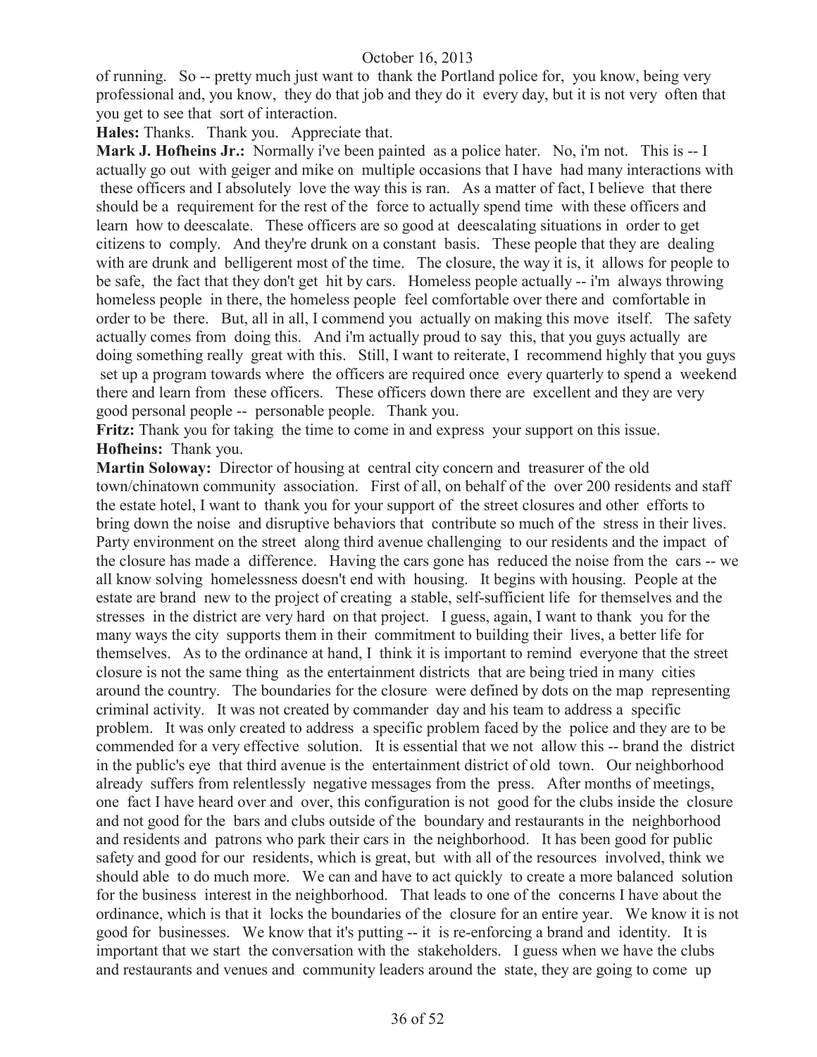of running. So -- pretty much just want to thank the Portland police for, you know, being very professional and, you know, they do that job and they do it every day, but it is not very often that you get to see that sort of interaction.

**Hales:** Thanks. Thank you. Appreciate that.

**Mark J. Hofheins Jr.:** Normally i've been painted as a police hater. No, i'm not. This is -- I actually go out with geiger and mike on multiple occasions that I have had many interactions with these officers and I absolutely love the way this is ran. As a matter of fact, I believe that there should be a requirement for the rest of the force to actually spend time with these officers and learn how to deescalate. These officers are so good at deescalating situations in order to get citizens to comply. And they're drunk on a constant basis. These people that they are dealing with are drunk and belligerent most of the time. The closure, the way it is, it allows for people to be safe, the fact that they don't get hit by cars. Homeless people actually -- i'm always throwing homeless people in there, the homeless people feel comfortable over there and comfortable in order to be there. But, all in all, I commend you actually on making this move itself. The safety actually comes from doing this. And i'm actually proud to say this, that you guys actually are doing something really great with this. Still, I want to reiterate, I recommend highly that you guys set up a program towards where the officers are required once every quarterly to spend a weekend there and learn from these officers. These officers down there are excellent and they are very good personal people -- personable people. Thank you.

**Fritz:** Thank you for taking the time to come in and express your support on this issue.

**Hofheins:** Thank you.

**Martin Soloway:** Director of housing at central city concern and treasurer of the old town/chinatown community association. First of all, on behalf of the over 200 residents and staff the estate hotel, I want to thank you for your support of the street closures and other efforts to bring down the noise and disruptive behaviors that contribute so much of the stress in their lives. Party environment on the street along third avenue challenging to our residents and the impact of the closure has made a difference. Having the cars gone has reduced the noise from the cars -- we all know solving homelessness doesn't end with housing. It begins with housing. People at the estate are brand new to the project of creating a stable, self-sufficient life for themselves and the stresses in the district are very hard on that project. I guess, again, I want to thank you for the many ways the city supports them in their commitment to building their lives, a better life for themselves. As to the ordinance at hand, I think it is important to remind everyone that the street closure is not the same thing as the entertainment districts that are being tried in many cities around the country. The boundaries for the closure were defined by dots on the map representing criminal activity. It was not created by commander day and his team to address a specific problem. It was only created to address a specific problem faced by the police and they are to be commended for a very effective solution. It is essential that we not allow this -- brand the district in the public's eye that third avenue is the entertainment district of old town. Our neighborhood already suffers from relentlessly negative messages from the press. After months of meetings, one fact I have heard over and over, this configuration is not good for the clubs inside the closure and not good for the bars and clubs outside of the boundary and restaurants in the neighborhood and residents and patrons who park their cars in the neighborhood. It has been good for public safety and good for our residents, which is great, but with all of the resources involved, think we should able to do much more. We can and have to act quickly to create a more balanced solution for the business interest in the neighborhood. That leads to one of the concerns I have about the ordinance, which is that it locks the boundaries of the closure for an entire year. We know it is not good for businesses. We know that it's putting -- it is re-enforcing a brand and identity. It is important that we start the conversation with the stakeholders. I guess when we have the clubs and restaurants and venues and community leaders around the state, they are going to come up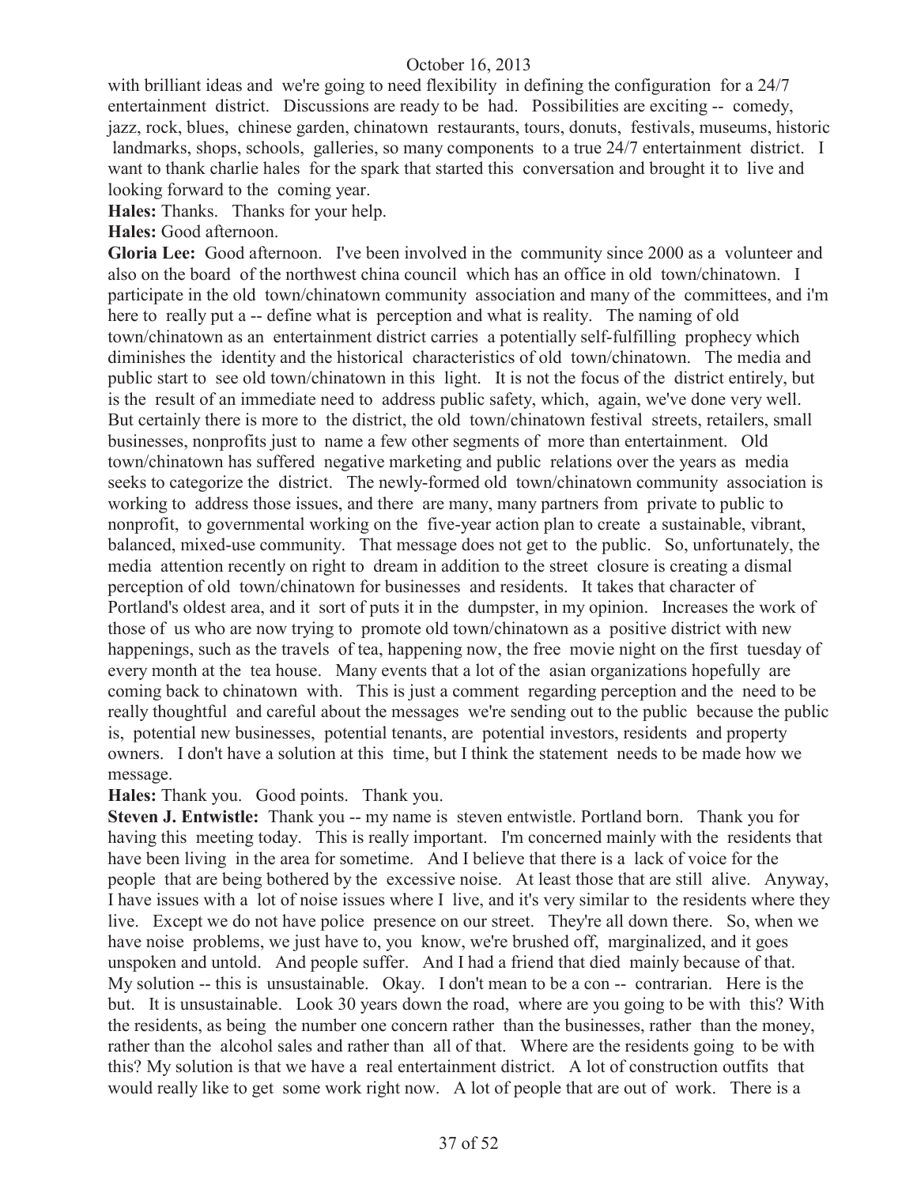with brilliant ideas and we're going to need flexibility in defining the configuration for a 24/7 entertainment district. Discussions are ready to be had. Possibilities are exciting -- comedy, jazz, rock, blues, chinese garden, chinatown restaurants, tours, donuts, festivals, museums, historic landmarks, shops, schools, galleries, so many components to a true 24/7 entertainment district. I want to thank charlie hales for the spark that started this conversation and brought it to live and looking forward to the coming year.

**Hales:** Thanks. Thanks for your help.

**Hales:** Good afternoon.

**Gloria Lee:** Good afternoon. I've been involved in the community since 2000 as a volunteer and also on the board of the northwest china council which has an office in old town/chinatown. I participate in the old town/chinatown community association and many of the committees, and i'm here to really put a -- define what is perception and what is reality. The naming of old town/chinatown as an entertainment district carries a potentially self-fulfilling prophecy which diminishes the identity and the historical characteristics of old town/chinatown. The media and public start to see old town/chinatown in this light. It is not the focus of the district entirely, but is the result of an immediate need to address public safety, which, again, we've done very well. But certainly there is more to the district, the old town/chinatown festival streets, retailers, small businesses, nonprofits just to name a few other segments of more than entertainment. Old town/chinatown has suffered negative marketing and public relations over the years as media seeks to categorize the district. The newly-formed old town/chinatown community association is working to address those issues, and there are many, many partners from private to public to nonprofit, to governmental working on the five-year action plan to create a sustainable, vibrant, balanced, mixed-use community. That message does not get to the public. So, unfortunately, the media attention recently on right to dream in addition to the street closure is creating a dismal perception of old town/chinatown for businesses and residents. It takes that character of Portland's oldest area, and it sort of puts it in the dumpster, in my opinion. Increases the work of those of us who are now trying to promote old town/chinatown as a positive district with new happenings, such as the travels of tea, happening now, the free movie night on the first tuesday of every month at the tea house. Many events that a lot of the asian organizations hopefully are coming back to chinatown with. This is just a comment regarding perception and the need to be really thoughtful and careful about the messages we're sending out to the public because the public is, potential new businesses, potential tenants, are potential investors, residents and property owners. I don't have a solution at this time, but I think the statement needs to be made how we message.

**Hales:** Thank you. Good points. Thank you.

**Steven J. Entwistle:** Thank you -- my name is steven entwistle. Portland born. Thank you for having this meeting today. This is really important. I'm concerned mainly with the residents that have been living in the area for sometime. And I believe that there is a lack of voice for the people that are being bothered by the excessive noise. At least those that are still alive. Anyway, I have issues with a lot of noise issues where I live, and it's very similar to the residents where they live. Except we do not have police presence on our street. They're all down there. So, when we have noise problems, we just have to, you know, we're brushed off, marginalized, and it goes unspoken and untold. And people suffer. And I had a friend that died mainly because of that. My solution -- this is unsustainable. Okay. I don't mean to be a con -- contrarian. Here is the but. It is unsustainable. Look 30 years down the road, where are you going to be with this? With the residents, as being the number one concern rather than the businesses, rather than the money, rather than the alcohol sales and rather than all of that. Where are the residents going to be with this? My solution is that we have a real entertainment district. A lot of construction outfits that would really like to get some work right now. A lot of people that are out of work. There is a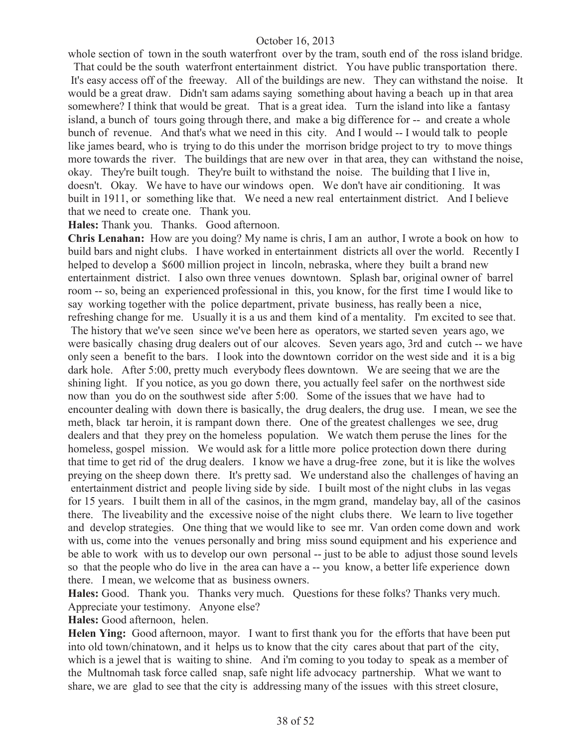whole section of town in the south waterfront over by the tram, south end of the ross island bridge. That could be the south waterfront entertainment district. You have public transportation there. It's easy access off of the freeway. All of the buildings are new. They can withstand the noise. It would be a great draw. Didn't sam adams saying something about having a beach up in that area somewhere? I think that would be great. That is a great idea. Turn the island into like a fantasy island, a bunch of tours going through there, and make a big difference for -- and create a whole bunch of revenue. And that's what we need in this city. And I would -- I would talk to people like james beard, who is trying to do this under the morrison bridge project to try to move things more towards the river. The buildings that are new over in that area, they can withstand the noise, okay. They're built tough. They're built to withstand the noise. The building that I live in, doesn't. Okay. We have to have our windows open. We don't have air conditioning. It was built in 1911, or something like that. We need a new real entertainment district. And I believe that we need to create one. Thank you.

**Hales:** Thank you. Thanks. Good afternoon.

**Chris Lenahan:** How are you doing? My name is chris, I am an author, I wrote a book on how to build bars and night clubs. I have worked in entertainment districts all over the world. Recently I helped to develop a $600 million project in lincoln, nebraska, where they built a brand new entertainment district. I also own three venues downtown. Splash bar, original owner of barrel room -- so, being an experienced professional in this, you know, for the first time I would like to say working together with the police department, private business, has really been a nice, refreshing change for me. Usually it is a us and them kind of a mentality. I'm excited to see that. The history that we've seen since we've been here as operators, we started seven years ago, we were basically chasing drug dealers out of our alcoves. Seven years ago, 3rd and cutch -- we have only seen a benefit to the bars. I look into the downtown corridor on the west side and it is a big dark hole. After 5:00, pretty much everybody flees downtown. We are seeing that we are the shining light. If you notice, as you go down there, you actually feel safer on the northwest side now than you do on the southwest side after 5:00. Some of the issues that we have had to encounter dealing with down there is basically, the drug dealers, the drug use. I mean, we see the meth, black tar heroin, it is rampant down there. One of the greatest challenges we see, drug dealers and that they prey on the homeless population. We watch them peruse the lines for the homeless, gospel mission. We would ask for a little more police protection down there during that time to get rid of the drug dealers. I know we have a drug-free zone, but it is like the wolves preying on the sheep down there. It's pretty sad. We understand also the challenges of having an entertainment district and people living side by side. I built most of the night clubs in las vegas for 15 years. I built them in all of the casinos, in the mgm grand, mandelay bay, all of the casinos there. The liveability and the excessive noise of the night clubs there. We learn to live together and develop strategies. One thing that we would like to see mr. Van orden come down and work with us, come into the venues personally and bring miss sound equipment and his experience and be able to work with us to develop our own personal -- just to be able to adjust those sound levels so that the people who do live in the area can have a -- you know, a better life experience down there. I mean, we welcome that as business owners.

**Hales:** Good. Thank you. Thanks very much. Questions for these folks? Thanks very much. Appreciate your testimony. Anyone else?

**Hales:** Good afternoon, helen.

**Helen Ying:** Good afternoon, mayor. I want to first thank you for the efforts that have been put into old town/chinatown, and it helps us to know that the city cares about that part of the city, which is a jewel that is waiting to shine. And i'm coming to you today to speak as a member of the Multnomah task force called snap, safe night life advocacy partnership. What we want to share, we are glad to see that the city is addressing many of the issues with this street closure,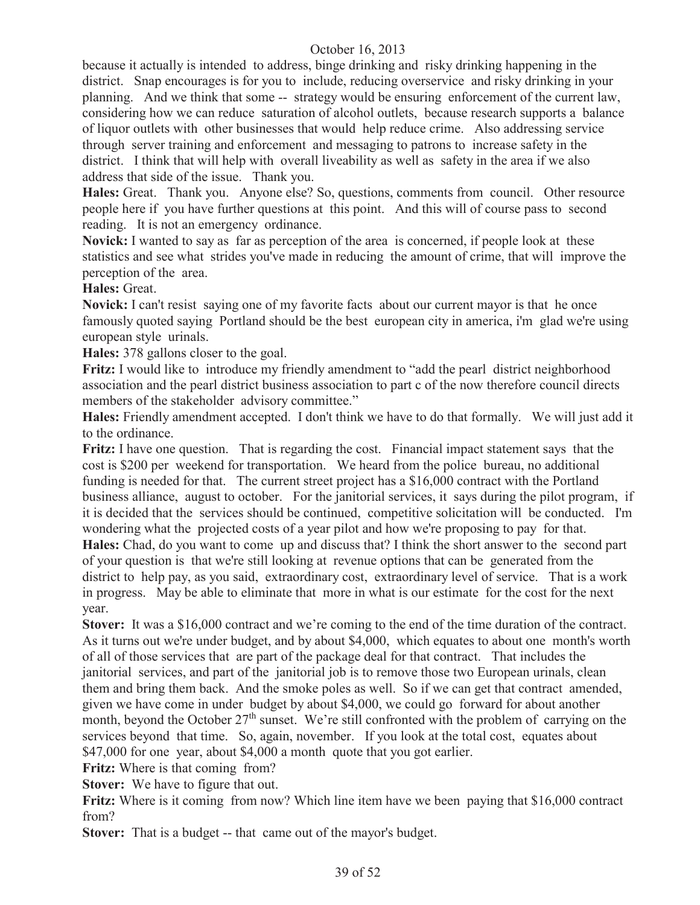because it actually is intended to address, binge drinking and risky drinking happening in the district. Snap encourages is for you to include, reducing overservice and risky drinking in your planning. And we think that some -- strategy would be ensuring enforcement of the current law, considering how we can reduce saturation of alcohol outlets, because research supports a balance of liquor outlets with other businesses that would help reduce crime. Also addressing service through server training and enforcement and messaging to patrons to increase safety in the district. I think that will help with overall liveability as well as safety in the area if we also address that side of the issue. Thank you.

**Hales:** Great. Thank you. Anyone else? So, questions, comments from council. Other resource people here if you have further questions at this point. And this will of course pass to second reading. It is not an emergency ordinance.

**Novick:** I wanted to say as far as perception of the area is concerned, if people look at these statistics and see what strides you've made in reducing the amount of crime, that will improve the perception of the area.

**Hales:** Great.

**Novick:** I can't resist saying one of my favorite facts about our current mayor is that he once famously quoted saying Portland should be the best european city in america, i'm glad we're using european style urinals.

**Hales:** 378 gallons closer to the goal.

**Fritz:** I would like to introduce my friendly amendment to "add the pearl district neighborhood association and the pearl district business association to part c of the now therefore council directs members of the stakeholder advisory committee."

**Hales:** Friendly amendment accepted. I don't think we have to do that formally. We will just add it to the ordinance.

**Fritz:** I have one question. That is regarding the cost. Financial impact statement says that the cost is $200 per weekend for transportation. We heard from the police bureau, no additional funding is needed for that. The current street project has a $16,000 contract with the Portland business alliance, august to october. For the janitorial services, it says during the pilot program, if it is decided that the services should be continued, competitive solicitation will be conducted. I'm wondering what the projected costs of a year pilot and how we're proposing to pay for that.

**Hales:** Chad, do you want to come up and discuss that? I think the short answer to the second part of your question is that we're still looking at revenue options that can be generated from the district to help pay, as you said, extraordinary cost, extraordinary level of service. That is a work in progress. May be able to eliminate that more in what is our estimate for the cost for the next year.

**Stover:** It was a $16,000 contract and we're coming to the end of the time duration of the contract. As it turns out we're under budget, and by about $4,000, which equates to about one month's worth of all of those services that are part of the package deal for that contract. That includes the janitorial services, and part of the janitorial job is to remove those two European urinals, clean them and bring them back. And the smoke poles as well. So if we can get that contract amended, given we have come in under budget by about $4,000, we could go forward for about another month, beyond the October 27th sunset. We're still confronted with the problem of carrying on the services beyond that time. So, again, november. If you look at the total cost, equates about $47,000 for one year, about $4,000 a month quote that you got earlier.

**Fritz:** Where is that coming from?

**Stover:** We have to figure that out.

**Fritz:** Where is it coming from now? Which line item have we been paying that $16,000 contract from?

**Stover:** That is a budget -- that came out of the mayor's budget.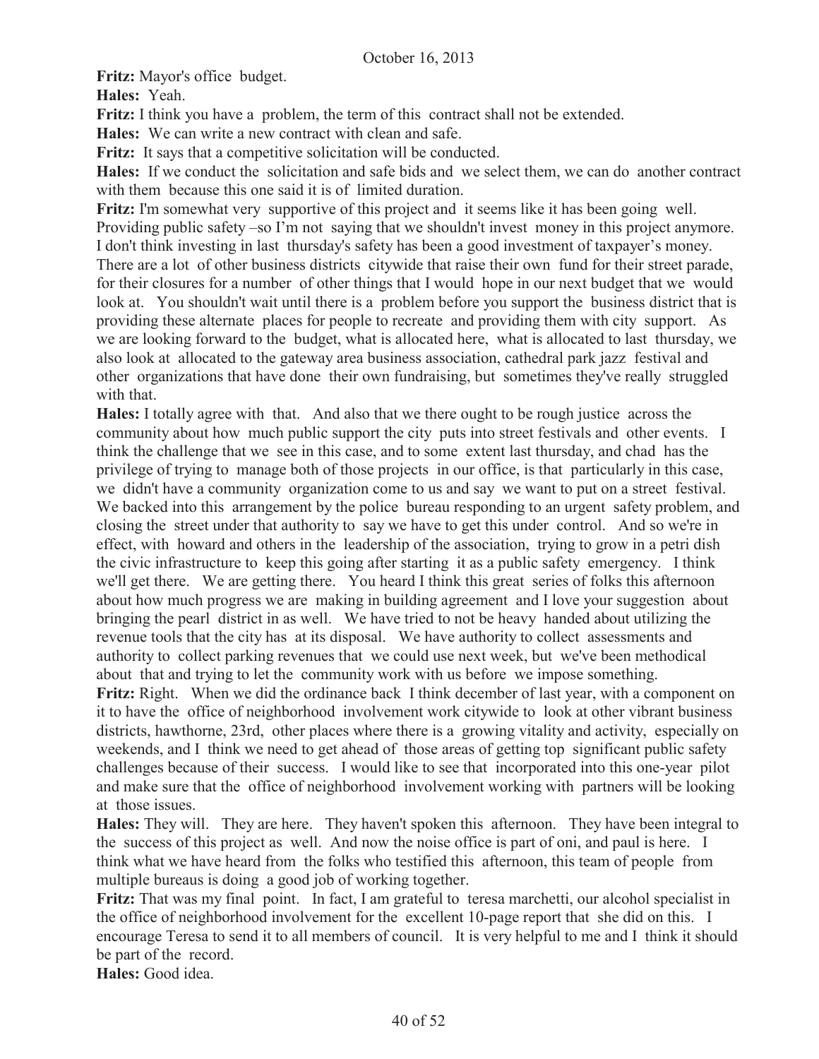**Fritz:** Mayor's office budget.

**Hales:** Yeah.

**Fritz:** I think you have a problem, the term of this contract shall not be extended.

**Hales:** We can write a new contract with clean and safe.

**Fritz:** It says that a competitive solicitation will be conducted.

**Hales:** If we conduct the solicitation and safe bids and we select them, we can do another contract with them because this one said it is of limited duration.

**Fritz:** I'm somewhat very supportive of this project and it seems like it has been going well. Providing public safety –so I'm not saying that we shouldn't invest money in this project anymore. I don't think investing in last thursday's safety has been a good investment of taxpayer's money. There are a lot of other business districts citywide that raise their own fund for their street parade, for their closures for a number of other things that I would hope in our next budget that we would look at. You shouldn't wait until there is a problem before you support the business district that is providing these alternate places for people to recreate and providing them with city support. As we are looking forward to the budget, what is allocated here, what is allocated to last thursday, we also look at allocated to the gateway area business association, cathedral park jazz festival and other organizations that have done their own fundraising, but sometimes they've really struggled with that.

**Hales:** I totally agree with that. And also that we there ought to be rough justice across the community about how much public support the city puts into street festivals and other events. I think the challenge that we see in this case, and to some extent last thursday, and chad has the privilege of trying to manage both of those projects in our office, is that particularly in this case, we didn't have a community organization come to us and say we want to put on a street festival. We backed into this arrangement by the police bureau responding to an urgent safety problem, and closing the street under that authority to say we have to get this under control. And so we're in effect, with howard and others in the leadership of the association, trying to grow in a petri dish the civic infrastructure to keep this going after starting it as a public safety emergency. I think we'll get there. We are getting there. You heard I think this great series of folks this afternoon about how much progress we are making in building agreement and I love your suggestion about bringing the pearl district in as well. We have tried to not be heavy handed about utilizing the revenue tools that the city has at its disposal. We have authority to collect assessments and authority to collect parking revenues that we could use next week, but we've been methodical about that and trying to let the community work with us before we impose something.

**Fritz:** Right. When we did the ordinance back I think december of last year, with a component on it to have the office of neighborhood involvement work citywide to look at other vibrant business districts, hawthorne, 23rd, other places where there is a growing vitality and activity, especially on weekends, and I think we need to get ahead of those areas of getting top significant public safety challenges because of their success. I would like to see that incorporated into this one-year pilot and make sure that the office of neighborhood involvement working with partners will be looking at those issues.

**Hales:** They will. They are here. They haven't spoken this afternoon. They have been integral to the success of this project as well. And now the noise office is part of oni, and paul is here. I think what we have heard from the folks who testified this afternoon, this team of people from multiple bureaus is doing a good job of working together.

**Fritz:** That was my final point. In fact, I am grateful to teresa marchetti, our alcohol specialist in the office of neighborhood involvement for the excellent 10-page report that she did on this. I encourage Teresa to send it to all members of council. It is very helpful to me and I think it should be part of the record.

**Hales:** Good idea.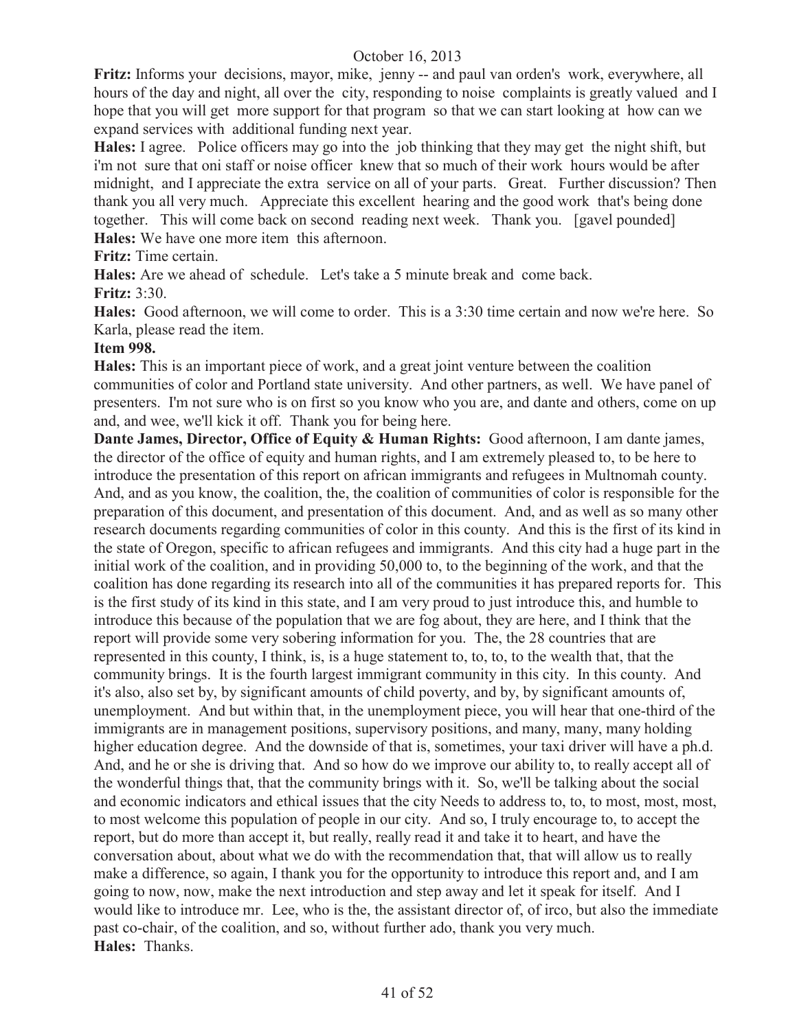**Fritz:** Informs your decisions, mayor, mike, jenny -- and paul van orden's work, everywhere, all hours of the day and night, all over the city, responding to noise complaints is greatly valued and I hope that you will get more support for that program so that we can start looking at how can we expand services with additional funding next year.

**Hales:** I agree. Police officers may go into the job thinking that they may get the night shift, but i'm not sure that oni staff or noise officer knew that so much of their work hours would be after midnight, and I appreciate the extra service on all of your parts. Great. Further discussion? Then thank you all very much. Appreciate this excellent hearing and the good work that's being done together. This will come back on second reading next week. Thank you. [gavel pounded]

**Hales:** We have one more item this afternoon.

**Fritz:** Time certain.

**Hales:** Are we ahead of schedule. Let's take a 5 minute break and come back.

**Fritz:** 3:30.

**Hales:** Good afternoon, we will come to order. This is a 3:30 time certain and now we're here. So Karla, please read the item.

**Item 998.**

**Hales:** This is an important piece of work, and a great joint venture between the coalition communities of color and Portland state university. And other partners, as well. We have panel of presenters. I'm not sure who is on first so you know who you are, and dante and others, come on up and, and wee, we'll kick it off. Thank you for being here.

**Dante James, Director, Office of Equity & Human Rights:** Good afternoon, I am dante james, the director of the office of equity and human rights, and I am extremely pleased to, to be here to introduce the presentation of this report on african immigrants and refugees in Multnomah county. And, and as you know, the coalition, the, the coalition of communities of color is responsible for the preparation of this document, and presentation of this document. And, and as well as so many other research documents regarding communities of color in this county. And this is the first of its kind in the state of Oregon, specific to african refugees and immigrants. And this city had a huge part in the initial work of the coalition, and in providing 50,000 to, to the beginning of the work, and that the coalition has done regarding its research into all of the communities it has prepared reports for. This is the first study of its kind in this state, and I am very proud to just introduce this, and humble to introduce this because of the population that we are fog about, they are here, and I think that the report will provide some very sobering information for you. The, the 28 countries that are represented in this county, I think, is, is a huge statement to, to, to, to the wealth that, that the community brings. It is the fourth largest immigrant community in this city. In this county. And it's also, also set by, by significant amounts of child poverty, and by, by significant amounts of, unemployment. And but within that, in the unemployment piece, you will hear that one-third of the immigrants are in management positions, supervisory positions, and many, many, many holding higher education degree. And the downside of that is, sometimes, your taxi driver will have a ph.d. And, and he or she is driving that. And so how do we improve our ability to, to really accept all of the wonderful things that, that the community brings with it. So, we'll be talking about the social and economic indicators and ethical issues that the city Needs to address to, to, to most, most, most, to most welcome this population of people in our city. And so, I truly encourage to, to accept the report, but do more than accept it, but really, really read it and take it to heart, and have the conversation about, about what we do with the recommendation that, that will allow us to really make a difference, so again, I thank you for the opportunity to introduce this report and, and I am going to now, now, make the next introduction and step away and let it speak for itself. And I would like to introduce mr. Lee, who is the, the assistant director of, of irco, but also the immediate past co-chair, of the coalition, and so, without further ado, thank you very much.

**Hales:** Thanks.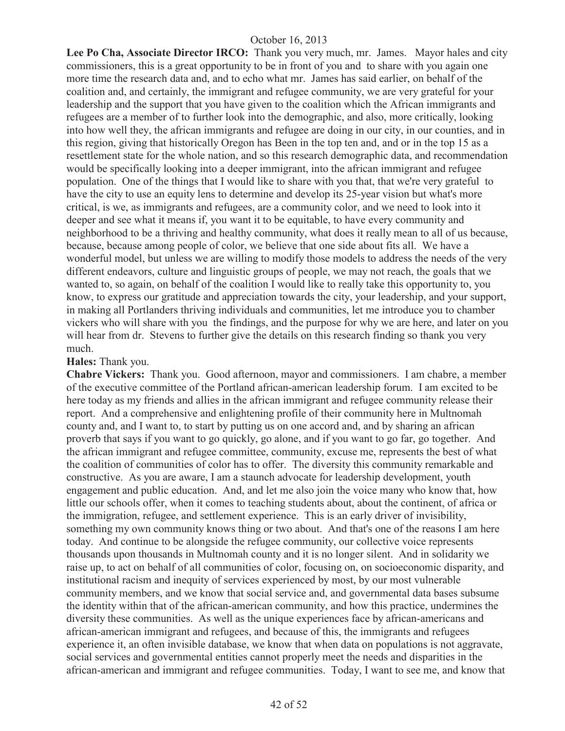**Lee Po Cha, Associate Director IRCO:** Thank you very much, mr. James. Mayor hales and city commissioners, this is a great opportunity to be in front of you and to share with you again one more time the research data and, and to echo what mr. James has said earlier, on behalf of the coalition and, and certainly, the immigrant and refugee community, we are very grateful for your leadership and the support that you have given to the coalition which the African immigrants and refugees are a member of to further look into the demographic, and also, more critically, looking into how well they, the african immigrants and refugee are doing in our city, in our counties, and in this region, giving that historically Oregon has Been in the top ten and, and or in the top 15 as a resettlement state for the whole nation, and so this research demographic data, and recommendation would be specifically looking into a deeper immigrant, into the african immigrant and refugee population. One of the things that I would like to share with you that, that we're very grateful to have the city to use an equity lens to determine and develop its 25-year vision but what's more critical, is we, as immigrants and refugees, are a community color, and we need to look into it deeper and see what it means if, you want it to be equitable, to have every community and neighborhood to be a thriving and healthy community, what does it really mean to all of us because, because, because among people of color, we believe that one side about fits all. We have a wonderful model, but unless we are willing to modify those models to address the needs of the very different endeavors, culture and linguistic groups of people, we may not reach, the goals that we wanted to, so again, on behalf of the coalition I would like to really take this opportunity to, you know, to express our gratitude and appreciation towards the city, your leadership, and your support, in making all Portlanders thriving individuals and communities, let me introduce you to chamber vickers who will share with you the findings, and the purpose for why we are here, and later on you will hear from dr. Stevens to further give the details on this research finding so thank you very much.

**Hales:** Thank you.

**Chabre Vickers:** Thank you. Good afternoon, mayor and commissioners. I am chabre, a member of the executive committee of the Portland african-american leadership forum. I am excited to be here today as my friends and allies in the african immigrant and refugee community release their report. And a comprehensive and enlightening profile of their community here in Multnomah county and, and I want to, to start by putting us on one accord and, and by sharing an african proverb that says if you want to go quickly, go alone, and if you want to go far, go together. And the african immigrant and refugee committee, community, excuse me, represents the best of what the coalition of communities of color has to offer. The diversity this community remarkable and constructive. As you are aware, I am a staunch advocate for leadership development, youth engagement and public education. And, and let me also join the voice many who know that, how little our schools offer, when it comes to teaching students about, about the continent, of africa or the immigration, refugee, and settlement experience. This is an early driver of invisibility, something my own community knows thing or two about. And that's one of the reasons I am here today. And continue to be alongside the refugee community, our collective voice represents thousands upon thousands in Multnomah county and it is no longer silent. And in solidarity we raise up, to act on behalf of all communities of color, focusing on, on socioeconomic disparity, and institutional racism and inequity of services experienced by most, by our most vulnerable community members, and we know that social service and, and governmental data bases subsume the identity within that of the african-american community, and how this practice, undermines the diversity these communities. As well as the unique experiences face by african-americans and african-american immigrant and refugees, and because of this, the immigrants and refugees experience it, an often invisible database, we know that when data on populations is not aggravate, social services and governmental entities cannot properly meet the needs and disparities in the african-american and immigrant and refugee communities. Today, I want to see me, and know that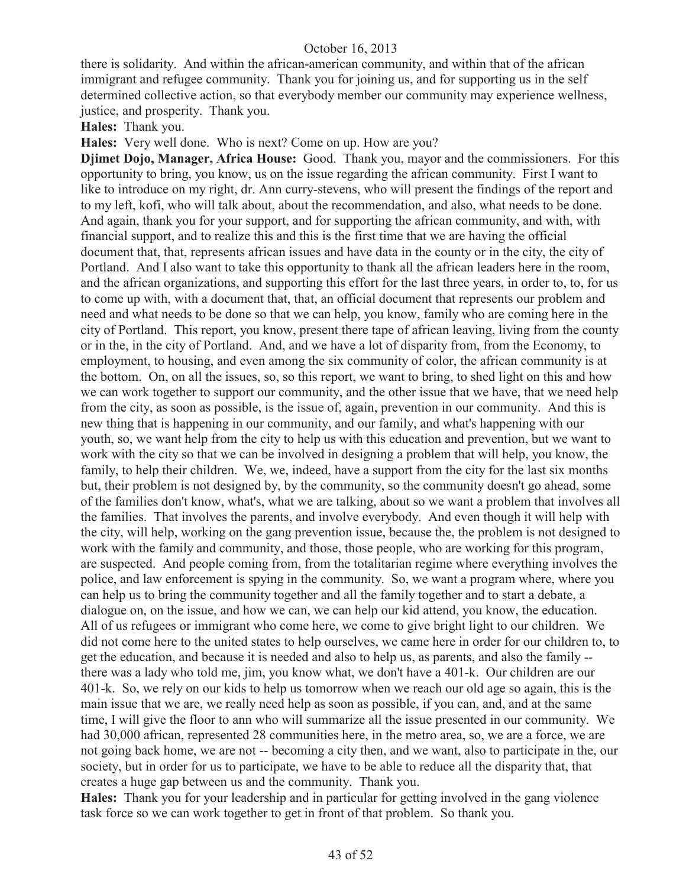there is solidarity. And within the african-american community, and within that of the african immigrant and refugee community. Thank you for joining us, and for supporting us in the self determined collective action, so that everybody member our community may experience wellness, justice, and prosperity. Thank you.

**Hales:** Thank you.

**Hales:** Very well done. Who is next? Come on up. How are you?

**Djimet Dojo, Manager, Africa House:** Good. Thank you, mayor and the commissioners. For this opportunity to bring, you know, us on the issue regarding the african community. First I want to like to introduce on my right, dr. Ann curry-stevens, who will present the findings of the report and to my left, kofi, who will talk about, about the recommendation, and also, what needs to be done. And again, thank you for your support, and for supporting the african community, and with, with financial support, and to realize this and this is the first time that we are having the official document that, that, represents african issues and have data in the county or in the city, the city of Portland. And I also want to take this opportunity to thank all the african leaders here in the room, and the african organizations, and supporting this effort for the last three years, in order to, to, for us to come up with, with a document that, that, an official document that represents our problem and need and what needs to be done so that we can help, you know, family who are coming here in the city of Portland. This report, you know, present there tape of african leaving, living from the county or in the, in the city of Portland. And, and we have a lot of disparity from, from the Economy, to employment, to housing, and even among the six community of color, the african community is at the bottom. On, on all the issues, so, so this report, we want to bring, to shed light on this and how we can work together to support our community, and the other issue that we have, that we need help from the city, as soon as possible, is the issue of, again, prevention in our community. And this is new thing that is happening in our community, and our family, and what's happening with our youth, so, we want help from the city to help us with this education and prevention, but we want to work with the city so that we can be involved in designing a problem that will help, you know, the family, to help their children. We, we, indeed, have a support from the city for the last six months but, their problem is not designed by, by the community, so the community doesn't go ahead, some of the families don't know, what's, what we are talking, about so we want a problem that involves all the families. That involves the parents, and involve everybody. And even though it will help with the city, will help, working on the gang prevention issue, because the, the problem is not designed to work with the family and community, and those, those people, who are working for this program, are suspected. And people coming from, from the totalitarian regime where everything involves the police, and law enforcement is spying in the community. So, we want a program where, where you can help us to bring the community together and all the family together and to start a debate, a dialogue on, on the issue, and how we can, we can help our kid attend, you know, the education. All of us refugees or immigrant who come here, we come to give bright light to our children. We did not come here to the united states to help ourselves, we came here in order for our children to, to get the education, and because it is needed and also to help us, as parents, and also the family -- there was a lady who told me, jim, you know what, we don't have a 401-k. Our children are our 401-k. So, we rely on our kids to help us tomorrow when we reach our old age so again, this is the main issue that we are, we really need help as soon as possible, if you can, and, and at the same time, I will give the floor to ann who will summarize all the issue presented in our community. We had 30,000 african, represented 28 communities here, in the metro area, so, we are a force, we are not going back home, we are not -- becoming a city then, and we want, also to participate in the, our society, but in order for us to participate, we have to be able to reduce all the disparity that, that creates a huge gap between us and the community. Thank you.

**Hales:** Thank you for your leadership and in particular for getting involved in the gang violence task force so we can work together to get in front of that problem. So thank you.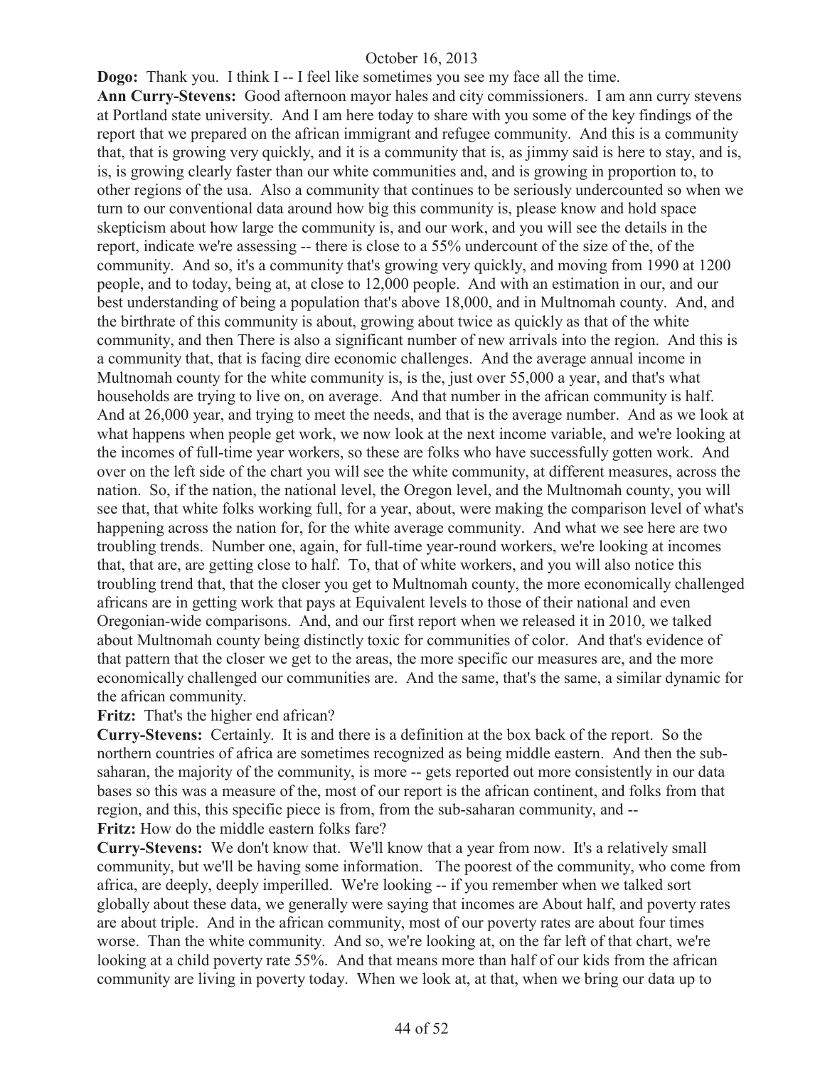**Dogo:** Thank you. I think I -- I feel like sometimes you see my face all the time.

**Ann Curry-Stevens:** Good afternoon mayor hales and city commissioners. I am ann curry stevens at Portland state university. And I am here today to share with you some of the key findings of the report that we prepared on the african immigrant and refugee community. And this is a community that, that is growing very quickly, and it is a community that is, as jimmy said is here to stay, and is, is, is growing clearly faster than our white communities and, and is growing in proportion to, to other regions of the usa. Also a community that continues to be seriously undercounted so when we turn to our conventional data around how big this community is, please know and hold space skepticism about how large the community is, and our work, and you will see the details in the report, indicate we're assessing -- there is close to a 55% undercount of the size of the, of the community. And so, it's a community that's growing very quickly, and moving from 1990 at 1200 people, and to today, being at, at close to 12,000 people. And with an estimation in our, and our best understanding of being a population that's above 18,000, and in Multnomah county. And, and the birthrate of this community is about, growing about twice as quickly as that of the white community, and then There is also a significant number of new arrivals into the region. And this is a community that, that is facing dire economic challenges. And the average annual income in Multnomah county for the white community is, is the, just over 55,000 a year, and that's what households are trying to live on, on average. And that number in the african community is half. And at 26,000 year, and trying to meet the needs, and that is the average number. And as we look at what happens when people get work, we now look at the next income variable, and we're looking at the incomes of full-time year workers, so these are folks who have successfully gotten work. And over on the left side of the chart you will see the white community, at different measures, across the nation. So, if the nation, the national level, the Oregon level, and the Multnomah county, you will see that, that white folks working full, for a year, about, were making the comparison level of what's happening across the nation for, for the white average community. And what we see here are two troubling trends. Number one, again, for full-time year-round workers, we're looking at incomes that, that are, are getting close to half. To, that of white workers, and you will also notice this troubling trend that, that the closer you get to Multnomah county, the more economically challenged africans are in getting work that pays at Equivalent levels to those of their national and even Oregonian-wide comparisons. And, and our first report when we released it in 2010, we talked about Multnomah county being distinctly toxic for communities of color. And that's evidence of that pattern that the closer we get to the areas, the more specific our measures are, and the more economically challenged our communities are. And the same, that's the same, a similar dynamic for the african community.

**Fritz:** That's the higher end african?

**Curry-Stevens:** Certainly. It is and there is a definition at the box back of the report. So the northern countries of africa are sometimes recognized as being middle eastern. And then the sub-saharan, the majority of the community, is more -- gets reported out more consistently in our data bases so this was a measure of the, most of our report is the african continent, and folks from that region, and this, this specific piece is from, from the sub-saharan community, and --

**Fritz:** How do the middle eastern folks fare?

**Curry-Stevens:** We don't know that. We'll know that a year from now. It's a relatively small community, but we'll be having some information. The poorest of the community, who come from africa, are deeply, deeply imperilled. We're looking -- if you remember when we talked sort globally about these data, we generally were saying that incomes are About half, and poverty rates are about triple. And in the african community, most of our poverty rates are about four times worse. Than the white community. And so, we're looking at, on the far left of that chart, we're looking at a child poverty rate 55%. And that means more than half of our kids from the african community are living in poverty today. When we look at, at that, when we bring our data up to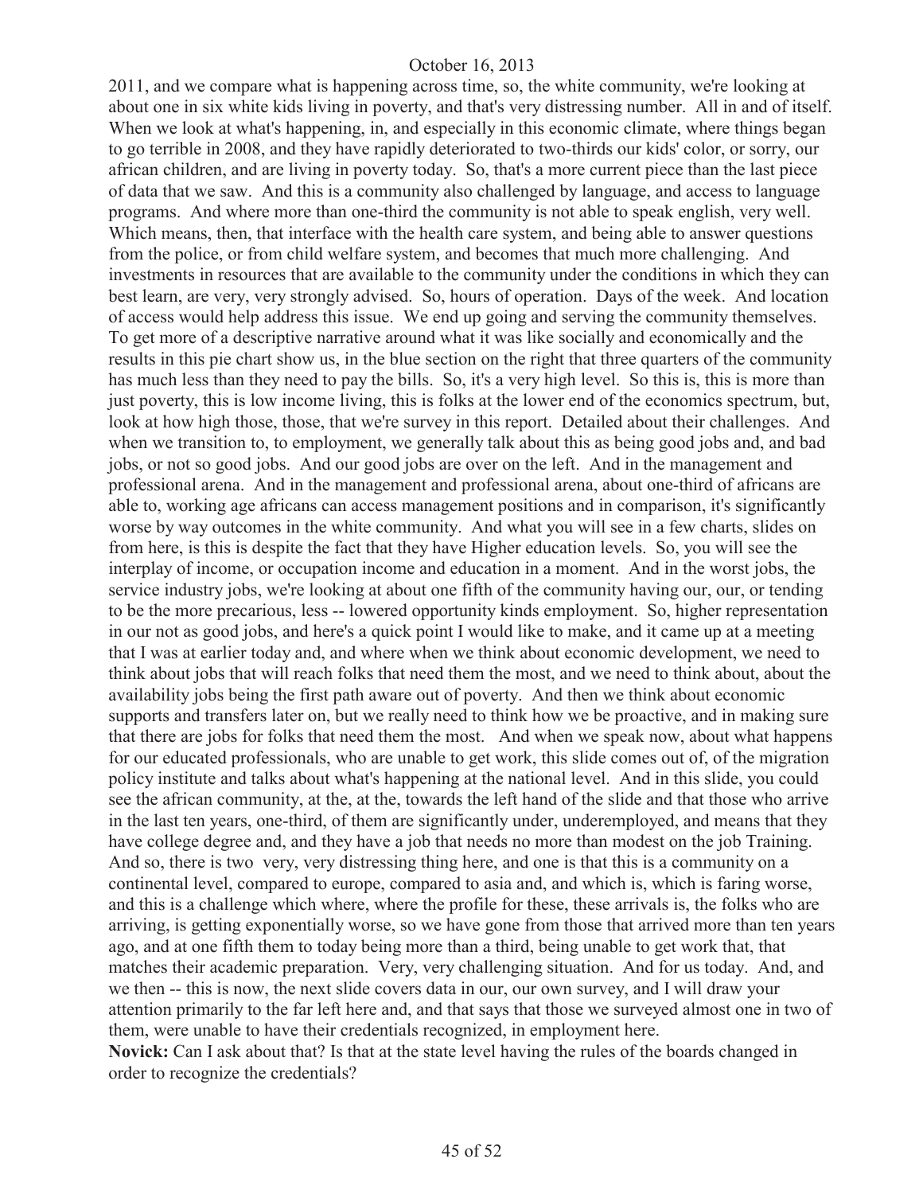2011, and we compare what is happening across time, so, the white community, we're looking at about one in six white kids living in poverty, and that's very distressing number. All in and of itself. When we look at what's happening, in, and especially in this economic climate, where things began to go terrible in 2008, and they have rapidly deteriorated to two-thirds our kids' color, or sorry, our african children, and are living in poverty today. So, that's a more current piece than the last piece of data that we saw. And this is a community also challenged by language, and access to language programs. And where more than one-third the community is not able to speak english, very well. Which means, then, that interface with the health care system, and being able to answer questions from the police, or from child welfare system, and becomes that much more challenging. And investments in resources that are available to the community under the conditions in which they can best learn, are very, very strongly advised. So, hours of operation. Days of the week. And location of access would help address this issue. We end up going and serving the community themselves. To get more of a descriptive narrative around what it was like socially and economically and the results in this pie chart show us, in the blue section on the right that three quarters of the community has much less than they need to pay the bills. So, it's a very high level. So this is, this is more than just poverty, this is low income living, this is folks at the lower end of the economics spectrum, but, look at how high those, those, that we're survey in this report. Detailed about their challenges. And when we transition to, to employment, we generally talk about this as being good jobs and, and bad jobs, or not so good jobs. And our good jobs are over on the left. And in the management and professional arena. And in the management and professional arena, about one-third of africans are able to, working age africans can access management positions and in comparison, it's significantly worse by way outcomes in the white community. And what you will see in a few charts, slides on from here, is this is despite the fact that they have Higher education levels. So, you will see the interplay of income, or occupation income and education in a moment. And in the worst jobs, the service industry jobs, we're looking at about one fifth of the community having our, our, or tending to be the more precarious, less -- lowered opportunity kinds employment. So, higher representation in our not as good jobs, and here's a quick point I would like to make, and it came up at a meeting that I was at earlier today and, and where when we think about economic development, we need to think about jobs that will reach folks that need them the most, and we need to think about, about the availability jobs being the first path aware out of poverty. And then we think about economic supports and transfers later on, but we really need to think how we be proactive, and in making sure that there are jobs for folks that need them the most. And when we speak now, about what happens for our educated professionals, who are unable to get work, this slide comes out of, of the migration policy institute and talks about what's happening at the national level. And in this slide, you could see the african community, at the, at the, towards the left hand of the slide and that those who arrive in the last ten years, one-third, of them are significantly under, underemployed, and means that they have college degree and, and they have a job that needs no more than modest on the job Training. And so, there is two very, very distressing thing here, and one is that this is a community on a continental level, compared to europe, compared to asia and, and which is, which is faring worse, and this is a challenge which where, where the profile for these, these arrivals is, the folks who are arriving, is getting exponentially worse, so we have gone from those that arrived more than ten years ago, and at one fifth them to today being more than a third, being unable to get work that, that matches their academic preparation. Very, very challenging situation. And for us today. And, and we then -- this is now, the next slide covers data in our, our own survey, and I will draw your attention primarily to the far left here and, and that says that those we surveyed almost one in two of them, were unable to have their credentials recognized, in employment here.

**Novick:** Can I ask about that? Is that at the state level having the rules of the boards changed in order to recognize the credentials?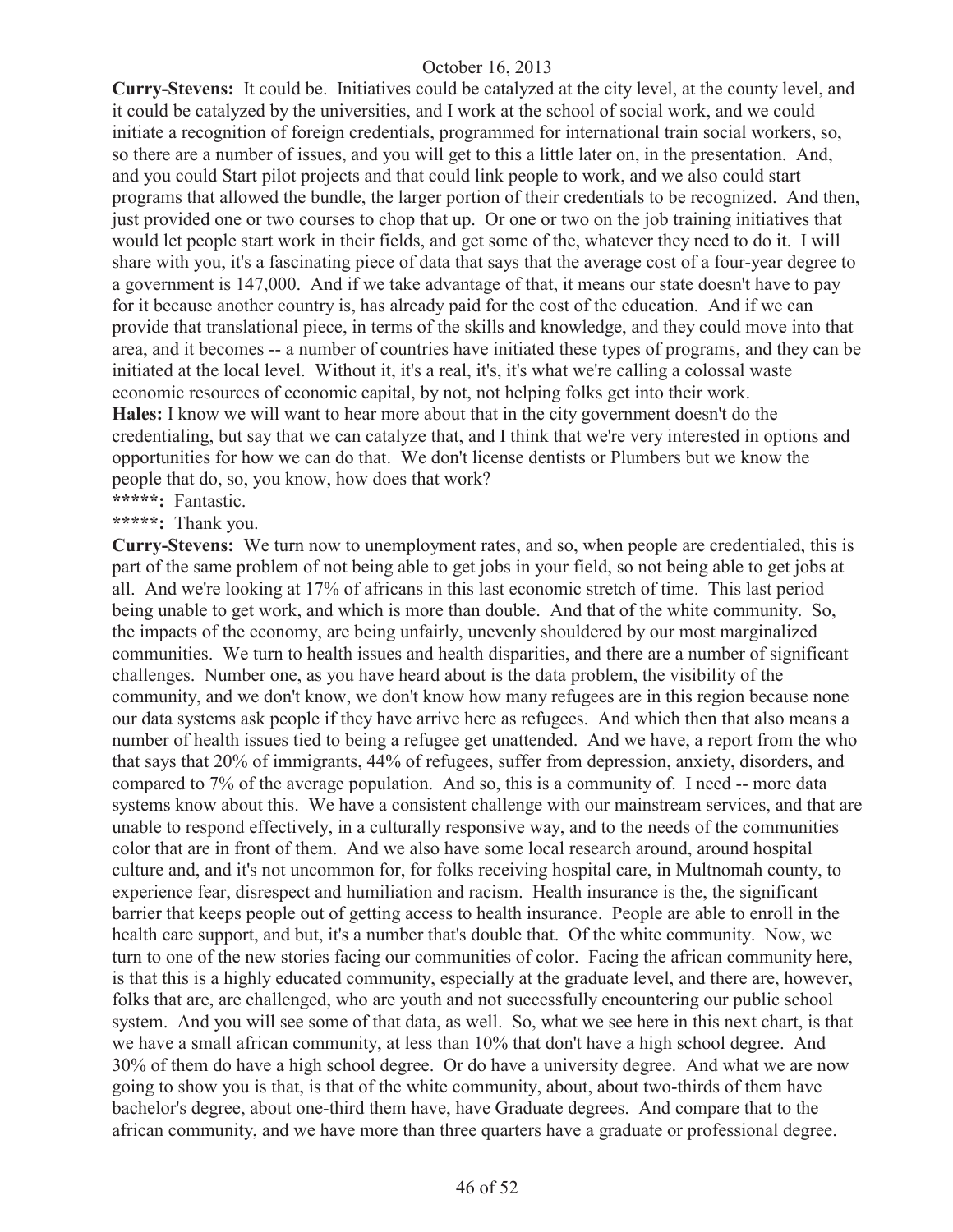**Curry-Stevens:** It could be. Initiatives could be catalyzed at the city level, at the county level, and it could be catalyzed by the universities, and I work at the school of social work, and we could initiate a recognition of foreign credentials, programmed for international train social workers, so, so there are a number of issues, and you will get to this a little later on, in the presentation. And, and you could Start pilot projects and that could link people to work, and we also could start programs that allowed the bundle, the larger portion of their credentials to be recognized. And then, just provided one or two courses to chop that up. Or one or two on the job training initiatives that would let people start work in their fields, and get some of the, whatever they need to do it. I will share with you, it's a fascinating piece of data that says that the average cost of a four-year degree to a government is 147,000. And if we take advantage of that, it means our state doesn't have to pay for it because another country is, has already paid for the cost of the education. And if we can provide that translational piece, in terms of the skills and knowledge, and they could move into that area, and it becomes -- a number of countries have initiated these types of programs, and they can be initiated at the local level. Without it, it's a real, it's, it's what we're calling a colossal waste economic resources of economic capital, by not, not helping folks get into their work.

**Hales:** I know we will want to hear more about that in the city government doesn't do the credentialing, but say that we can catalyze that, and I think that we're very interested in options and opportunities for how we can do that. We don't license dentists or Plumbers but we know the people that do, so, you know, how does that work?

**\*\*\*\*\*:** Fantastic.

**\*\*\*\*\*:** Thank you.

**Curry-Stevens:** We turn now to unemployment rates, and so, when people are credentialed, this is part of the same problem of not being able to get jobs in your field, so not being able to get jobs at all. And we're looking at 17% of africans in this last economic stretch of time. This last period being unable to get work, and which is more than double. And that of the white community. So, the impacts of the economy, are being unfairly, unevenly shouldered by our most marginalized communities. We turn to health issues and health disparities, and there are a number of significant challenges. Number one, as you have heard about is the data problem, the visibility of the community, and we don't know, we don't know how many refugees are in this region because none our data systems ask people if they have arrive here as refugees. And which then that also means a number of health issues tied to being a refugee get unattended. And we have, a report from the who that says that 20% of immigrants, 44% of refugees, suffer from depression, anxiety, disorders, and compared to 7% of the average population. And so, this is a community of. I need -- more data systems know about this. We have a consistent challenge with our mainstream services, and that are unable to respond effectively, in a culturally responsive way, and to the needs of the communities color that are in front of them. And we also have some local research around, around hospital culture and, and it's not uncommon for, for folks receiving hospital care, in Multnomah county, to experience fear, disrespect and humiliation and racism. Health insurance is the, the significant barrier that keeps people out of getting access to health insurance. People are able to enroll in the health care support, and but, it's a number that's double that. Of the white community. Now, we turn to one of the new stories facing our communities of color. Facing the african community here, is that this is a highly educated community, especially at the graduate level, and there are, however, folks that are, are challenged, who are youth and not successfully encountering our public school system. And you will see some of that data, as well. So, what we see here in this next chart, is that we have a small african community, at less than 10% that don't have a high school degree. And 30% of them do have a high school degree. Or do have a university degree. And what we are now going to show you is that, is that of the white community, about, about two-thirds of them have bachelor's degree, about one-third them have, have Graduate degrees. And compare that to the african community, and we have more than three quarters have a graduate or professional degree.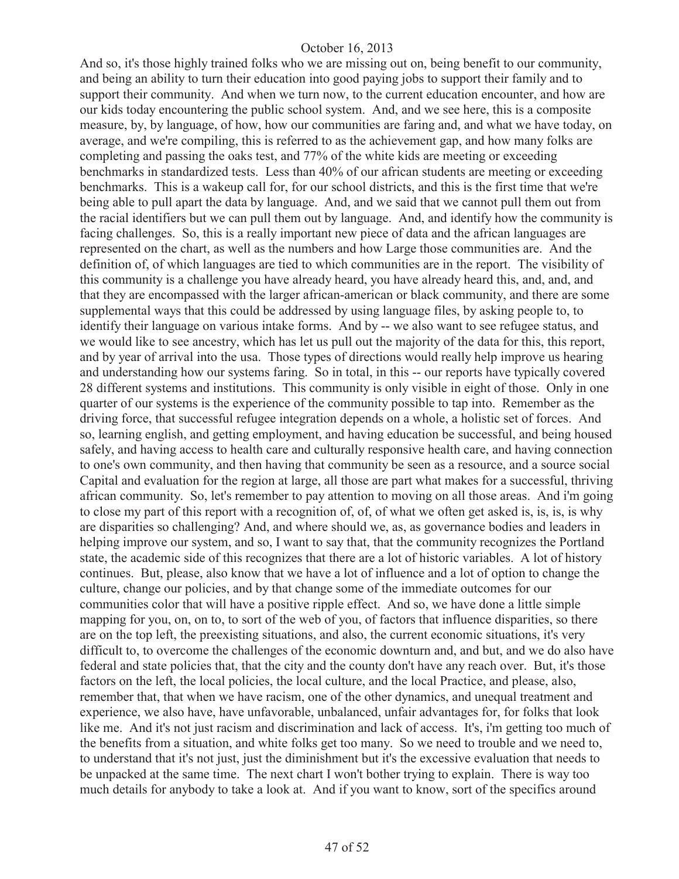And so, it's those highly trained folks who we are missing out on, being benefit to our community, and being an ability to turn their education into good paying jobs to support their family and to support their community. And when we turn now, to the current education encounter, and how are our kids today encountering the public school system. And, and we see here, this is a composite measure, by, by language, of how, how our communities are faring and, and what we have today, on average, and we're compiling, this is referred to as the achievement gap, and how many folks are completing and passing the oaks test, and 77% of the white kids are meeting or exceeding benchmarks in standardized tests. Less than 40% of our african students are meeting or exceeding benchmarks. This is a wakeup call for, for our school districts, and this is the first time that we're being able to pull apart the data by language. And, and we said that we cannot pull them out from the racial identifiers but we can pull them out by language. And, and identify how the community is facing challenges. So, this is a really important new piece of data and the african languages are represented on the chart, as well as the numbers and how Large those communities are. And the definition of, of which languages are tied to which communities are in the report. The visibility of this community is a challenge you have already heard, you have already heard this, and, and, and that they are encompassed with the larger african-american or black community, and there are some supplemental ways that this could be addressed by using language files, by asking people to, to identify their language on various intake forms. And by -- we also want to see refugee status, and we would like to see ancestry, which has let us pull out the majority of the data for this, this report, and by year of arrival into the usa. Those types of directions would really help improve us hearing and understanding how our systems faring. So in total, in this -- our reports have typically covered 28 different systems and institutions. This community is only visible in eight of those. Only in one quarter of our systems is the experience of the community possible to tap into. Remember as the driving force, that successful refugee integration depends on a whole, a holistic set of forces. And so, learning english, and getting employment, and having education be successful, and being housed safely, and having access to health care and culturally responsive health care, and having connection to one's own community, and then having that community be seen as a resource, and a source social Capital and evaluation for the region at large, all those are part what makes for a successful, thriving african community. So, let's remember to pay attention to moving on all those areas. And i'm going to close my part of this report with a recognition of, of, of what we often get asked is, is, is, is why are disparities so challenging? And, and where should we, as, as governance bodies and leaders in helping improve our system, and so, I want to say that, that the community recognizes the Portland state, the academic side of this recognizes that there are a lot of historic variables. A lot of history continues. But, please, also know that we have a lot of influence and a lot of option to change the culture, change our policies, and by that change some of the immediate outcomes for our communities color that will have a positive ripple effect. And so, we have done a little simple mapping for you, on, on, to, to sort of the web of you, of factors that influence disparities, so there are on the top left, the preexisting situations, and also, the current economic situations, it's very difficult to, to overcome the challenges of the economic downturn and, and but, and we do also have federal and state policies that, that the city and the county don't have any reach over. But, it's those factors on the left, the local policies, the local culture, and the local Practice, and please, also, remember that, that when we have racism, one of the other dynamics, and unequal treatment and experience, we also have, have unfavorable, unbalanced, unfair advantages for, for folks that look like me. And it's not just racism and discrimination and lack of access. It's, i'm getting too much of the benefits from a situation, and white folks get too many. So we need to trouble and we need to, to understand that it's not just, just the diminishment but it's the excessive evaluation that needs to be unpacked at the same time. The next chart I won't bother trying to explain. There is way too much details for anybody to take a look at. And if you want to know, sort of the specifics around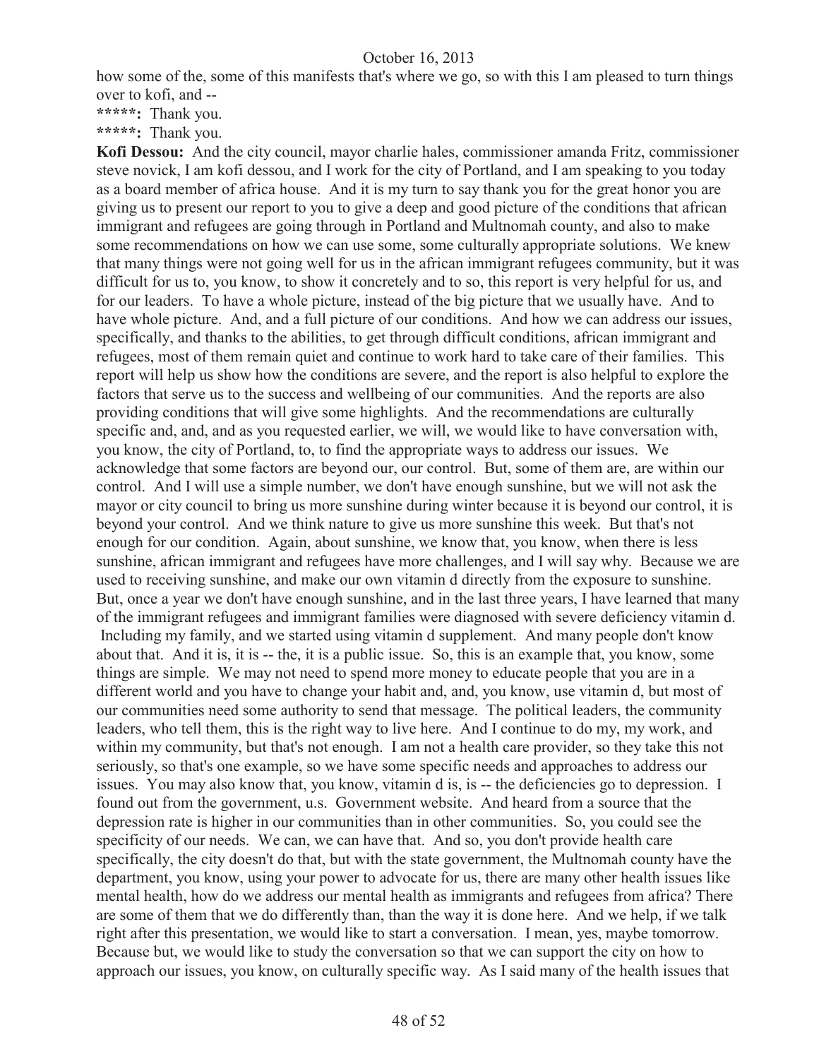how some of the, some of this manifests that's where we go, so with this I am pleased to turn things over to kofi, and --

**\*\*\*\*\*:** Thank you.

**\*\*\*\*\*:** Thank you.

**Kofi Dessou:** And the city council, mayor charlie hales, commissioner amanda Fritz, commissioner steve novick, I am kofi dessou, and I work for the city of Portland, and I am speaking to you today as a board member of africa house. And it is my turn to say thank you for the great honor you are giving us to present our report to you to give a deep and good picture of the conditions that african immigrant and refugees are going through in Portland and Multnomah county, and also to make some recommendations on how we can use some, some culturally appropriate solutions. We knew that many things were not going well for us in the african immigrant refugees community, but it was difficult for us to, you know, to show it concretely and to so, this report is very helpful for us, and for our leaders. To have a whole picture, instead of the big picture that we usually have. And to have whole picture. And, and a full picture of our conditions. And how we can address our issues, specifically, and thanks to the abilities, to get through difficult conditions, african immigrant and refugees, most of them remain quiet and continue to work hard to take care of their families. This report will help us show how the conditions are severe, and the report is also helpful to explore the factors that serve us to the success and wellbeing of our communities. And the reports are also providing conditions that will give some highlights. And the recommendations are culturally specific and, and, and as you requested earlier, we will, we would like to have conversation with, you know, the city of Portland, to, to find the appropriate ways to address our issues. We acknowledge that some factors are beyond our, our control. But, some of them are, are within our control. And I will use a simple number, we don't have enough sunshine, but we will not ask the mayor or city council to bring us more sunshine during winter because it is beyond our control, it is beyond your control. And we think nature to give us more sunshine this week. But that's not enough for our condition. Again, about sunshine, we know that, you know, when there is less sunshine, african immigrant and refugees have more challenges, and I will say why. Because we are used to receiving sunshine, and make our own vitamin d directly from the exposure to sunshine. But, once a year we don't have enough sunshine, and in the last three years, I have learned that many of the immigrant refugees and immigrant families were diagnosed with severe deficiency vitamin d. Including my family, and we started using vitamin d supplement. And many people don't know about that. And it is, it is -- the, it is a public issue. So, this is an example that, you know, some things are simple. We may not need to spend more money to educate people that you are in a different world and you have to change your habit and, and, you know, use vitamin d, but most of our communities need some authority to send that message. The political leaders, the community leaders, who tell them, this is the right way to live here. And I continue to do my, my work, and within my community, but that's not enough. I am not a health care provider, so they take this not seriously, so that's one example, so we have some specific needs and approaches to address our issues. You may also know that, you know, vitamin d is, is -- the deficiencies go to depression. I found out from the government, u.s. Government website. And heard from a source that the depression rate is higher in our communities than in other communities. So, you could see the specificity of our needs. We can, we can have that. And so, you don't provide health care specifically, the city doesn't do that, but with the state government, the Multnomah county have the department, you know, using your power to advocate for us, there are many other health issues like mental health, how do we address our mental health as immigrants and refugees from africa? There are some of them that we do differently than, than the way it is done here. And we help, if we talk right after this presentation, we would like to start a conversation. I mean, yes, maybe tomorrow. Because but, we would like to study the conversation so that we can support the city on how to approach our issues, you know, on culturally specific way. As I said many of the health issues that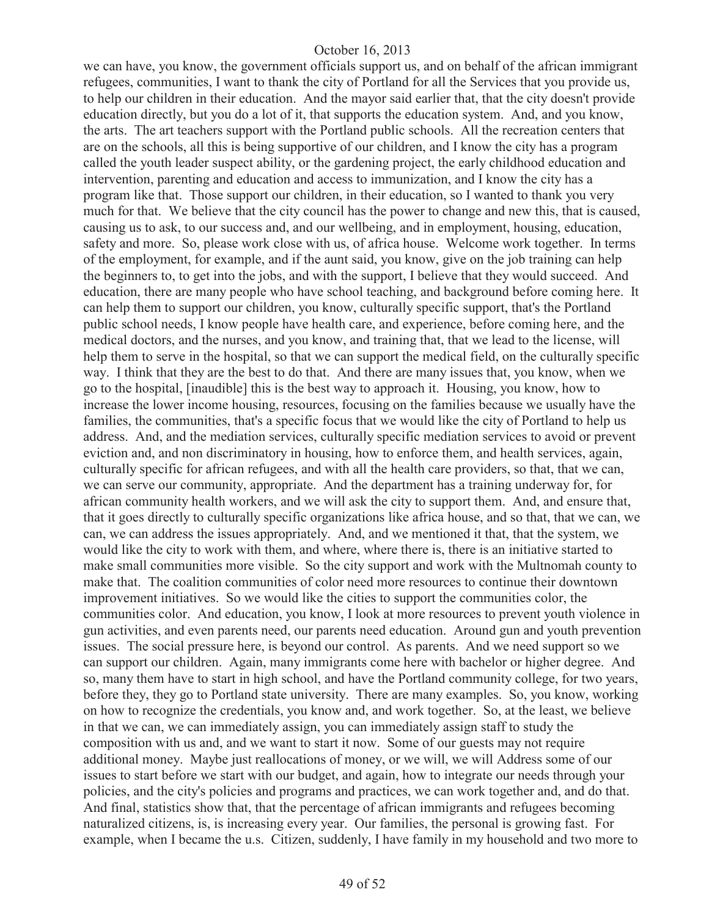we can have, you know, the government officials support us, and on behalf of the african immigrant refugees, communities, I want to thank the city of Portland for all the Services that you provide us, to help our children in their education. And the mayor said earlier that, that the city doesn't provide education directly, but you do a lot of it, that supports the education system. And, and you know, the arts. The art teachers support with the Portland public schools. All the recreation centers that are on the schools, all this is being supportive of our children, and I know the city has a program called the youth leader suspect ability, or the gardening project, the early childhood education and intervention, parenting and education and access to immunization, and I know the city has a program like that. Those support our children, in their education, so I wanted to thank you very much for that. We believe that the city council has the power to change and new this, that is caused, causing us to ask, to our success and, and our wellbeing, and in employment, housing, education, safety and more. So, please work close with us, of africa house. Welcome work together. In terms of the employment, for example, and if the aunt said, you know, give on the job training can help the beginners to, to get into the jobs, and with the support, I believe that they would succeed. And education, there are many people who have school teaching, and background before coming here. It can help them to support our children, you know, culturally specific support, that's the Portland public school needs, I know people have health care, and experience, before coming here, and the medical doctors, and the nurses, and you know, and training that, that we lead to the license, will help them to serve in the hospital, so that we can support the medical field, on the culturally specific way. I think that they are the best to do that. And there are many issues that, you know, when we go to the hospital, [inaudible] this is the best way to approach it. Housing, you know, how to increase the lower income housing, resources, focusing on the families because we usually have the families, the communities, that's a specific focus that we would like the city of Portland to help us address. And, and the mediation services, culturally specific mediation services to avoid or prevent eviction and, and non discriminatory in housing, how to enforce them, and health services, again, culturally specific for african refugees, and with all the health care providers, so that, that we can, we can serve our community, appropriate. And the department has a training underway for, for african community health workers, and we will ask the city to support them. And, and ensure that, that it goes directly to culturally specific organizations like africa house, and so that, that we can, we can, we can address the issues appropriately. And, and we mentioned it that, that the system, we would like the city to work with them, and where, where there is, there is an initiative started to make small communities more visible. So the city support and work with the Multnomah county to make that. The coalition communities of color need more resources to continue their downtown improvement initiatives. So we would like the cities to support the communities color, the communities color. And education, you know, I look at more resources to prevent youth violence in gun activities, and even parents need, our parents need education. Around gun and youth prevention issues. The social pressure here, is beyond our control. As parents. And we need support so we can support our children. Again, many immigrants come here with bachelor or higher degree. And so, many them have to start in high school, and have the Portland community college, for two years, before they, they go to Portland state university. There are many examples. So, you know, working on how to recognize the credentials, you know and, and work together. So, at the least, we believe in that we can, we can immediately assign, you can immediately assign staff to study the composition with us and, and we want to start it now. Some of our guests may not require additional money. Maybe just reallocations of money, or we will, we will Address some of our issues to start before we start with our budget, and again, how to integrate our needs through your policies, and the city's policies and programs and practices, we can work together and, and do that. And final, statistics show that, that the percentage of african immigrants and refugees becoming naturalized citizens, is, is increasing every year. Our families, the personal is growing fast. For example, when I became the u.s. Citizen, suddenly, I have family in my household and two more to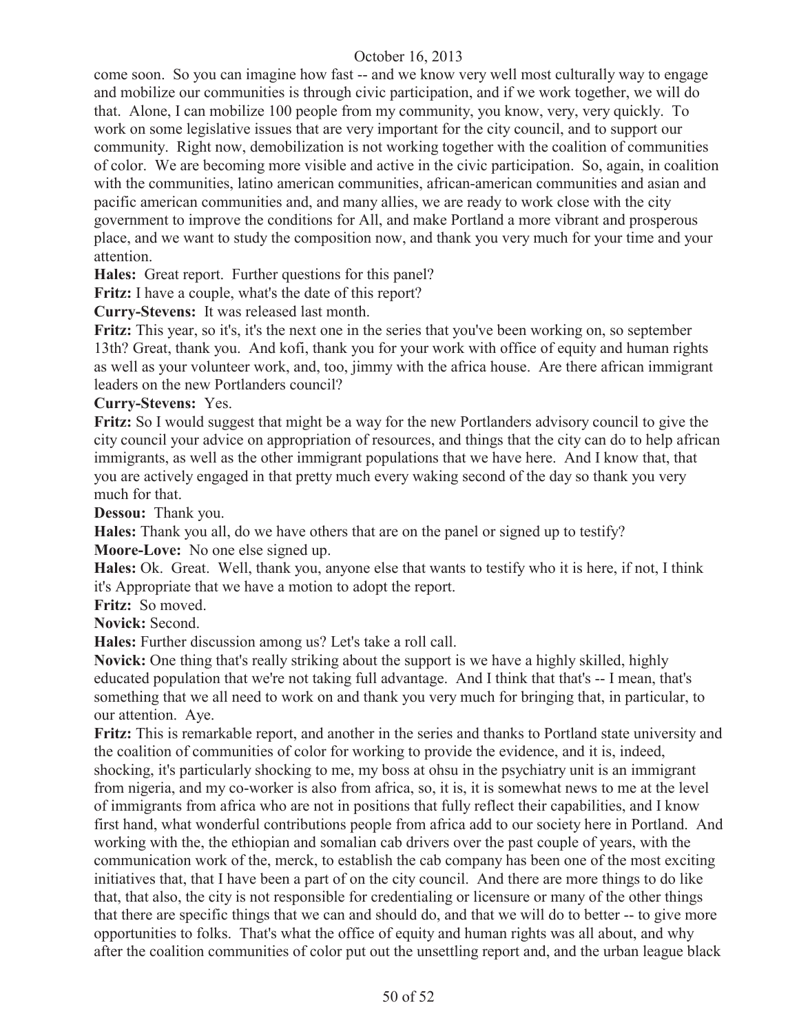come soon. So you can imagine how fast -- and we know very well most culturally way to engage and mobilize our communities is through civic participation, and if we work together, we will do that. Alone, I can mobilize 100 people from my community, you know, very, very quickly. To work on some legislative issues that are very important for the city council, and to support our community. Right now, demobilization is not working together with the coalition of communities of color. We are becoming more visible and active in the civic participation. So, again, in coalition with the communities, latino american communities, african-american communities and asian and pacific american communities and, and many allies, we are ready to work close with the city government to improve the conditions for All, and make Portland a more vibrant and prosperous place, and we want to study the composition now, and thank you very much for your time and your attention.

**Hales:** Great report. Further questions for this panel?

**Fritz:** I have a couple, what's the date of this report?

**Curry-Stevens:** It was released last month.

**Fritz:** This year, so it's, it's the next one in the series that you've been working on, so september 13th? Great, thank you. And kofi, thank you for your work with office of equity and human rights as well as your volunteer work, and, too, jimmy with the africa house. Are there african immigrant leaders on the new Portlanders council?

**Curry-Stevens:** Yes.

**Fritz:** So I would suggest that might be a way for the new Portlanders advisory council to give the city council your advice on appropriation of resources, and things that the city can do to help african immigrants, as well as the other immigrant populations that we have here. And I know that, that you are actively engaged in that pretty much every waking second of the day so thank you very much for that.

**Dessou:** Thank you.

**Hales:** Thank you all, do we have others that are on the panel or signed up to testify?

**Moore-Love:** No one else signed up.

**Hales:** Ok. Great. Well, thank you, anyone else that wants to testify who it is here, if not, I think it's Appropriate that we have a motion to adopt the report.

**Fritz:** So moved.

**Novick:** Second.

**Hales:** Further discussion among us? Let's take a roll call.

**Novick:** One thing that's really striking about the support is we have a highly skilled, highly educated population that we're not taking full advantage. And I think that that's -- I mean, that's something that we all need to work on and thank you very much for bringing that, in particular, to our attention. Aye.

**Fritz:** This is remarkable report, and another in the series and thanks to Portland state university and the coalition of communities of color for working to provide the evidence, and it is, indeed, shocking, it's particularly shocking to me, my boss at ohsu in the psychiatry unit is an immigrant from nigeria, and my co-worker is also from africa, so, it is, it is somewhat news to me at the level of immigrants from africa who are not in positions that fully reflect their capabilities, and I know first hand, what wonderful contributions people from africa add to our society here in Portland. And working with the, the ethiopian and somalian cab drivers over the past couple of years, with the communication work of the, merck, to establish the cab company has been one of the most exciting initiatives that, that I have been a part of on the city council. And there are more things to do like that, that also, the city is not responsible for credentialing or licensure or many of the other things that there are specific things that we can and should do, and that we will do to better -- to give more opportunities to folks. That's what the office of equity and human rights was all about, and why after the coalition communities of color put out the unsettling report and, and the urban league black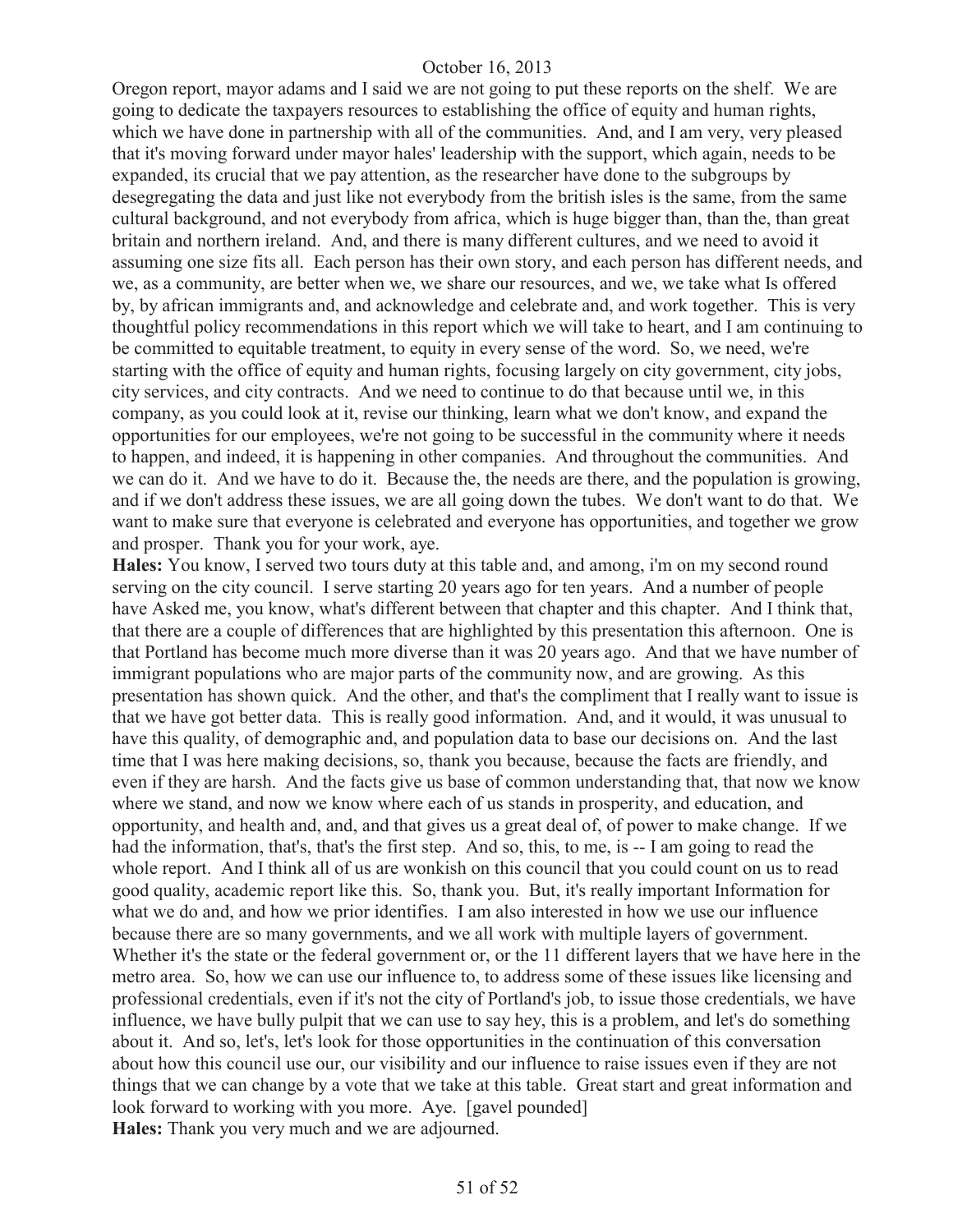Oregon report, mayor adams and I said we are not going to put these reports on the shelf. We are going to dedicate the taxpayers resources to establishing the office of equity and human rights, which we have done in partnership with all of the communities. And, and I am very, very pleased that it's moving forward under mayor hales' leadership with the support, which again, needs to be expanded, its crucial that we pay attention, as the researcher have done to the subgroups by desegregating the data and just like not everybody from the british isles is the same, from the same cultural background, and not everybody from africa, which is huge bigger than, than the, than great britain and northern ireland. And, and there is many different cultures, and we need to avoid it assuming one size fits all. Each person has their own story, and each person has different needs, and we, as a community, are better when we, we share our resources, and we, we take what Is offered by, by african immigrants and, and acknowledge and celebrate and, and work together. This is very thoughtful policy recommendations in this report which we will take to heart, and I am continuing to be committed to equitable treatment, to equity in every sense of the word. So, we need, we're starting with the office of equity and human rights, focusing largely on city government, city jobs, city services, and city contracts. And we need to continue to do that because until we, in this company, as you could look at it, revise our thinking, learn what we don't know, and expand the opportunities for our employees, we're not going to be successful in the community where it needs to happen, and indeed, it is happening in other companies. And throughout the communities. And we can do it. And we have to do it. Because the, the needs are there, and the population is growing, and if we don't address these issues, we are all going down the tubes. We don't want to do that. We want to make sure that everyone is celebrated and everyone has opportunities, and together we grow and prosper. Thank you for your work, aye.

**Hales:** You know, I served two tours duty at this table and, and among, i'm on my second round serving on the city council. I serve starting 20 years ago for ten years. And a number of people have Asked me, you know, what's different between that chapter and this chapter. And I think that, that there are a couple of differences that are highlighted by this presentation this afternoon. One is that Portland has become much more diverse than it was 20 years ago. And that we have number of immigrant populations who are major parts of the community now, and are growing. As this presentation has shown quick. And the other, and that's the compliment that I really want to issue is that we have got better data. This is really good information. And, and it would, it was unusual to have this quality, of demographic and, and population data to base our decisions on. And the last time that I was here making decisions, so, thank you because, because the facts are friendly, and even if they are harsh. And the facts give us base of common understanding that, that now we know where we stand, and now we know where each of us stands in prosperity, and education, and opportunity, and health and, and, and that gives us a great deal of, of power to make change. If we had the information, that's, that's the first step. And so, this, to me, is -- I am going to read the whole report. And I think all of us are wonkish on this council that you could count on us to read good quality, academic report like this. So, thank you. But, it's really important Information for what we do and, and how we prior identifies. I am also interested in how we use our influence because there are so many governments, and we all work with multiple layers of government. Whether it's the state or the federal government or, or the 11 different layers that we have here in the metro area. So, how we can use our influence to, to address some of these issues like licensing and professional credentials, even if it's not the city of Portland's job, to issue those credentials, we have influence, we have bully pulpit that we can use to say hey, this is a problem, and let's do something about it. And so, let's, let's look for those opportunities in the continuation of this conversation about how this council use our, our visibility and our influence to raise issues even if they are not things that we can change by a vote that we take at this table. Great start and great information and look forward to working with you more. Aye. [gavel pounded]

**Hales:** Thank you very much and we are adjourned.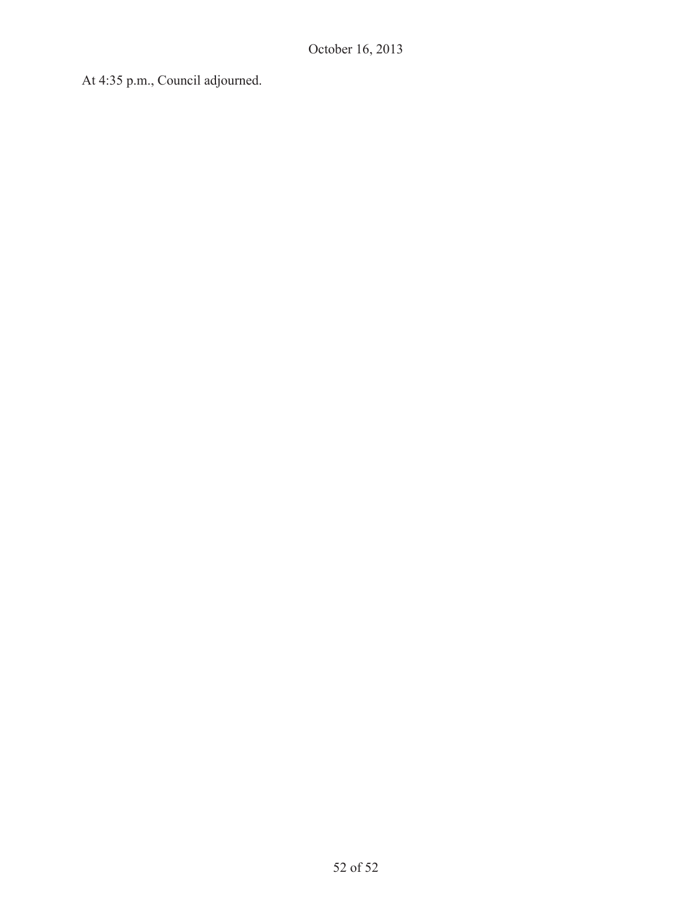At 4:35 p.m., Council adjourned.